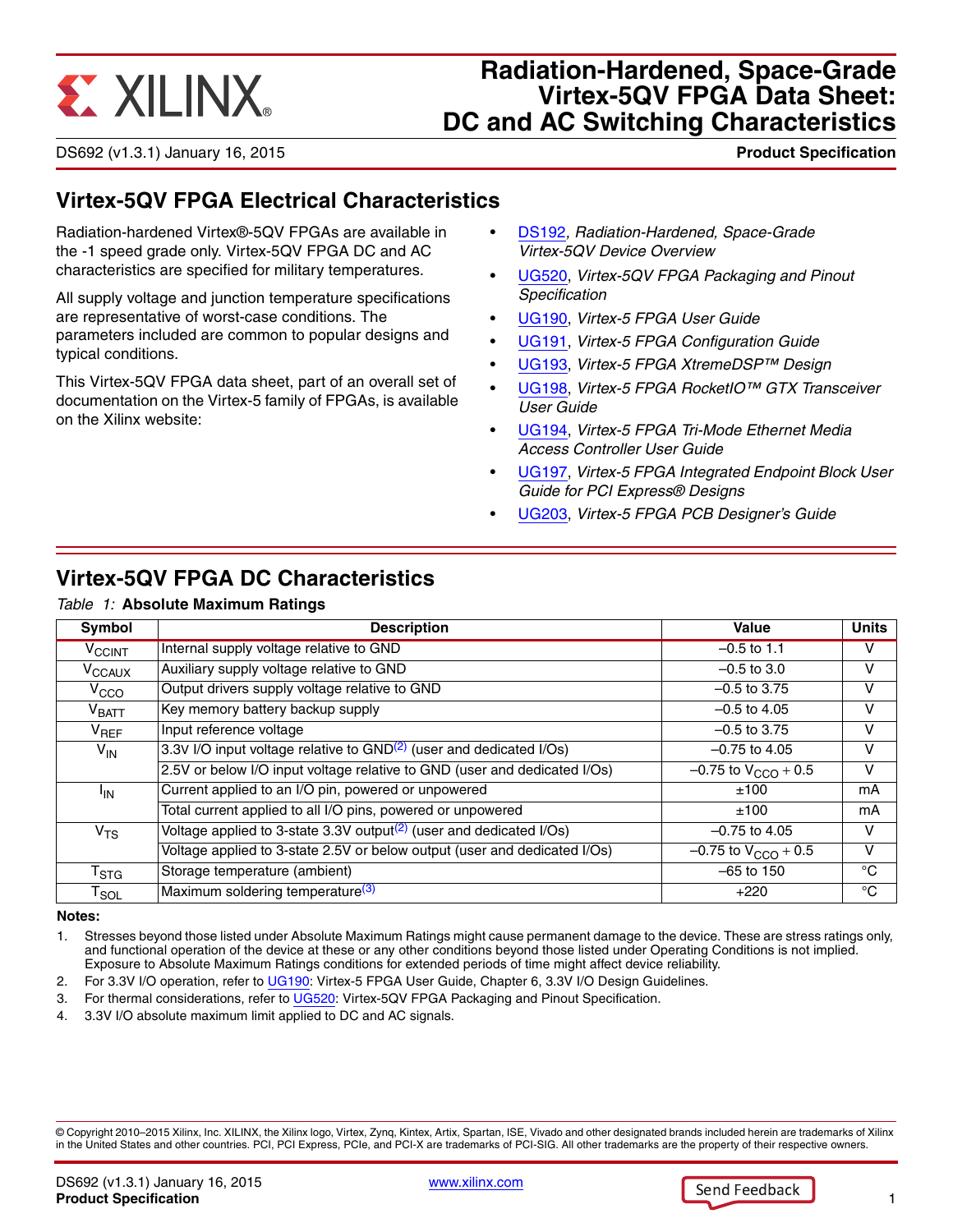# Radiation-Hardened, Space-Grade Virtex-5QV FPGA Data Sheet: DC and AC Switching Characteristics

DS692 (v1.3.1) January 16, 2015 **Product Specification**

## Virtex-5QV FPGA Electrical Characteristics

Radiation-hardened Virtex®-5QV FPGAs are available in the -1 speed grade only. Virtex-5QV FPGA DC and AC characteristics are specified for military temperatures.

All supply voltage and junction temperature specifications are representative of worst-case conditions. The parameters included are common to popular designs and typical conditions.

This Virtex-5QV FPGA data sheet, part of an overall set of documentation on the Virtex-5 family of FPGAs, is available on the Xilinx website:

- DS192, *Radiation-Hardened, Space-Grade Virtex-5QV Device Overview*
- UG520, *Virtex-5QV FPGA Packaging and Pinout Specification*
- UG190, *Virtex-5 FPGA User Guide*
- UG191, *Virtex-5 FPGA Configuration Guide*
- UG193, *Virtex-5 FPGA XtremeDSP™ Design*
- UG198, *Virtex-5 FPGA RocketIO™ GTX Transceiver User Guide*
- UG194, *Virtex-5 FPGA Tri-Mode Ethernet Media Access Controller User Guide*
- UG197, *Virtex-5 FPGA Integrated Endpoint Block User Guide for PCI Express® Designs*
- UG203, *Virtex-5 FPGA PCB Designer's Guide*

## Virtex-5QV FPGA DC Characteristics

*Table 1:* **Absolute Maximum Ratings**

| Symbol | Description | Value | Units |
|---|---|---|---|
| $V_{CCINT}$ | Internal supply voltage relative to GND | –0.5 to 1.1 | V |
| $V_{CCAUX}$ | Auxiliary supply voltage relative to GND | –0.5 to 3.0 | V |
| $V_{CCO}$ | Output drivers supply voltage relative to GND | –0.5 to 3.75 | V |
| $V_{BATT}$ | Key memory battery backup supply | –0.5 to 4.05 | V |
| $V_{REF}$ | Input reference voltage | –0.5 to 3.75 | V |
| $V_{IN}$ | 3.3V I/O input voltage relative to GND(2) (user and dedicated I/Os) | –0.75 to 4.05 | V |
| | 2.5V or below I/O input voltage relative to GND (user and dedicated I/Os) | –0.75 to $V_{CCO}$ + 0.5 | V |
| $I_{IN}$ | Current applied to an I/O pin, powered or unpowered | ±100 | mA |
| | Total current applied to all I/O pins, powered or unpowered | ±100 | mA |
| $V_{TS}$ | Voltage applied to 3-state 3.3V output(2) (user and dedicated I/Os) | –0.75 to 4.05 | V |
| | Voltage applied to 3-state 2.5V or below output (user and dedicated I/Os) | –0.75 to $V_{CCO}$ + 0.5 | V |
| $T_{STG}$ | Storage temperature (ambient) | –65 to 150 | °C |
| $T_{SOL}$ | Maximum soldering temperature(3) | +220 | °C |

**Notes:**

1. Stresses beyond those listed under Absolute Maximum Ratings might cause permanent damage to the device. These are stress ratings only, and functional operation of the device at these or any other conditions beyond those listed under Operating Conditions is not implied. Exposure to Absolute Maximum Ratings conditions for extended periods of time might affect device reliability.
2. For 3.3V I/O operation, refer to UG190: Virtex-5 FPGA User Guide, Chapter 6, 3.3V I/O Design Guidelines.
3. For thermal considerations, refer to UG520: Virtex-5QV FPGA Packaging and Pinout Specification.
4. 3.3V I/O absolute maximum limit applied to DC and AC signals.

© Copyright 2010–2015 Xilinx, Inc. XILINX, the Xilinx logo, Virtex, Zynq, Kintex, Artix, Spartan, ISE, Vivado and other designated brands included herein are trademarks of Xilinx in the United States and other countries. PCI, PCI Express, PCIe, and PCI-X are trademarks of PCI-SIG. All other trademarks are the property of their respective owners.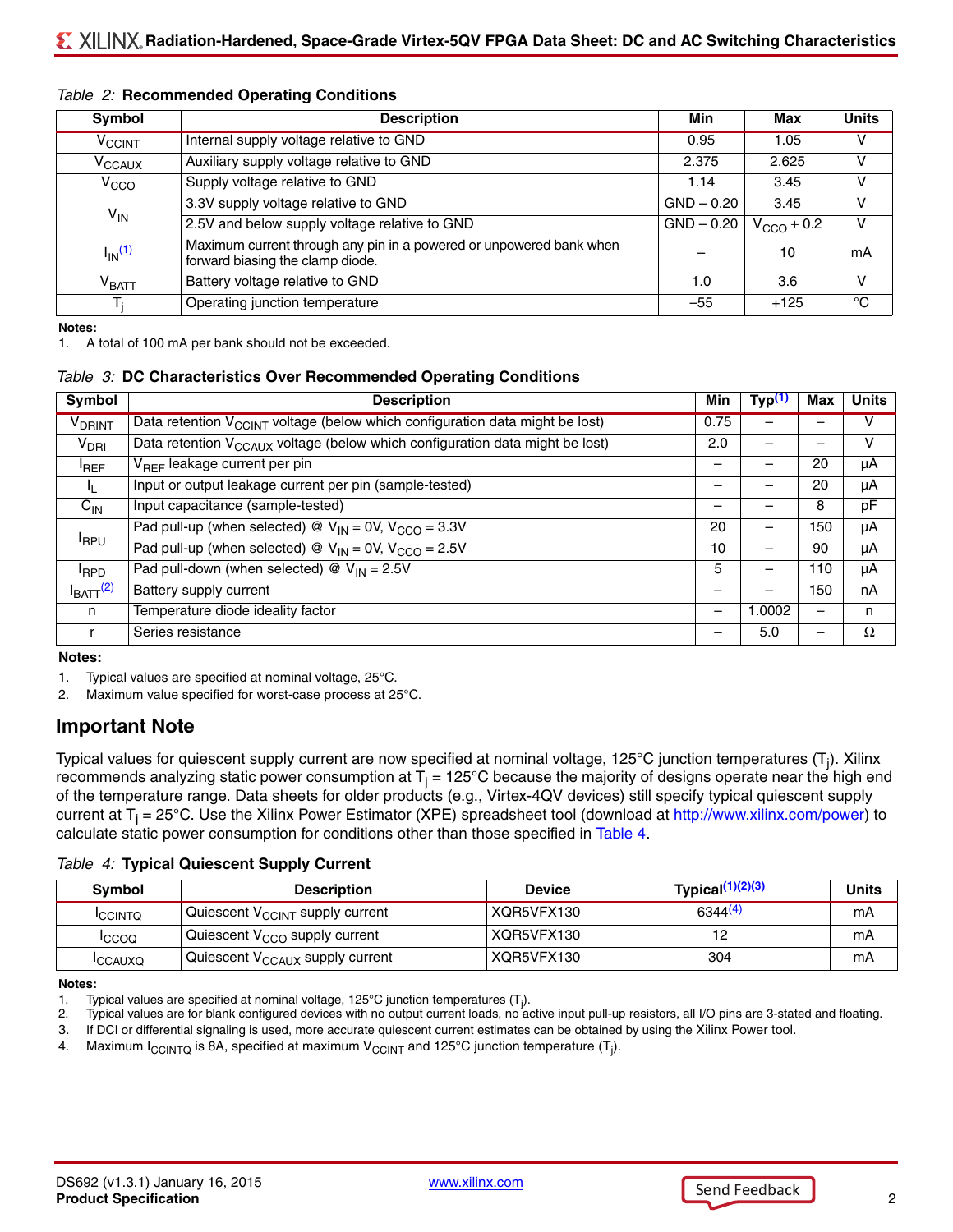*Table 2:* **Recommended Operating Conditions**

| Symbol | Description | Min | Max | Units |
|---|---|---|---|---|
| $V_{CCINT}$ | Internal supply voltage relative to GND | 0.95 | 1.05 | V |
| $V_{CCAUX}$ | Auxiliary supply voltage relative to GND | 2.375 | 2.625 | V |
| $V_{CCO}$ | Supply voltage relative to GND | 1.14 | 3.45 | V |
| $V_{IN}$ | 3.3V supply voltage relative to GND | GND – 0.20 | 3.45 | V |
| | 2.5V and below supply voltage relative to GND | GND – 0.20 | $V_{CCO}$ + 0.2 | V |
| $I_{IN}$[1] | Maximum current through any pin in a powered or unpowered bank when forward biasing the clamp diode. | – | 10 | mA |
| $V_{BATT}$ | Battery voltage relative to GND | 1.0 | 3.6 | V |
| $T_j$ | Operating junction temperature | –55 | +125 | °C |

**Notes:**

1. A total of 100 mA per bank should not be exceeded.

*Table 3:* **DC Characteristics Over Recommended Operating Conditions**

| Symbol | Description | Min | Typ[1] | Max | Units |
|---|---|---|---|---|---|
| $V_{DRINT}$ | Data retention $V_{CCINT}$ voltage (below which configuration data might be lost) | 0.75 | – | – | V |
| $V_{DRI}$ | Data retention $V_{CCAUX}$ voltage (below which configuration data might be lost) | 2.0 | – | – | V |
| $I_{REF}$ | $V_{REF}$ leakage current per pin | – | – | 20 | µA |
| $I_L$ | Input or output leakage current per pin (sample-tested) | – | – | 20 | µA |
| $C_{IN}$ | Input capacitance (sample-tested) | – | – | 8 | pF |
| $I_{RPU}$ | Pad pull-up (when selected) @ $V_{IN}$ = 0V, $V_{CCO}$ = 3.3V | 20 | – | 150 | µA |
| | Pad pull-up (when selected) @ $V_{IN}$ = 0V, $V_{CCO}$ = 2.5V | 10 | – | 90 | µA |
| $I_{RPD}$ | Pad pull-down (when selected) @ $V_{IN}$ = 2.5V | 5 | – | 110 | µA |
| $I_{BATT}$[2] | Battery supply current | – | – | 150 | nA |
| n | Temperature diode ideality factor | – | 1.0002 | – | n |
| r | Series resistance | – | 5.0 | – | Ω |

**Notes:**

1. Typical values are specified at nominal voltage, 25°C.
2. Maximum value specified for worst-case process at 25°C.

## Important Note

Typical values for quiescent supply current are now specified at nominal voltage, 125°C junction temperatures ($T_j$). Xilinx recommends analyzing static power consumption at $T_j$ = 125°C because the majority of designs operate near the high end of the temperature range. Data sheets for older products (e.g., Virtex-4QV devices) still specify typical quiescent supply current at $T_j$ = 25°C. Use the Xilinx Power Estimator (XPE) spreadsheet tool (download at http://www.xilinx.com/power) to calculate static power consumption for conditions other than those specified in Table 4.

*Table 4:* **Typical Quiescent Supply Current**

| Symbol | Description | Device | Typical[1][2][3] | Units |
|---|---|---|---|---|
| $I_{CCINTQ}$ | Quiescent $V_{CCINT}$ supply current | XQR5VFX130 | 6344[4] | mA |
| $I_{CCOQ}$ | Quiescent $V_{CCO}$ supply current | XQR5VFX130 | 12 | mA |
| $I_{CCAUXQ}$ | Quiescent $V_{CCAUX}$ supply current | XQR5VFX130 | 304 | mA |

**Notes:**

1. Typical values are specified at nominal voltage, 125°C junction temperatures ($T_j$).
2. Typical values are for blank configured devices with no output current loads, no active input pull-up resistors, all I/O pins are 3-stated and floating.
3. If DCI or differential signaling is used, more accurate quiescent current estimates can be obtained by using the Xilinx Power tool.
4. Maximum $I_{CCINTQ}$ is 8A, specified at maximum $V_{CCINT}$ and 125°C junction temperature ($T_j$).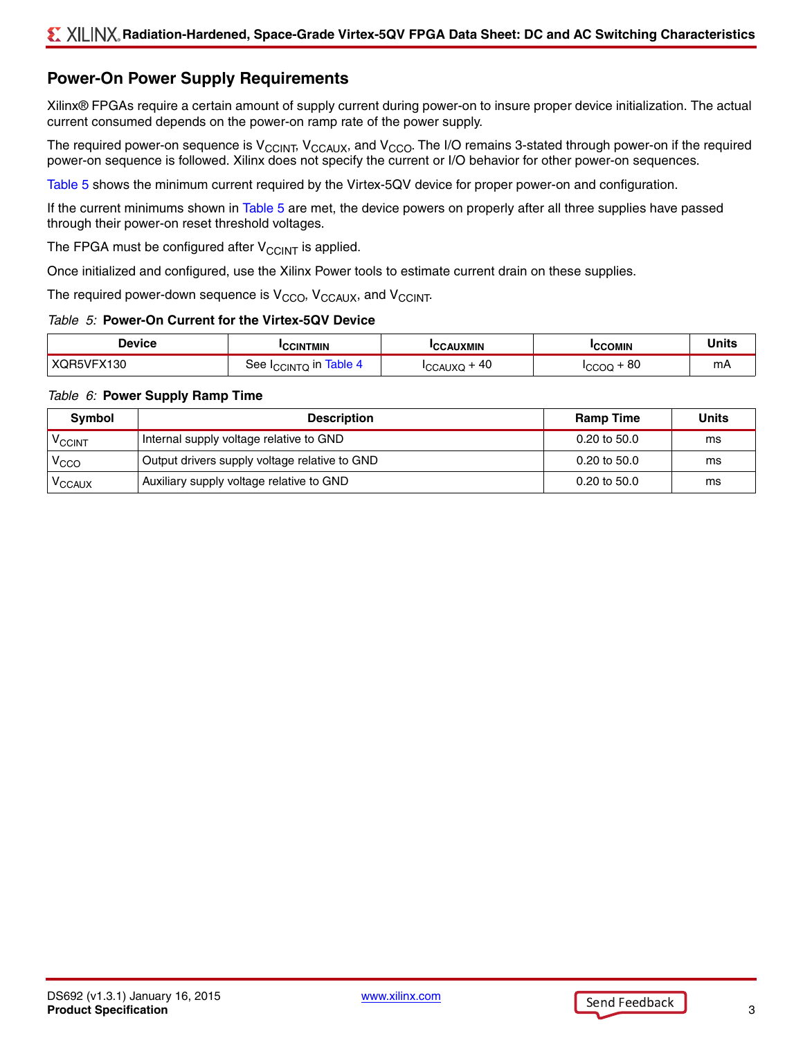## Power-On Power Supply Requirements

Xilinx® FPGAs require a certain amount of supply current during power-on to insure proper device initialization. The actual current consumed depends on the power-on ramp rate of the power supply.

The required power-on sequence is $V_{CCINT}$, $V_{CCAUX}$, and $V_{CCO}$. The I/O remains 3-stated through power-on if the required power-on sequence is followed. Xilinx does not specify the current or I/O behavior for other power-on sequences.

Table 5 shows the minimum current required by the Virtex-5QV device for proper power-on and configuration.

If the current minimums shown in Table 5 are met, the device powers on properly after all three supplies have passed through their power-on reset threshold voltages.

The FPGA must be configured after $V_{CCINT}$ is applied.

Once initialized and configured, use the Xilinx Power tools to estimate current drain on these supplies.

The required power-down sequence is $V_{CCO}$, $V_{CCAUX}$, and $V_{CCINT}$.

*Table 5:* **Power-On Current for the Virtex-5QV Device**

| Device | $I_{CCINTMIN}$ | $I_{CCAUXMIN}$ | $I_{CCOMIN}$ | Units |
|---|---|---|---|---|
| XQR5VFX130 | See $I_{CCINTQ}$ in Table 4 | $I_{CCAUXQ}$ + 40 | $I_{CCOQ}$ + 80 | mA |

*Table 6:* **Power Supply Ramp Time**

| Symbol | Description | Ramp Time | Units |
|---|---|---|---|
| $V_{CCINT}$ | Internal supply voltage relative to GND | 0.20 to 50.0 | ms |
| $V_{CCO}$ | Output drivers supply voltage relative to GND | 0.20 to 50.0 | ms |
| $V_{CCAUX}$ | Auxiliary supply voltage relative to GND | 0.20 to 50.0 | ms |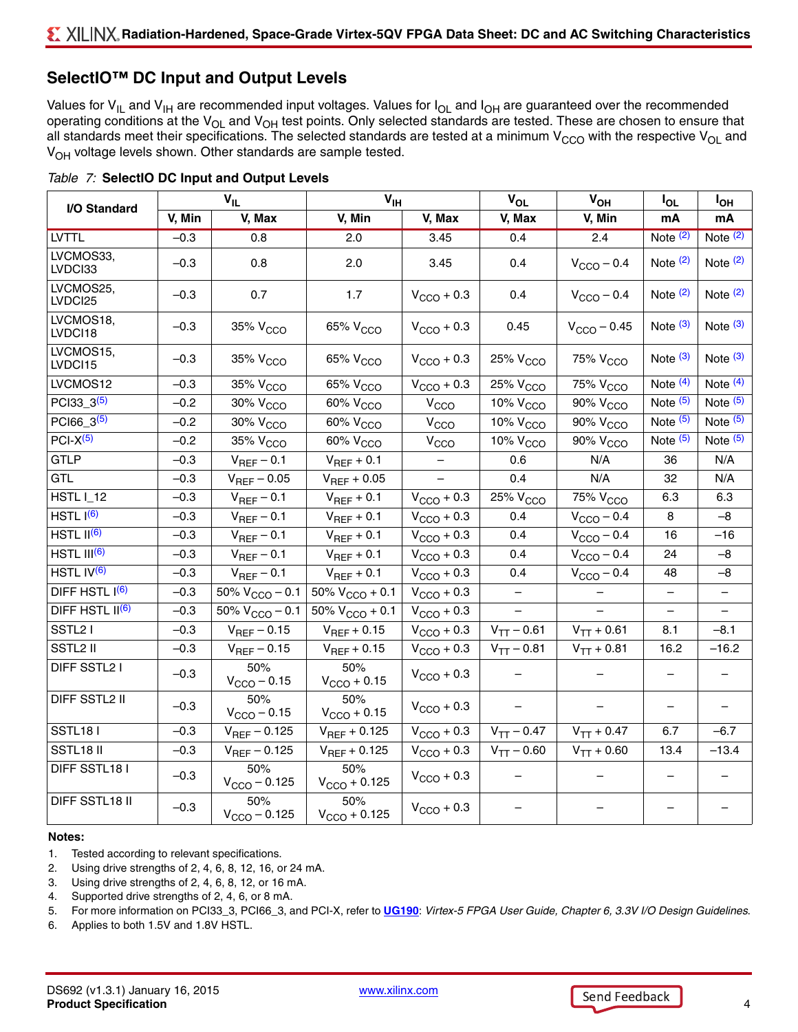## SelectIO™ DC Input and Output Levels

Values for $V_{IL}$ and $V_{IH}$ are recommended input voltages. Values for $I_{OL}$ and $I_{OH}$ are guaranteed over the recommended operating conditions at the $V_{OL}$ and $V_{OH}$ test points. Only selected standards are tested. These are chosen to ensure that all standards meet their specifications. The selected standards are tested at a minimum $V_{CCO}$ with the respective $V_{OL}$ and $V_{OH}$ voltage levels shown. Other standards are sample tested.

*Table 7:* **SelectIO DC Input and Output Levels**

| I/O Standard | $V_{IL}$ | | $V_{IH}$ | | $V_{OL}$ | $V_{OH}$ | $I_{OL}$ | $I_{OH}$ |
|---|---|---|---|---|---|---|---|---|
| | V, Min | V, Max | V, Min | V, Max | V, Max | V, Min | mA | mA |
| LVTTL | –0.3 | 0.8 | 2.0 | 3.45 | 0.4 | 2.4 | Note (2) | Note (2) |
| LVCMOS33, LVDCI33 | –0.3 | 0.8 | 2.0 | 3.45 | 0.4 | $V_{CCO}$ – 0.4 | Note (2) | Note (2) |
| LVCMOS25, LVDCI25 | –0.3 | 0.7 | 1.7 | $V_{CCO}$ + 0.3 | 0.4 | $V_{CCO}$ – 0.4 | Note (2) | Note (2) |
| LVCMOS18, LVDCI18 | –0.3 | 35% $V_{CCO}$ | 65% $V_{CCO}$ | $V_{CCO}$ + 0.3 | 0.45 | $V_{CCO}$ – 0.45 | Note (3) | Note (3) |
| LVCMOS15, LVDCI15 | –0.3 | 35% $V_{CCO}$ | 65% $V_{CCO}$ | $V_{CCO}$ + 0.3 | 25% $V_{CCO}$ | 75% $V_{CCO}$ | Note (3) | Note (3) |
| LVCMOS12 | –0.3 | 35% $V_{CCO}$ | 65% $V_{CCO}$ | $V_{CCO}$ + 0.3 | 25% $V_{CCO}$ | 75% $V_{CCO}$ | Note (4) | Note (4) |
| PCI33_3(5) | –0.2 | 30% $V_{CCO}$ | 60% $V_{CCO}$ | $V_{CCO}$ | 10% $V_{CCO}$ | 90% $V_{CCO}$ | Note (5) | Note (5) |
| PCI66_3(5) | –0.2 | 30% $V_{CCO}$ | 60% $V_{CCO}$ | $V_{CCO}$ | 10% $V_{CCO}$ | 90% $V_{CCO}$ | Note (5) | Note (5) |
| PCI-X(5) | –0.2 | 35% $V_{CCO}$ | 60% $V_{CCO}$ | $V_{CCO}$ | 10% $V_{CCO}$ | 90% $V_{CCO}$ | Note (5) | Note (5) |
| GTLP | –0.3 | $V_{REF}$ – 0.1 | $V_{REF}$ + 0.1 | – | 0.6 | N/A | 36 | N/A |
| GTL | –0.3 | $V_{REF}$ – 0.05 | $V_{REF}$ + 0.05 | – | 0.4 | N/A | 32 | N/A |
| HSTL I_12 | –0.3 | $V_{REF}$ – 0.1 | $V_{REF}$ + 0.1 | $V_{CCO}$ + 0.3 | 25% $V_{CCO}$ | 75% $V_{CCO}$ | 6.3 | 6.3 |
| HSTL I(6) | –0.3 | $V_{REF}$ – 0.1 | $V_{REF}$ + 0.1 | $V_{CCO}$ + 0.3 | 0.4 | $V_{CCO}$ – 0.4 | 8 | –8 |
| HSTL II(6) | –0.3 | $V_{REF}$ – 0.1 | $V_{REF}$ + 0.1 | $V_{CCO}$ + 0.3 | 0.4 | $V_{CCO}$ – 0.4 | 16 | –16 |
| HSTL III(6) | –0.3 | $V_{REF}$ – 0.1 | $V_{REF}$ + 0.1 | $V_{CCO}$ + 0.3 | 0.4 | $V_{CCO}$ – 0.4 | 24 | –8 |
| HSTL IV(6) | –0.3 | $V_{REF}$ – 0.1 | $V_{REF}$ + 0.1 | $V_{CCO}$ + 0.3 | 0.4 | $V_{CCO}$ – 0.4 | 48 | –8 |
| DIFF HSTL I(6) | –0.3 | 50% $V_{CCO}$ – 0.1 | 50% $V_{CCO}$ + 0.1 | $V_{CCO}$ + 0.3 | – | – | – | – |
| DIFF HSTL II(6) | –0.3 | 50% $V_{CCO}$ – 0.1 | 50% $V_{CCO}$ + 0.1 | $V_{CCO}$ + 0.3 | – | – | – | – |
| SSTL2 I | –0.3 | $V_{REF}$ – 0.15 | $V_{REF}$ + 0.15 | $V_{CCO}$ + 0.3 | $V_{TT}$ – 0.61 | $V_{TT}$ + 0.61 | 8.1 | –8.1 |
| SSTL2 II | –0.3 | $V_{REF}$ – 0.15 | $V_{REF}$ + 0.15 | $V_{CCO}$ + 0.3 | $V_{TT}$ – 0.81 | $V_{TT}$ + 0.81 | 16.2 | –16.2 |
| DIFF SSTL2 I | –0.3 | 50% $V_{CCO}$ – 0.15 | 50% $V_{CCO}$ + 0.15 | $V_{CCO}$ + 0.3 | – | – | – | – |
| DIFF SSTL2 II | –0.3 | 50% $V_{CCO}$ – 0.15 | 50% $V_{CCO}$ + 0.15 | $V_{CCO}$ + 0.3 | – | – | – | – |
| SSTL18 I | –0.3 | $V_{REF}$ – 0.125 | $V_{REF}$ + 0.125 | $V_{CCO}$ + 0.3 | $V_{TT}$ – 0.47 | $V_{TT}$ + 0.47 | 6.7 | –6.7 |
| SSTL18 II | –0.3 | $V_{REF}$ – 0.125 | $V_{REF}$ + 0.125 | $V_{CCO}$ + 0.3 | $V_{TT}$ – 0.60 | $V_{TT}$ + 0.60 | 13.4 | –13.4 |
| DIFF SSTL18 I | –0.3 | 50% $V_{CCO}$ – 0.125 | 50% $V_{CCO}$ + 0.125 | $V_{CCO}$ + 0.3 | – | – | – | – |
| DIFF SSTL18 II | –0.3 | 50% $V_{CCO}$ – 0.125 | 50% $V_{CCO}$ + 0.125 | $V_{CCO}$ + 0.3 | – | – | – | – |

**Notes:**

1. Tested according to relevant specifications.
2. Using drive strengths of 2, 4, 6, 8, 12, 16, or 24 mA.
3. Using drive strengths of 2, 4, 6, 8, 12, or 16 mA.
4. Supported drive strengths of 2, 4, 6, or 8 mA.
5. For more information on PCI33_3, PCI66_3, and PCI-X, refer to **UG190**: *Virtex-5 FPGA User Guide, Chapter 6, 3.3V I/O Design Guidelines*.
6. Applies to both 1.5V and 1.8V HSTL.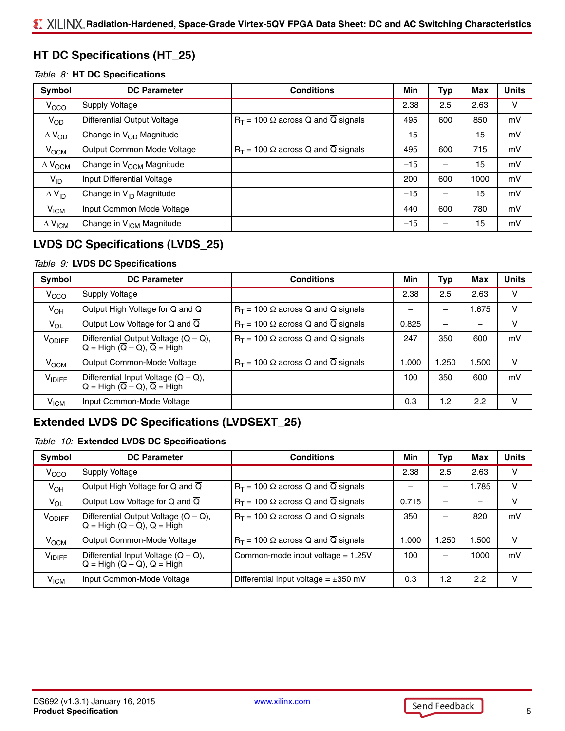## HT DC Specifications (HT_25)

*Table 8:* **HT DC Specifications**

| Symbol | DC Parameter | Conditions | Min | Typ | Max | Units |
|---|---|---|---|---|---|---|
| $V_{CCO}$ | Supply Voltage | | 2.38 | 2.5 | 2.63 | V |
| $V_{OD}$ | Differential Output Voltage | $R_T$ = 100 Ω across Q and $\overline{Q}$ signals | 495 | 600 | 850 | mV |
| $\Delta V_{OD}$ | Change in $V_{OD}$ Magnitude | | –15 | – | 15 | mV |
| $V_{OCM}$ | Output Common Mode Voltage | $R_T$ = 100 Ω across Q and $\overline{Q}$ signals | 495 | 600 | 715 | mV |
| $\Delta V_{OCM}$ | Change in $V_{OCM}$ Magnitude | | –15 | – | 15 | mV |
| $V_{ID}$ | Input Differential Voltage | | 200 | 600 | 1000 | mV |
| $\Delta V_{ID}$ | Change in $V_{ID}$ Magnitude | | –15 | – | 15 | mV |
| $V_{ICM}$ | Input Common Mode Voltage | | 440 | 600 | 780 | mV |
| $\Delta V_{ICM}$ | Change in $V_{ICM}$ Magnitude | | –15 | – | 15 | mV |

## LVDS DC Specifications (LVDS_25)

*Table 9:* **LVDS DC Specifications**

| Symbol | DC Parameter | Conditions | Min | Typ | Max | Units |
|---|---|---|---|---|---|---|
| $V_{CCO}$ | Supply Voltage | | 2.38 | 2.5 | 2.63 | V |
| $V_{OH}$ | Output High Voltage for Q and $\overline{Q}$ | $R_T$ = 100 Ω across Q and $\overline{Q}$ signals | – | – | 1.675 | V |
| $V_{OL}$ | Output Low Voltage for Q and $\overline{Q}$ | $R_T$ = 100 Ω across Q and $\overline{Q}$ signals | 0.825 | – | – | V |
| $V_{ODIFF}$ | Differential Output Voltage (Q – $\overline{Q}$), Q = High ($\overline{Q}$ – Q), $\overline{Q}$ = High | $R_T$ = 100 Ω across Q and $\overline{Q}$ signals | 247 | 350 | 600 | mV |
| $V_{OCM}$ | Output Common-Mode Voltage | $R_T$ = 100 Ω across Q and $\overline{Q}$ signals | 1.000 | 1.250 | 1.500 | V |
| $V_{IDIFF}$ | Differential Input Voltage (Q – $\overline{Q}$), Q = High ($\overline{Q}$ – Q), $\overline{Q}$ = High | | 100 | 350 | 600 | mV |
| $V_{ICM}$ | Input Common-Mode Voltage | | 0.3 | 1.2 | 2.2 | V |

## Extended LVDS DC Specifications (LVDSEXT_25)

*Table 10:* **Extended LVDS DC Specifications**

| Symbol | DC Parameter | Conditions | Min | Typ | Max | Units |
|---|---|---|---|---|---|---|
| $V_{CCO}$ | Supply Voltage | | 2.38 | 2.5 | 2.63 | V |
| $V_{OH}$ | Output High Voltage for Q and $\overline{Q}$ | $R_T$ = 100 Ω across Q and $\overline{Q}$ signals | – | – | 1.785 | V |
| $V_{OL}$ | Output Low Voltage for Q and $\overline{Q}$ | $R_T$ = 100 Ω across Q and $\overline{Q}$ signals | 0.715 | – | – | V |
| $V_{ODIFF}$ | Differential Output Voltage (Q – $\overline{Q}$), Q = High ($\overline{Q}$ – Q), $\overline{Q}$ = High | $R_T$ = 100 Ω across Q and $\overline{Q}$ signals | 350 | – | 820 | mV |
| $V_{OCM}$ | Output Common-Mode Voltage | $R_T$ = 100 Ω across Q and $\overline{Q}$ signals | 1.000 | 1.250 | 1.500 | V |
| $V_{IDIFF}$ | Differential Input Voltage (Q – $\overline{Q}$), Q = High ($\overline{Q}$ – Q), $\overline{Q}$ = High | Common-mode input voltage = 1.25V | 100 | – | 1000 | mV |
| $V_{ICM}$ | Input Common-Mode Voltage | Differential input voltage = ±350 mV | 0.3 | 1.2 | 2.2 | V |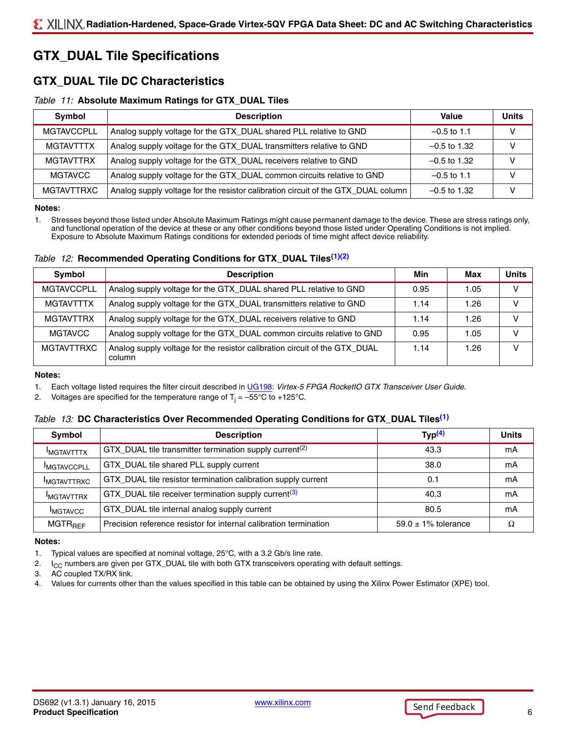# GTX_DUAL Tile Specifications

## GTX_DUAL Tile DC Characteristics

*Table 11:* **Absolute Maximum Ratings for GTX_DUAL Tiles**

| Symbol | Description | Value | Units |
|---|---|---|---|
| MGTAVCCPLL | Analog supply voltage for the GTX_DUAL shared PLL relative to GND | –0.5 to 1.1 | V |
| MGTAVTTTX | Analog supply voltage for the GTX_DUAL transmitters relative to GND | –0.5 to 1.32 | V |
| MGTAVTTRX | Analog supply voltage for the GTX_DUAL receivers relative to GND | –0.5 to 1.32 | V |
| MGTAVCC | Analog supply voltage for the GTX_DUAL common circuits relative to GND | –0.5 to 1.1 | V |
| MGTAVTTRXC | Analog supply voltage for the resistor calibration circuit of the GTX_DUAL column | –0.5 to 1.32 | V |

**Notes:**

1. Stresses beyond those listed under Absolute Maximum Ratings might cause permanent damage to the device. These are stress ratings only, and functional operation of the device at these or any other conditions beyond those listed under Operating Conditions is not implied. Exposure to Absolute Maximum Ratings conditions for extended periods of time might affect device reliability.

*Table 12:* **Recommended Operating Conditions for GTX_DUAL Tiles[1][2]**

| Symbol | Description | Min | Max | Units |
|---|---|---|---|---|
| MGTAVCCPLL | Analog supply voltage for the GTX_DUAL shared PLL relative to GND | 0.95 | 1.05 | V |
| MGTAVTTTX | Analog supply voltage for the GTX_DUAL transmitters relative to GND | 1.14 | 1.26 | V |
| MGTAVTTRX | Analog supply voltage for the GTX_DUAL receivers relative to GND | 1.14 | 1.26 | V |
| MGTAVCC | Analog supply voltage for the GTX_DUAL common circuits relative to GND | 0.95 | 1.05 | V |
| MGTAVTTRXC | Analog supply voltage for the resistor calibration circuit of the GTX_DUAL column | 1.14 | 1.26 | V |

**Notes:**

1. Each voltage listed requires the filter circuit described in UG198: *Virtex-5 FPGA RocketIO GTX Transceiver User Guide*.
2. Voltages are specified for the temperature range of $T_j$ = –55°C to +125°C.

*Table 13:* **DC Characteristics Over Recommended Operating Conditions for GTX_DUAL Tiles[1]**

| Symbol | Description | Typ[4] | Units |
|---|---|---|---|
| $I_{MGTAVTTTX}$ | GTX_DUAL tile transmitter termination supply current[2] | 43.3 | mA |
| $I_{MGTAVCCPLL}$ | GTX_DUAL tile shared PLL supply current | 38.0 | mA |
| $I_{MGTAVTTRXC}$ | GTX_DUAL tile resistor termination calibration supply current | 0.1 | mA |
| $I_{MGTAVTTRX}$ | GTX_DUAL tile receiver termination supply current[3] | 40.3 | mA |
| $I_{MGTAVCC}$ | GTX_DUAL tile internal analog supply current | 80.5 | mA |
| $MGTR_{REF}$ | Precision reference resistor for internal calibration termination | 59.0 ± 1% tolerance | Ω |

**Notes:**

1. Typical values are specified at nominal voltage, 25°C, with a 3.2 Gb/s line rate.
2. $I_{CC}$ numbers are given per GTX_DUAL tile with both GTX transceivers operating with default settings.
3. AC coupled TX/RX link.
4. Values for currents other than the values specified in this table can be obtained by using the Xilinx Power Estimator (XPE) tool.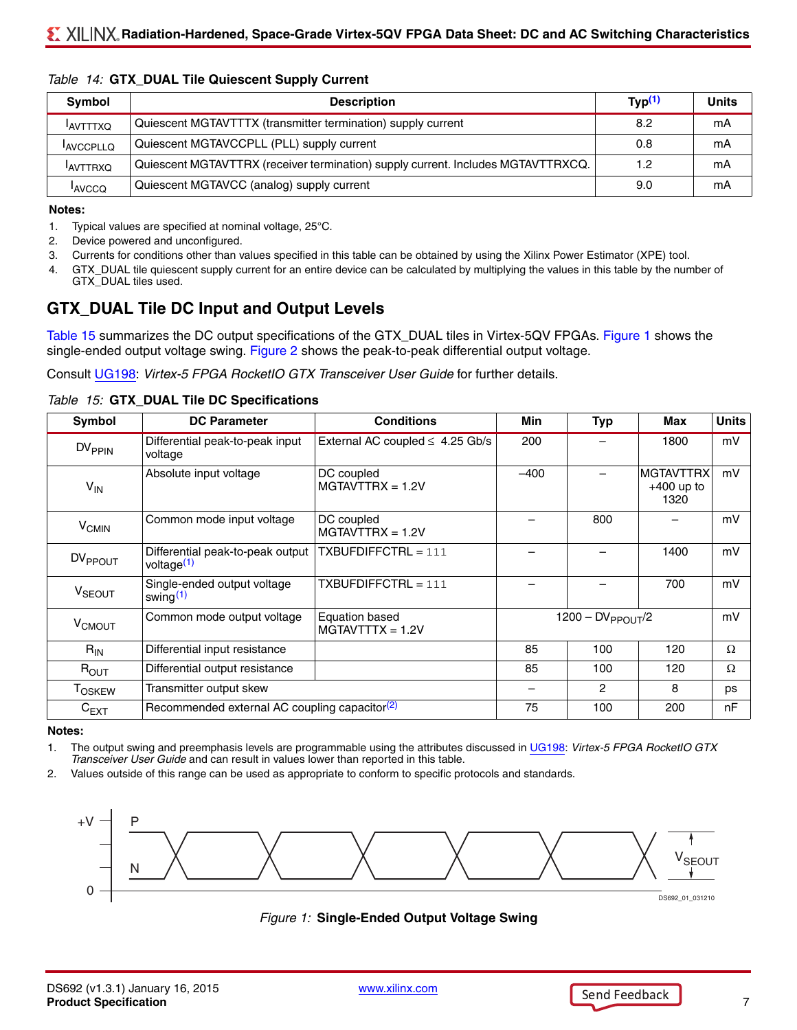*Table 14:* **GTX_DUAL Tile Quiescent Supply Current**

| Symbol | Description | Typ[1] | Units |
|---|---|---|---|
| $I_{AVTTTXQ}$ | Quiescent MGTAVTTTX (transmitter termination) supply current | 8.2 | mA |
| $I_{AVCCPLLQ}$ | Quiescent MGTAVCCPLL (PLL) supply current | 0.8 | mA |
| $I_{AVTTRXQ}$ | Quiescent MGTAVTTRX (receiver termination) supply current. Includes MGTAVTTRXCQ. | 1.2 | mA |
| $I_{AVCCQ}$ | Quiescent MGTAVCC (analog) supply current | 9.0 | mA |

**Notes:**

1. Typical values are specified at nominal voltage, 25°C.
2. Device powered and unconfigured.
3. Currents for conditions other than values specified in this table can be obtained by using the Xilinx Power Estimator (XPE) tool.
4. GTX_DUAL tile quiescent supply current for an entire device can be calculated by multiplying the values in this table by the number of GTX_DUAL tiles used.

## GTX_DUAL Tile DC Input and Output Levels

Table 15 summarizes the DC output specifications of the GTX_DUAL tiles in Virtex-5QV FPGAs. Figure 1 shows the single-ended output voltage swing. Figure 2 shows the peak-to-peak differential output voltage.

Consult UG198: *Virtex-5 FPGA RocketIO GTX Transceiver User Guide* for further details.

*Table 15:* **GTX_DUAL Tile DC Specifications**

| Symbol | DC Parameter | Conditions | Min | Typ | Max | Units |
|---|---|---|---|---|---|---|
| $DV_{PPIN}$ | Differential peak-to-peak input voltage | External AC coupled ≤ 4.25 Gb/s | 200 | – | 1800 | mV |
| $V_{IN}$ | Absolute input voltage | DC coupled MGTAVTTRX = 1.2V | –400 | – | MGTAVTTRX +400 up to 1320 | mV |
| $V_{CMIN}$ | Common mode input voltage | DC coupled MGTAVTTRX = 1.2V | – | 800 | – | mV |
| $DV_{PPOUT}$ | Differential peak-to-peak output voltage[1] | TXBUFDIFFCTRL = 111 | – | – | 1400 | mV |
| $V_{SEOUT}$ | Single-ended output voltage swing[1] | TXBUFDIFFCTRL = 111 | – | – | 700 | mV |
| $V_{CMOUT}$ | Common mode output voltage | Equation based MGTAVTTTX = 1.2V | | $1200 - DV_{PPOUT}/2$ | | mV |
| $R_{IN}$ | Differential input resistance | | 85 | 100 | 120 | Ω |
| $R_{OUT}$ | Differential output resistance | | 85 | 100 | 120 | Ω |
| $T_{OSKEW}$ | Transmitter output skew | | – | 2 | 8 | ps |
| $C_{EXT}$ | Recommended external AC coupling capacitor[2] | | 75 | 100 | 200 | nF |

**Notes:**

1. The output swing and preemphasis levels are programmable using the attributes discussed in UG198: *Virtex-5 FPGA RocketIO GTX Transceiver User Guide* and can result in values lower than reported in this table.
2. Values outside of this range can be used as appropriate to conform to specific protocols and standards.

*Figure 1:* **Single-Ended Output Voltage Swing**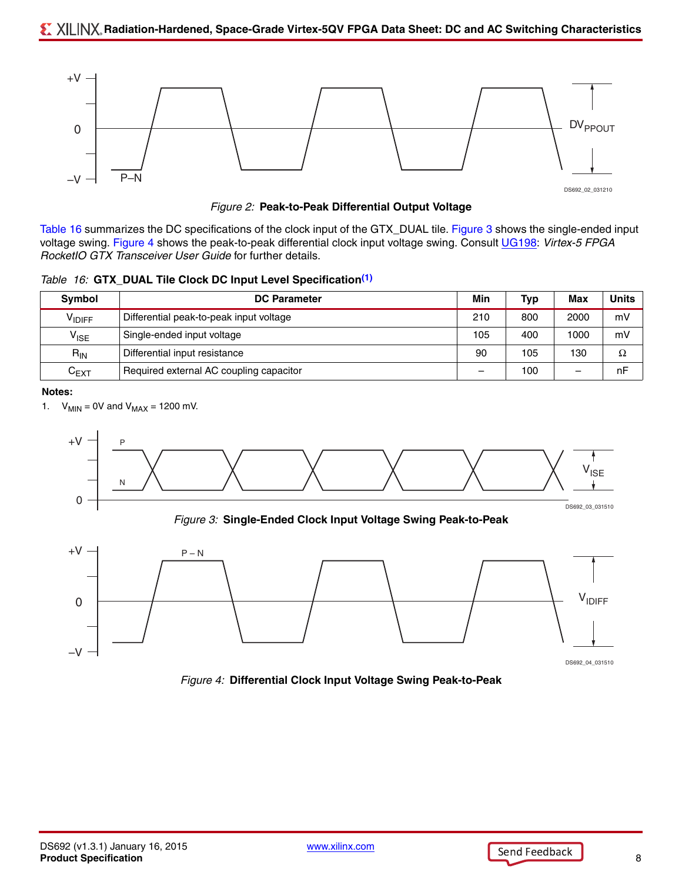*Figure 2:* **Peak-to-Peak Differential Output Voltage**

Table 16 summarizes the DC specifications of the clock input of the GTX_DUAL tile. Figure 3 shows the single-ended input voltage swing. Figure 4 shows the peak-to-peak differential clock input voltage swing. Consult UG198: *Virtex-5 FPGA RocketIO GTX Transceiver User Guide* for further details.

*Table 16:* **GTX_DUAL Tile Clock DC Input Level Specification(1)**

| Symbol | DC Parameter | Min | Typ | Max | Units |
|---|---|---|---|---|---|
| $V_{IDIFF}$ | Differential peak-to-peak input voltage | 210 | 800 | 2000 | mV |
| $V_{ISE}$ | Single-ended input voltage | 105 | 400 | 1000 | mV |
| $R_{IN}$ | Differential input resistance | 90 | 105 | 130 | Ω |
| $C_{EXT}$ | Required external AC coupling capacitor | – | 100 | – | nF |

**Notes:**

1. $V_{MIN}$ = 0V and $V_{MAX}$ = 1200 mV.

*Figure 3:* **Single-Ended Clock Input Voltage Swing Peak-to-Peak**

*Figure 4:* **Differential Clock Input Voltage Swing Peak-to-Peak**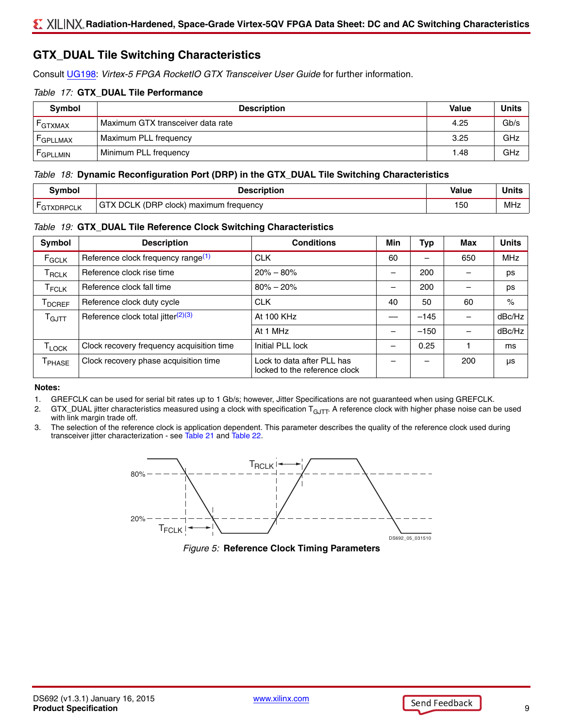## GTX_DUAL Tile Switching Characteristics

Consult UG198: *Virtex-5 FPGA RocketIO GTX Transceiver User Guide* for further information.

*Table 17:* **GTX_DUAL Tile Performance**

| Symbol | Description | Value | Units |
|---|---|---|---|
| $F_{GTXMAX}$ | Maximum GTX transceiver data rate | 4.25 | Gb/s |
| $F_{GPLLMAX}$ | Maximum PLL frequency | 3.25 | GHz |
| $F_{GPLLMIN}$ | Minimum PLL frequency | 1.48 | GHz |

*Table 18:* **Dynamic Reconfiguration Port (DRP) in the GTX_DUAL Tile Switching Characteristics**

| Symbol | Description | Value | Units |
|---|---|---|---|
| $F_{GTXDRPCLK}$ | GTX DCLK (DRP clock) maximum frequency | 150 | MHz |

*Table 19:* **GTX_DUAL Tile Reference Clock Switching Characteristics**

| Symbol | Description | Conditions | Min | Typ | Max | Units |
|---|---|---|---|---|---|---|
| $F_{GCLK}$ | Reference clock frequency range[1] | CLK | 60 | – | 650 | MHz |
| $T_{RCLK}$ | Reference clock rise time | 20% – 80% | – | 200 | – | ps |
| $T_{FCLK}$ | Reference clock fall time | 80% – 20% | – | 200 | – | ps |
| $T_{DCREF}$ | Reference clock duty cycle | CLK | 40 | 50 | 60 | % |
| $T_{GJTT}$ | Reference clock total jitter[2][3] | At 100 KHz | — | –145 | – | dBc/Hz |
| | | At 1 MHz | – | –150 | – | dBc/Hz |
| $T_{LOCK}$ | Clock recovery frequency acquisition time | Initial PLL lock | – | 0.25 | 1 | ms |
| $T_{PHASE}$ | Clock recovery phase acquisition time | Lock to data after PLL has locked to the reference clock | – | – | 200 | µs |

**Notes:**

1. GREFCLK can be used for serial bit rates up to 1 Gb/s; however, Jitter Specifications are not guaranteed when using GREFCLK.
2. GTX_DUAL jitter characteristics measured using a clock with specification $T_{GJTT}$. A reference clock with higher phase noise can be used with link margin trade off.
3. The selection of the reference clock is application dependent. This parameter describes the quality of the reference clock used during transceiver jitter characterization - see Table 21 and Table 22.

*Figure 5:* **Reference Clock Timing Parameters**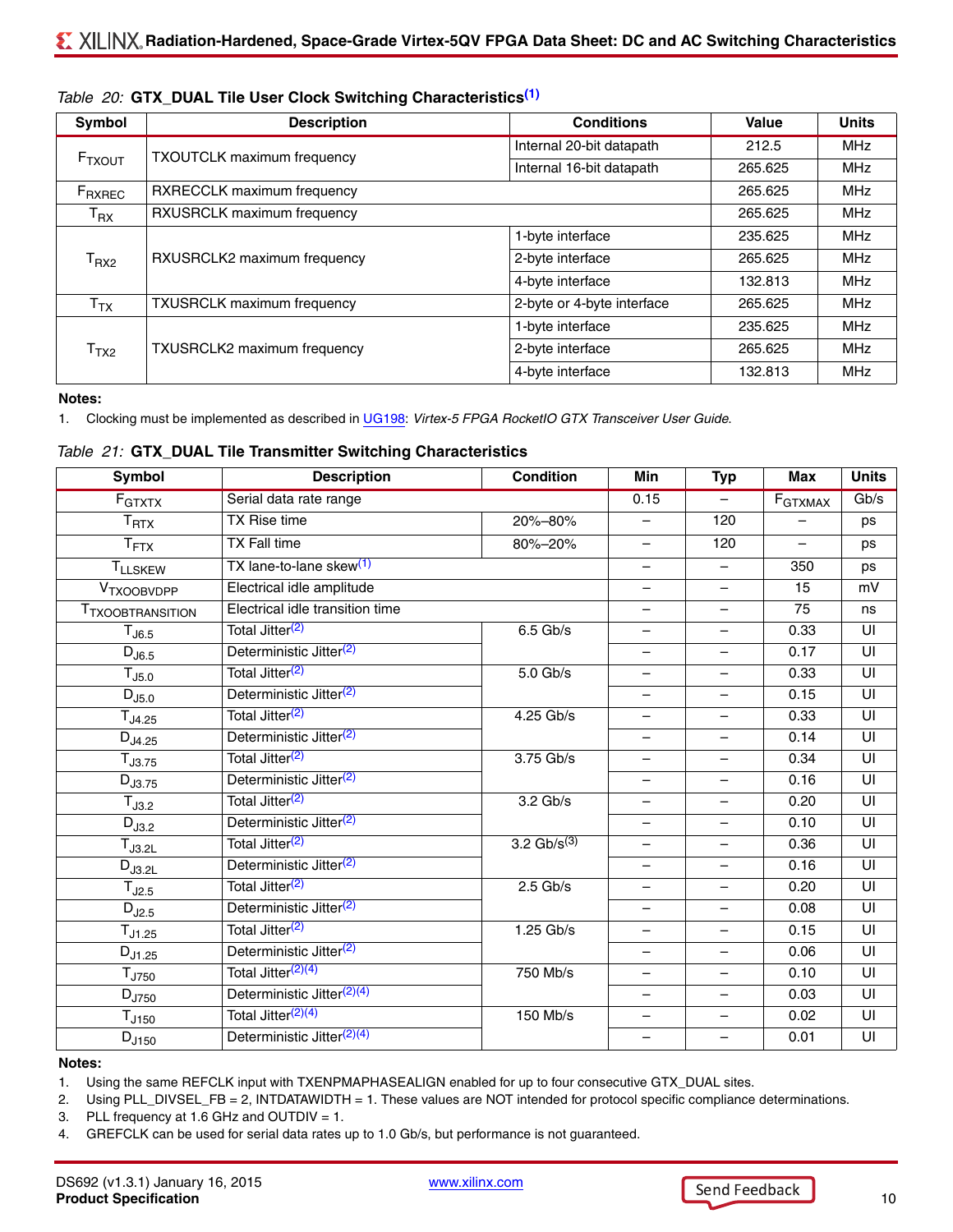*Table 20:* **GTX_DUAL Tile User Clock Switching Characteristics[(1)]**

| Symbol | Description | Conditions | Value | Units |
|---|---|---|---|---|
| $F_{TXOUT}$ | TXOUTCLK maximum frequency | Internal 20-bit datapath | 212.5 | MHz |
| | | Internal 16-bit datapath | 265.625 | MHz |
| $F_{RXREC}$ | RXRECCLK maximum frequency | | 265.625 | MHz |
| $T_{RX}$ | RXUSRCLK maximum frequency | | 265.625 | MHz |
| $T_{RX2}$ | RXUSRCLK2 maximum frequency | 1-byte interface | 235.625 | MHz |
| | | 2-byte interface | 265.625 | MHz |
| | | 4-byte interface | 132.813 | MHz |
| $T_{TX}$ | TXUSRCLK maximum frequency | 2-byte or 4-byte interface | 265.625 | MHz |
| $T_{TX2}$ | TXUSRCLK2 maximum frequency | 1-byte interface | 235.625 | MHz |
| | | 2-byte interface | 265.625 | MHz |
| | | 4-byte interface | 132.813 | MHz |

**Notes:**

1. Clocking must be implemented as described in UG198: *Virtex-5 FPGA RocketIO GTX Transceiver User Guide*.

*Table 21:* **GTX_DUAL Tile Transmitter Switching Characteristics**

| Symbol | Description | Condition | Min | Typ | Max | Units |
|---|---|---|---|---|---|---|
| $F_{GTXTX}$ | Serial data rate range | | 0.15 | – | $F_{GTXMAX}$ | Gb/s |
| $T_{RTX}$ | TX Rise time | 20%–80% | – | 120 | – | ps |
| $T_{FTX}$ | TX Fall time | 80%–20% | – | 120 | – | ps |
| $T_{LLSKEW}$ | TX lane-to-lane skew[(1)] | | – | – | 350 | ps |
| $V_{TXOOBVDPP}$ | Electrical idle amplitude | | – | – | 15 | mV |
| $T_{TXOOBTRANSITION}$ | Electrical idle transition time | | – | – | 75 | ns |
| $T_{J6.5}$ | Total Jitter[(2)] | 6.5 Gb/s | – | – | 0.33 | UI |
| $D_{J6.5}$ | Deterministic Jitter[(2)] | | – | – | 0.17 | UI |
| $T_{J5.0}$ | Total Jitter[(2)] | 5.0 Gb/s | – | – | 0.33 | UI |
| $D_{J5.0}$ | Deterministic Jitter[(2)] | | – | – | 0.15 | UI |
| $T_{J4.25}$ | Total Jitter[(2)] | 4.25 Gb/s | – | – | 0.33 | UI |
| $D_{J4.25}$ | Deterministic Jitter[(2)] | | – | – | 0.14 | UI |
| $T_{J3.75}$ | Total Jitter[(2)] | 3.75 Gb/s | – | – | 0.34 | UI |
| $D_{J3.75}$ | Deterministic Jitter[(2)] | | – | – | 0.16 | UI |
| $T_{J3.2}$ | Total Jitter[(2)] | 3.2 Gb/s | – | – | 0.20 | UI |
| $D_{J3.2}$ | Deterministic Jitter[(2)] | | – | – | 0.10 | UI |
| $T_{J3.2L}$ | Total Jitter[(2)] | 3.2 Gb/s[(3)] | – | – | 0.36 | UI |
| $D_{J3.2L}$ | Deterministic Jitter[(2)] | | – | – | 0.16 | UI |
| $T_{J2.5}$ | Total Jitter[(2)] | 2.5 Gb/s | – | – | 0.20 | UI |
| $D_{J2.5}$ | Deterministic Jitter[(2)] | | – | – | 0.08 | UI |
| $T_{J1.25}$ | Total Jitter[(2)] | 1.25 Gb/s | – | – | 0.15 | UI |
| $D_{J1.25}$ | Deterministic Jitter[(2)] | | – | – | 0.06 | UI |
| $T_{J750}$ | Total Jitter[(2)(4)] | 750 Mb/s | – | – | 0.10 | UI |
| $D_{J750}$ | Deterministic Jitter[(2)(4)] | | – | – | 0.03 | UI |
| $T_{J150}$ | Total Jitter[(2)(4)] | 150 Mb/s | – | – | 0.02 | UI |
| $D_{J150}$ | Deterministic Jitter[(2)(4)] | | – | – | 0.01 | UI |

**Notes:**

1. Using the same REFCLK input with TXENPMAPHASEALIGN enabled for up to four consecutive GTX_DUAL sites.
2. Using PLL_DIVSEL_FB = 2, INTDATAWIDTH = 1. These values are NOT intended for protocol specific compliance determinations.
3. PLL frequency at 1.6 GHz and OUTDIV = 1.
4. GREFCLK can be used for serial data rates up to 1.0 Gb/s, but performance is not guaranteed.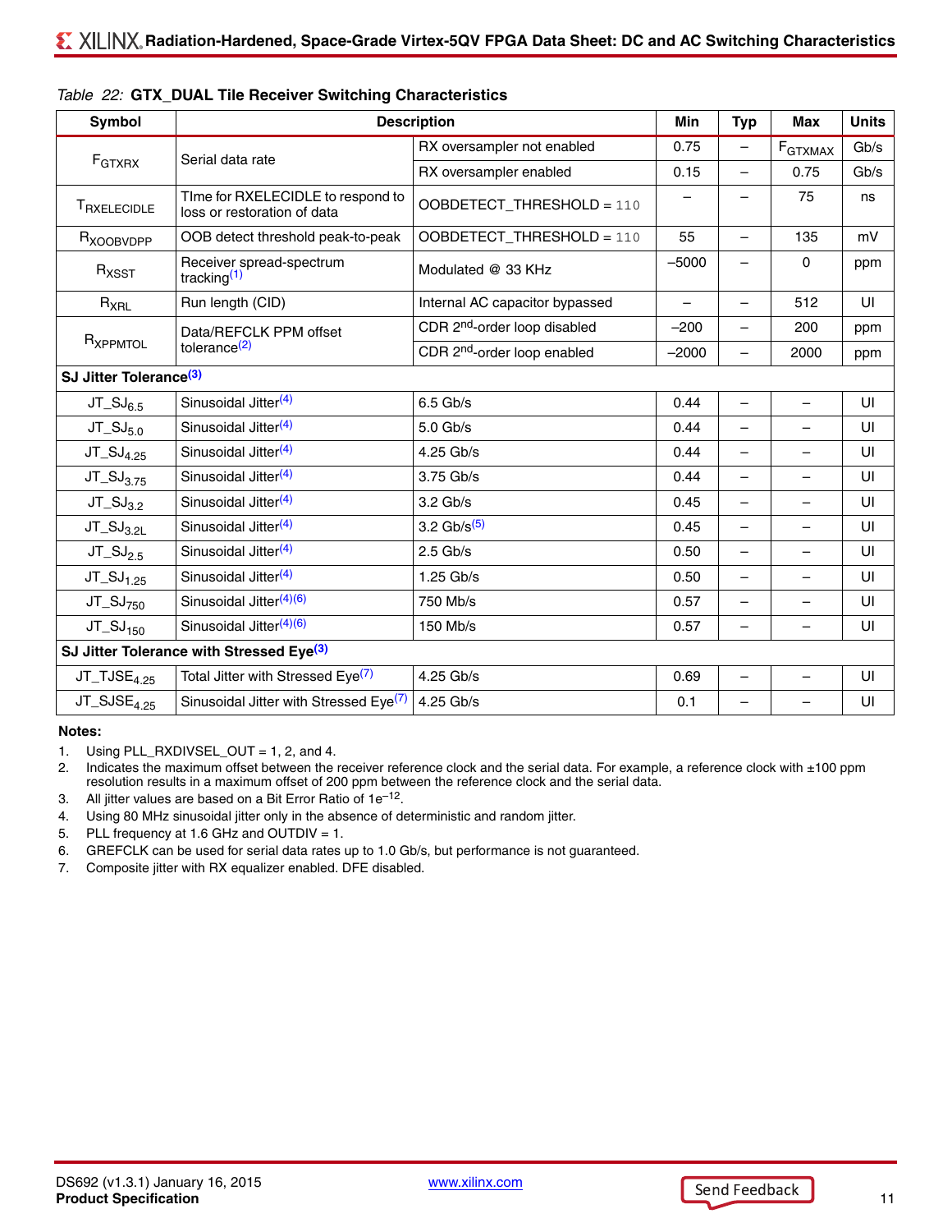Table 22: **GTX_DUAL Tile Receiver Switching Characteristics**

| Symbol | Description | | Min | Typ | Max | Units |
|---|---|---|---|---|---|---|
| $F_{GTXRX}$ | Serial data rate | RX oversampler not enabled | 0.75 | – | $F_{GTXMAX}$ | Gb/s |
| | | RX oversampler enabled | 0.15 | – | 0.75 | Gb/s |
| $T_{RXELECIDLE}$ | TIme for RXELECIDLE to respond to loss or restoration of data | OOBDETECT_THRESHOLD = 110 | – | – | 75 | ns |
| $R_{XOOBVDPP}$ | OOB detect threshold peak-to-peak | OOBDETECT_THRESHOLD = 110 | 55 | – | 135 | mV |
| $R_{XSST}$ | Receiver spread-spectrum tracking[1] | Modulated @ 33 KHz | –5000 | – | 0 | ppm |
| $R_{XRL}$ | Run length (CID) | Internal AC capacitor bypassed | – | – | 512 | UI |
| $R_{XPPMTOL}$ | Data/REFCLK PPM offset tolerance[2] | CDR 2nd-order loop disabled | –200 | – | 200 | ppm |
| | | CDR 2nd-order loop enabled | –2000 | – | 2000 | ppm |
| **SJ Jitter Tolerance[3]** | | | | | | |
| $JT\_SJ_{6.5}$ | Sinusoidal Jitter[4] | 6.5 Gb/s | 0.44 | – | – | UI |
| $JT\_SJ_{5.0}$ | Sinusoidal Jitter[4] | 5.0 Gb/s | 0.44 | – | – | UI |
| $JT\_SJ_{4.25}$ | Sinusoidal Jitter[4] | 4.25 Gb/s | 0.44 | – | – | UI |
| $JT\_SJ_{3.75}$ | Sinusoidal Jitter[4] | 3.75 Gb/s | 0.44 | – | – | UI |
| $JT\_SJ_{3.2}$ | Sinusoidal Jitter[4] | 3.2 Gb/s | 0.45 | – | – | UI |
| $JT\_SJ_{3.2L}$ | Sinusoidal Jitter[4] | 3.2 Gb/s[5] | 0.45 | – | – | UI |
| $JT\_SJ_{2.5}$ | Sinusoidal Jitter[4] | 2.5 Gb/s | 0.50 | – | – | UI |
| $JT\_SJ_{1.25}$ | Sinusoidal Jitter[4] | 1.25 Gb/s | 0.50 | – | – | UI |
| $JT\_SJ_{750}$ | Sinusoidal Jitter[4][6] | 750 Mb/s | 0.57 | – | – | UI |
| $JT\_SJ_{150}$ | Sinusoidal Jitter[4][6] | 150 Mb/s | 0.57 | – | – | UI |
| **SJ Jitter Tolerance with Stressed Eye[3]** | | | | | | |
| $JT\_TJSE_{4.25}$ | Total Jitter with Stressed Eye[7] | 4.25 Gb/s | 0.69 | – | – | UI |
| $JT\_SJSE_{4.25}$ | Sinusoidal Jitter with Stressed Eye[7] | 4.25 Gb/s | 0.1 | – | – | UI |

**Notes:**

1. Using PLL_RXDIVSEL_OUT = 1, 2, and 4.
2. Indicates the maximum offset between the receiver reference clock and the serial data. For example, a reference clock with ±100 ppm resolution results in a maximum offset of 200 ppm between the reference clock and the serial data.
3. All jitter values are based on a Bit Error Ratio of $1e^{-12}$.
4. Using 80 MHz sinusoidal jitter only in the absence of deterministic and random jitter.
5. PLL frequency at 1.6 GHz and OUTDIV = 1.
6. GREFCLK can be used for serial data rates up to 1.0 Gb/s, but performance is not guaranteed.
7. Composite jitter with RX equalizer enabled. DFE disabled.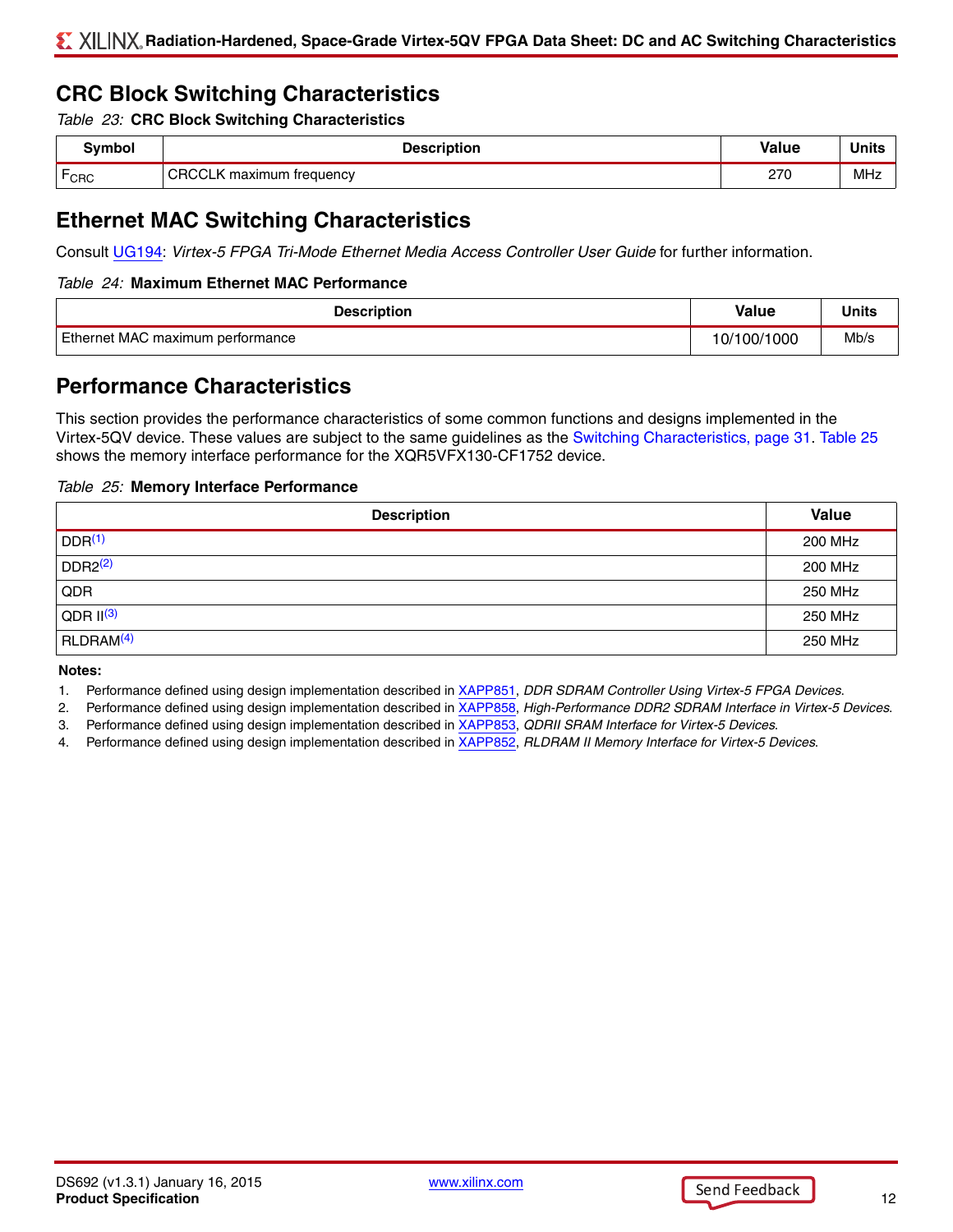## CRC Block Switching Characteristics

*Table 23:* **CRC Block Switching Characteristics**

| Symbol | Description | Value | Units |
|---|---|---|---|
| $F_{CRC}$ | CRCCLK maximum frequency | 270 | MHz |

## Ethernet MAC Switching Characteristics

Consult UG194: *Virtex-5 FPGA Tri-Mode Ethernet Media Access Controller User Guide* for further information.

*Table 24:* **Maximum Ethernet MAC Performance**

| Description | Value | Units |
|---|---|---|
| Ethernet MAC maximum performance | 10/100/1000 | Mb/s |

## Performance Characteristics

This section provides the performance characteristics of some common functions and designs implemented in the Virtex-5QV device. These values are subject to the same guidelines as the Switching Characteristics, page 31. Table 25 shows the memory interface performance for the XQR5VFX130-CF1752 device.

*Table 25:* **Memory Interface Performance**

| Description | Value |
|---|---|
| DDR[1] | 200 MHz |
| DDR2[2] | 200 MHz |
| QDR | 250 MHz |
| QDR II[3] | 250 MHz |
| RLDRAM[4] | 250 MHz |

**Notes:**

1. Performance defined using design implementation described in XAPP851, *DDR SDRAM Controller Using Virtex-5 FPGA Devices*.
2. Performance defined using design implementation described in XAPP858, *High-Performance DDR2 SDRAM Interface in Virtex-5 Devices*.
3. Performance defined using design implementation described in XAPP853, *QDRII SRAM Interface for Virtex-5 Devices*.
4. Performance defined using design implementation described in XAPP852, *RLDRAM II Memory Interface for Virtex-5 Devices*.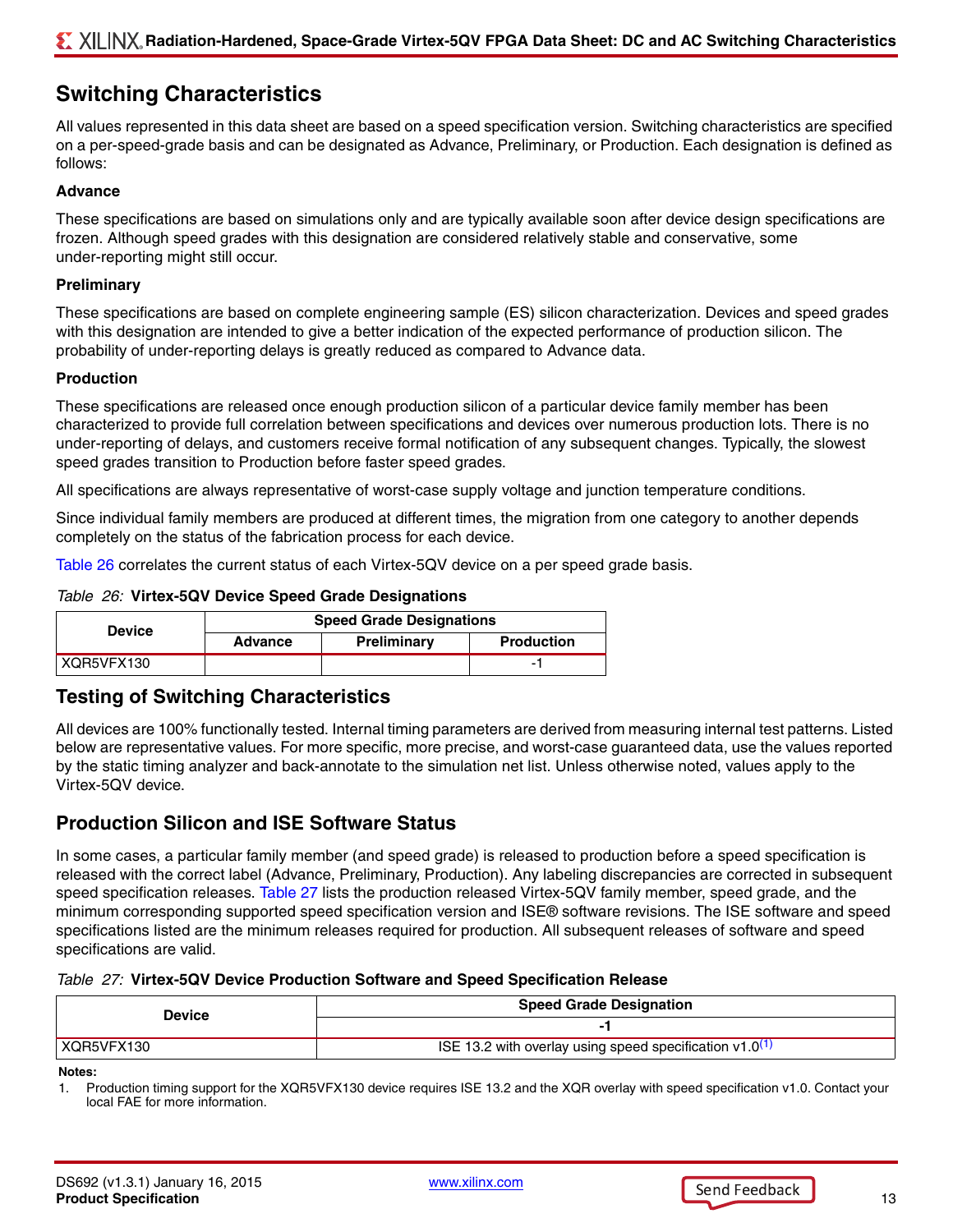## Switching Characteristics

All values represented in this data sheet are based on a speed specification version. Switching characteristics are specified on a per-speed-grade basis and can be designated as Advance, Preliminary, or Production. Each designation is defined as follows:

**Advance**

These specifications are based on simulations only and are typically available soon after device design specifications are frozen. Although speed grades with this designation are considered relatively stable and conservative, some under-reporting might still occur.

**Preliminary**

These specifications are based on complete engineering sample (ES) silicon characterization. Devices and speed grades with this designation are intended to give a better indication of the expected performance of production silicon. The probability of under-reporting delays is greatly reduced as compared to Advance data.

**Production**

These specifications are released once enough production silicon of a particular device family member has been characterized to provide full correlation between specifications and devices over numerous production lots. There is no under-reporting of delays, and customers receive formal notification of any subsequent changes. Typically, the slowest speed grades transition to Production before faster speed grades.

All specifications are always representative of worst-case supply voltage and junction temperature conditions.

Since individual family members are produced at different times, the migration from one category to another depends completely on the status of the fabrication process for each device.

Table 26 correlates the current status of each Virtex-5QV device on a per speed grade basis.

*Table 26:* **Virtex-5QV Device Speed Grade Designations**

| Device | Speed Grade Designations | | |
|---|---|---|---|
| | Advance | Preliminary | Production |
| XQR5VFX130 | | | -1 |

## Testing of Switching Characteristics

All devices are 100% functionally tested. Internal timing parameters are derived from measuring internal test patterns. Listed below are representative values. For more specific, more precise, and worst-case guaranteed data, use the values reported by the static timing analyzer and back-annotate to the simulation net list. Unless otherwise noted, values apply to the Virtex-5QV device.

## Production Silicon and ISE Software Status

In some cases, a particular family member (and speed grade) is released to production before a speed specification is released with the correct label (Advance, Preliminary, Production). Any labeling discrepancies are corrected in subsequent speed specification releases. Table 27 lists the production released Virtex-5QV family member, speed grade, and the minimum corresponding supported speed specification version and ISE® software revisions. The ISE software and speed specifications listed are the minimum releases required for production. All subsequent releases of software and speed specifications are valid.

*Table 27:* **Virtex-5QV Device Production Software and Speed Specification Release**

| Device | Speed Grade Designation |
|---|---|
| | -1 |
| XQR5VFX130 | ISE 13.2 with overlay using speed specification v1.0[1] |

**Notes:**

1. Production timing support for the XQR5VFX130 device requires ISE 13.2 and the XQR overlay with speed specification v1.0. Contact your local FAE for more information.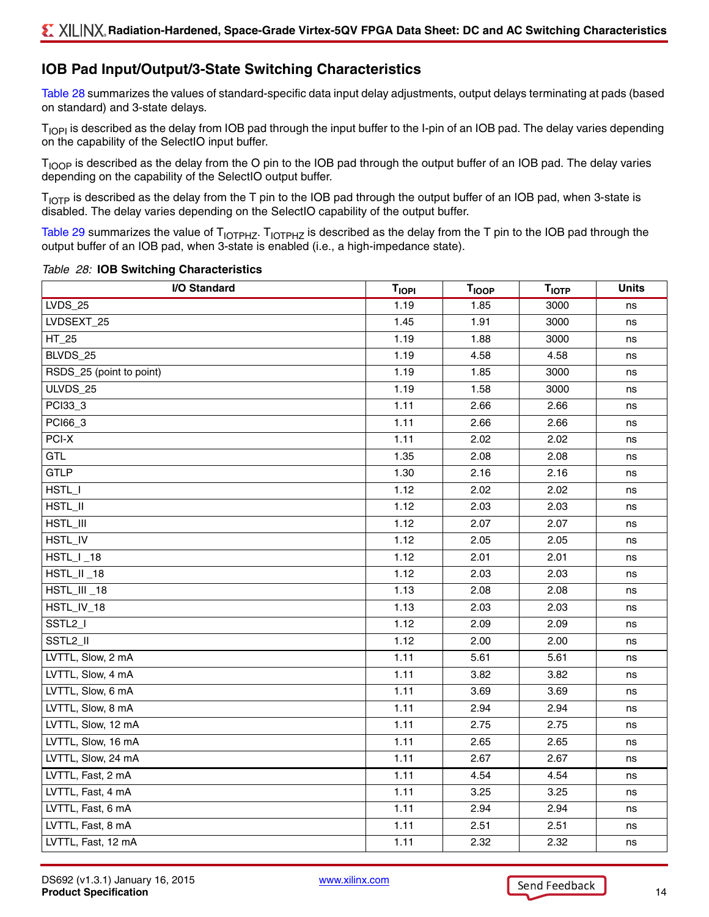## IOB Pad Input/Output/3-State Switching Characteristics

Table 28 summarizes the values of standard-specific data input delay adjustments, output delays terminating at pads (based on standard) and 3-state delays.

$T_{IOPI}$ is described as the delay from IOB pad through the input buffer to the I-pin of an IOB pad. The delay varies depending on the capability of the SelectIO input buffer.

$T_{IOOP}$ is described as the delay from the O pin to the IOB pad through the output buffer of an IOB pad. The delay varies depending on the capability of the SelectIO output buffer.

$T_{IOTP}$ is described as the delay from the T pin to the IOB pad through the output buffer of an IOB pad, when 3-state is disabled. The delay varies depending on the SelectIO capability of the output buffer.

Table 29 summarizes the value of $T_{IOTPHZ}$. $T_{IOTPHZ}$ is described as the delay from the T pin to the IOB pad through the output buffer of an IOB pad, when 3-state is enabled (i.e., a high-impedance state).

*Table 28:* **IOB Switching Characteristics**

| I/O Standard | $T_{IOPI}$ | $T_{IOOP}$ | $T_{IOTP}$ | Units |
|---|---|---|---|---|
| LVDS_25 | 1.19 | 1.85 | 3000 | ns |
| LVDSEXT_25 | 1.45 | 1.91 | 3000 | ns |
| HT_25 | 1.19 | 1.88 | 3000 | ns |
| BLVDS_25 | 1.19 | 4.58 | 4.58 | ns |
| RSDS_25 (point to point) | 1.19 | 1.85 | 3000 | ns |
| ULVDS_25 | 1.19 | 1.58 | 3000 | ns |
| PCI33_3 | 1.11 | 2.66 | 2.66 | ns |
| PCI66_3 | 1.11 | 2.66 | 2.66 | ns |
| PCI-X | 1.11 | 2.02 | 2.02 | ns |
| GTL | 1.35 | 2.08 | 2.08 | ns |
| GTLP | 1.30 | 2.16 | 2.16 | ns |
| HSTL_I | 1.12 | 2.02 | 2.02 | ns |
| HSTL_II | 1.12 | 2.03 | 2.03 | ns |
| HSTL_III | 1.12 | 2.07 | 2.07 | ns |
| HSTL_IV | 1.12 | 2.05 | 2.05 | ns |
| HSTL_I _18 | 1.12 | 2.01 | 2.01 | ns |
| HSTL_II _18 | 1.12 | 2.03 | 2.03 | ns |
| HSTL_III _18 | 1.13 | 2.08 | 2.08 | ns |
| HSTL_IV_18 | 1.13 | 2.03 | 2.03 | ns |
| SSTL2_I | 1.12 | 2.09 | 2.09 | ns |
| SSTL2_II | 1.12 | 2.00 | 2.00 | ns |
| LVTTL, Slow, 2 mA | 1.11 | 5.61 | 5.61 | ns |
| LVTTL, Slow, 4 mA | 1.11 | 3.82 | 3.82 | ns |
| LVTTL, Slow, 6 mA | 1.11 | 3.69 | 3.69 | ns |
| LVTTL, Slow, 8 mA | 1.11 | 2.94 | 2.94 | ns |
| LVTTL, Slow, 12 mA | 1.11 | 2.75 | 2.75 | ns |
| LVTTL, Slow, 16 mA | 1.11 | 2.65 | 2.65 | ns |
| LVTTL, Slow, 24 mA | 1.11 | 2.67 | 2.67 | ns |
| LVTTL, Fast, 2 mA | 1.11 | 4.54 | 4.54 | ns |
| LVTTL, Fast, 4 mA | 1.11 | 3.25 | 3.25 | ns |
| LVTTL, Fast, 6 mA | 1.11 | 2.94 | 2.94 | ns |
| LVTTL, Fast, 8 mA | 1.11 | 2.51 | 2.51 | ns |
| LVTTL, Fast, 12 mA | 1.11 | 2.32 | 2.32 | ns |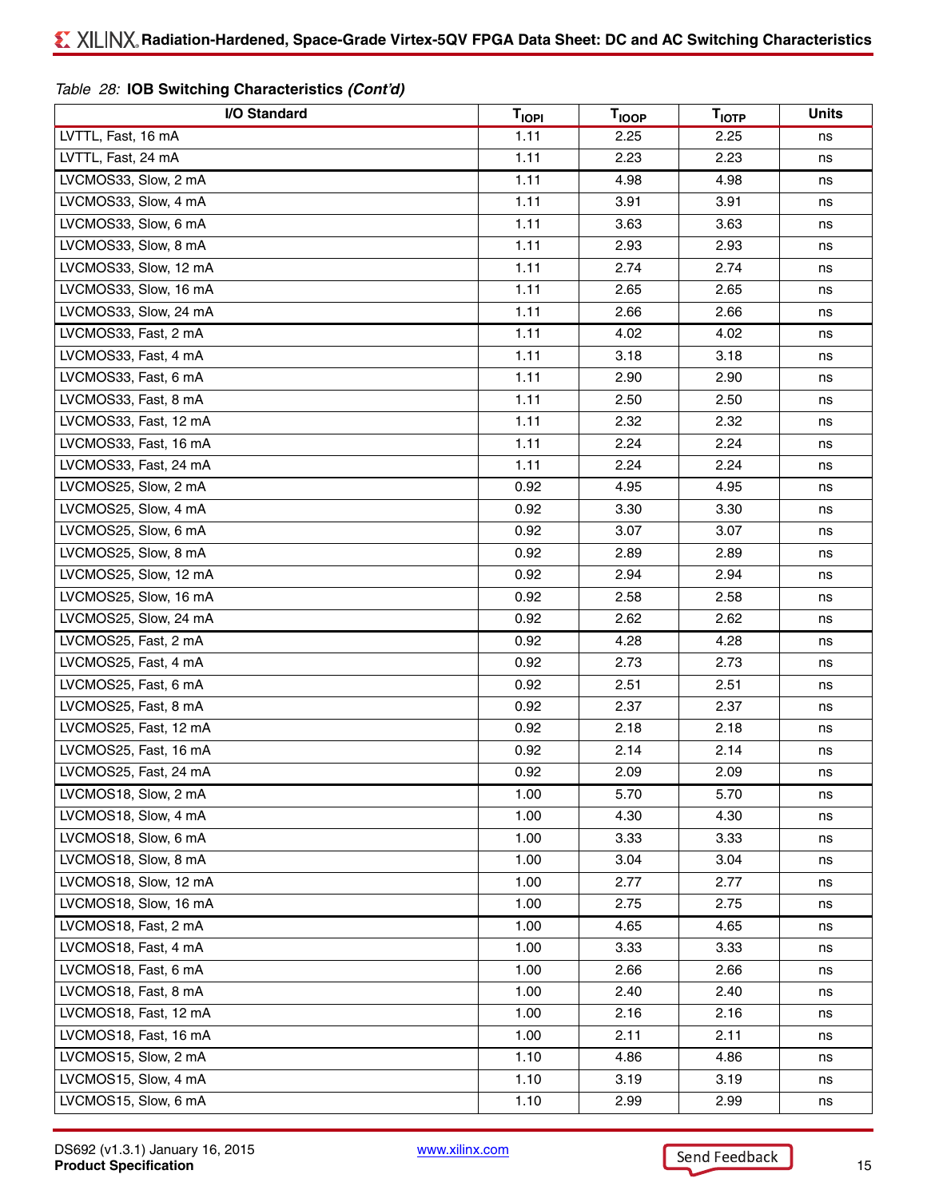*Table 28:* **IOB Switching Characteristics *(Cont'd)***

| I/O Standard | $T_{IOPI}$ | $T_{IOOP}$ | $T_{IOTP}$ | Units |
|---|---|---|---|---|
| LVTTL, Fast, 16 mA | 1.11 | 2.25 | 2.25 | ns |
| LVTTL, Fast, 24 mA | 1.11 | 2.23 | 2.23 | ns |
| LVCMOS33, Slow, 2 mA | 1.11 | 4.98 | 4.98 | ns |
| LVCMOS33, Slow, 4 mA | 1.11 | 3.91 | 3.91 | ns |
| LVCMOS33, Slow, 6 mA | 1.11 | 3.63 | 3.63 | ns |
| LVCMOS33, Slow, 8 mA | 1.11 | 2.93 | 2.93 | ns |
| LVCMOS33, Slow, 12 mA | 1.11 | 2.74 | 2.74 | ns |
| LVCMOS33, Slow, 16 mA | 1.11 | 2.65 | 2.65 | ns |
| LVCMOS33, Slow, 24 mA | 1.11 | 2.66 | 2.66 | ns |
| LVCMOS33, Fast, 2 mA | 1.11 | 4.02 | 4.02 | ns |
| LVCMOS33, Fast, 4 mA | 1.11 | 3.18 | 3.18 | ns |
| LVCMOS33, Fast, 6 mA | 1.11 | 2.90 | 2.90 | ns |
| LVCMOS33, Fast, 8 mA | 1.11 | 2.50 | 2.50 | ns |
| LVCMOS33, Fast, 12 mA | 1.11 | 2.32 | 2.32 | ns |
| LVCMOS33, Fast, 16 mA | 1.11 | 2.24 | 2.24 | ns |
| LVCMOS33, Fast, 24 mA | 1.11 | 2.24 | 2.24 | ns |
| LVCMOS25, Slow, 2 mA | 0.92 | 4.95 | 4.95 | ns |
| LVCMOS25, Slow, 4 mA | 0.92 | 3.30 | 3.30 | ns |
| LVCMOS25, Slow, 6 mA | 0.92 | 3.07 | 3.07 | ns |
| LVCMOS25, Slow, 8 mA | 0.92 | 2.89 | 2.89 | ns |
| LVCMOS25, Slow, 12 mA | 0.92 | 2.94 | 2.94 | ns |
| LVCMOS25, Slow, 16 mA | 0.92 | 2.58 | 2.58 | ns |
| LVCMOS25, Slow, 24 mA | 0.92 | 2.62 | 2.62 | ns |
| LVCMOS25, Fast, 2 mA | 0.92 | 4.28 | 4.28 | ns |
| LVCMOS25, Fast, 4 mA | 0.92 | 2.73 | 2.73 | ns |
| LVCMOS25, Fast, 6 mA | 0.92 | 2.51 | 2.51 | ns |
| LVCMOS25, Fast, 8 mA | 0.92 | 2.37 | 2.37 | ns |
| LVCMOS25, Fast, 12 mA | 0.92 | 2.18 | 2.18 | ns |
| LVCMOS25, Fast, 16 mA | 0.92 | 2.14 | 2.14 | ns |
| LVCMOS25, Fast, 24 mA | 0.92 | 2.09 | 2.09 | ns |
| LVCMOS18, Slow, 2 mA | 1.00 | 5.70 | 5.70 | ns |
| LVCMOS18, Slow, 4 mA | 1.00 | 4.30 | 4.30 | ns |
| LVCMOS18, Slow, 6 mA | 1.00 | 3.33 | 3.33 | ns |
| LVCMOS18, Slow, 8 mA | 1.00 | 3.04 | 3.04 | ns |
| LVCMOS18, Slow, 12 mA | 1.00 | 2.77 | 2.77 | ns |
| LVCMOS18, Slow, 16 mA | 1.00 | 2.75 | 2.75 | ns |
| LVCMOS18, Fast, 2 mA | 1.00 | 4.65 | 4.65 | ns |
| LVCMOS18, Fast, 4 mA | 1.00 | 3.33 | 3.33 | ns |
| LVCMOS18, Fast, 6 mA | 1.00 | 2.66 | 2.66 | ns |
| LVCMOS18, Fast, 8 mA | 1.00 | 2.40 | 2.40 | ns |
| LVCMOS18, Fast, 12 mA | 1.00 | 2.16 | 2.16 | ns |
| LVCMOS18, Fast, 16 mA | 1.00 | 2.11 | 2.11 | ns |
| LVCMOS15, Slow, 2 mA | 1.10 | 4.86 | 4.86 | ns |
| LVCMOS15, Slow, 4 mA | 1.10 | 3.19 | 3.19 | ns |
| LVCMOS15, Slow, 6 mA | 1.10 | 2.99 | 2.99 | ns |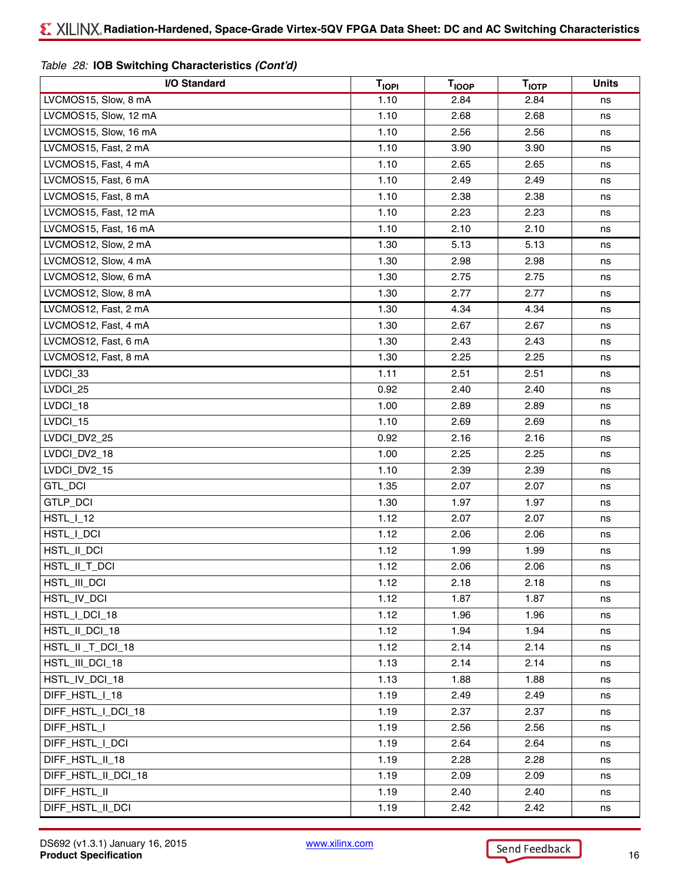*Table 28:* **IOB Switching Characteristics *(Cont'd)***

| I/O Standard | $T_{IOPI}$ | $T_{IOOP}$ | $T_{IOTP}$ | Units |
|---|---|---|---|---|
| LVCMOS15, Slow, 8 mA | 1.10 | 2.84 | 2.84 | ns |
| LVCMOS15, Slow, 12 mA | 1.10 | 2.68 | 2.68 | ns |
| LVCMOS15, Slow, 16 mA | 1.10 | 2.56 | 2.56 | ns |
| LVCMOS15, Fast, 2 mA | 1.10 | 3.90 | 3.90 | ns |
| LVCMOS15, Fast, 4 mA | 1.10 | 2.65 | 2.65 | ns |
| LVCMOS15, Fast, 6 mA | 1.10 | 2.49 | 2.49 | ns |
| LVCMOS15, Fast, 8 mA | 1.10 | 2.38 | 2.38 | ns |
| LVCMOS15, Fast, 12 mA | 1.10 | 2.23 | 2.23 | ns |
| LVCMOS15, Fast, 16 mA | 1.10 | 2.10 | 2.10 | ns |
| LVCMOS12, Slow, 2 mA | 1.30 | 5.13 | 5.13 | ns |
| LVCMOS12, Slow, 4 mA | 1.30 | 2.98 | 2.98 | ns |
| LVCMOS12, Slow, 6 mA | 1.30 | 2.75 | 2.75 | ns |
| LVCMOS12, Slow, 8 mA | 1.30 | 2.77 | 2.77 | ns |
| LVCMOS12, Fast, 2 mA | 1.30 | 4.34 | 4.34 | ns |
| LVCMOS12, Fast, 4 mA | 1.30 | 2.67 | 2.67 | ns |
| LVCMOS12, Fast, 6 mA | 1.30 | 2.43 | 2.43 | ns |
| LVCMOS12, Fast, 8 mA | 1.30 | 2.25 | 2.25 | ns |
| LVDCI_33 | 1.11 | 2.51 | 2.51 | ns |
| LVDCI_25 | 0.92 | 2.40 | 2.40 | ns |
| LVDCI_18 | 1.00 | 2.89 | 2.89 | ns |
| LVDCI_15 | 1.10 | 2.69 | 2.69 | ns |
| LVDCI_DV2_25 | 0.92 | 2.16 | 2.16 | ns |
| LVDCI_DV2_18 | 1.00 | 2.25 | 2.25 | ns |
| LVDCI_DV2_15 | 1.10 | 2.39 | 2.39 | ns |
| GTL_DCI | 1.35 | 2.07 | 2.07 | ns |
| GTLP_DCI | 1.30 | 1.97 | 1.97 | ns |
| HSTL_I_12 | 1.12 | 2.07 | 2.07 | ns |
| HSTL_I_DCI | 1.12 | 2.06 | 2.06 | ns |
| HSTL_II_DCI | 1.12 | 1.99 | 1.99 | ns |
| HSTL_II_T_DCI | 1.12 | 2.06 | 2.06 | ns |
| HSTL_III_DCI | 1.12 | 2.18 | 2.18 | ns |
| HSTL_IV_DCI | 1.12 | 1.87 | 1.87 | ns |
| HSTL_I_DCI_18 | 1.12 | 1.96 | 1.96 | ns |
| HSTL_II_DCI_18 | 1.12 | 1.94 | 1.94 | ns |
| HSTL_II _T_DCI_18 | 1.12 | 2.14 | 2.14 | ns |
| HSTL_III_DCI_18 | 1.13 | 2.14 | 2.14 | ns |
| HSTL_IV_DCI_18 | 1.13 | 1.88 | 1.88 | ns |
| DIFF_HSTL_I_18 | 1.19 | 2.49 | 2.49 | ns |
| DIFF_HSTL_I_DCI_18 | 1.19 | 2.37 | 2.37 | ns |
| DIFF_HSTL_I | 1.19 | 2.56 | 2.56 | ns |
| DIFF_HSTL_I_DCI | 1.19 | 2.64 | 2.64 | ns |
| DIFF_HSTL_II_18 | 1.19 | 2.28 | 2.28 | ns |
| DIFF_HSTL_II_DCI_18 | 1.19 | 2.09 | 2.09 | ns |
| DIFF_HSTL_II | 1.19 | 2.40 | 2.40 | ns |
| DIFF_HSTL_II_DCI | 1.19 | 2.42 | 2.42 | ns |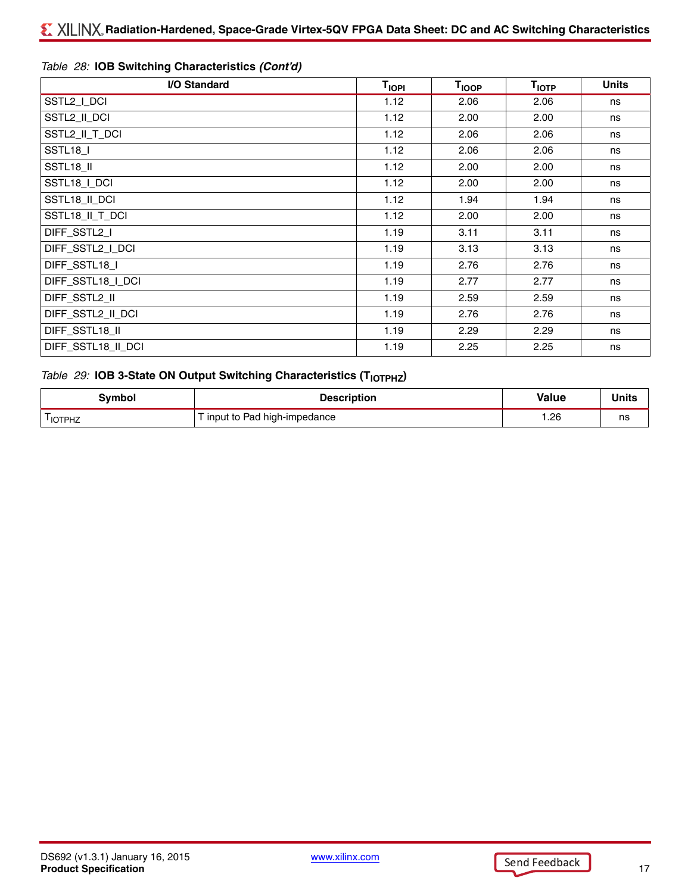*Table 28:* **IOB Switching Characteristics *(Cont'd)***

| I/O Standard | $T_{IOPI}$ | $T_{IOOP}$ | $T_{IOTP}$ | Units |
|---|---|---|---|---|
| SSTL2_I_DCI | 1.12 | 2.06 | 2.06 | ns |
| SSTL2_II_DCI | 1.12 | 2.00 | 2.00 | ns |
| SSTL2_II_T_DCI | 1.12 | 2.06 | 2.06 | ns |
| SSTL18_I | 1.12 | 2.06 | 2.06 | ns |
| SSTL18_II | 1.12 | 2.00 | 2.00 | ns |
| SSTL18_I_DCI | 1.12 | 2.00 | 2.00 | ns |
| SSTL18_II_DCI | 1.12 | 1.94 | 1.94 | ns |
| SSTL18_II_T_DCI | 1.12 | 2.00 | 2.00 | ns |
| DIFF_SSTL2_I | 1.19 | 3.11 | 3.11 | ns |
| DIFF_SSTL2_I_DCI | 1.19 | 3.13 | 3.13 | ns |
| DIFF_SSTL18_I | 1.19 | 2.76 | 2.76 | ns |
| DIFF_SSTL18_I_DCI | 1.19 | 2.77 | 2.77 | ns |
| DIFF_SSTL2_II | 1.19 | 2.59 | 2.59 | ns |
| DIFF_SSTL2_II_DCI | 1.19 | 2.76 | 2.76 | ns |
| DIFF_SSTL18_II | 1.19 | 2.29 | 2.29 | ns |
| DIFF_SSTL18_II_DCI | 1.19 | 2.25 | 2.25 | ns |

*Table 29:* **IOB 3-State ON Output Switching Characteristics ($T_{IOTPHZ}$)**

| Symbol | Description | Value | Units |
|---|---|---|---|
| $T_{IOTPHZ}$ | T input to Pad high-impedance | 1.26 | ns |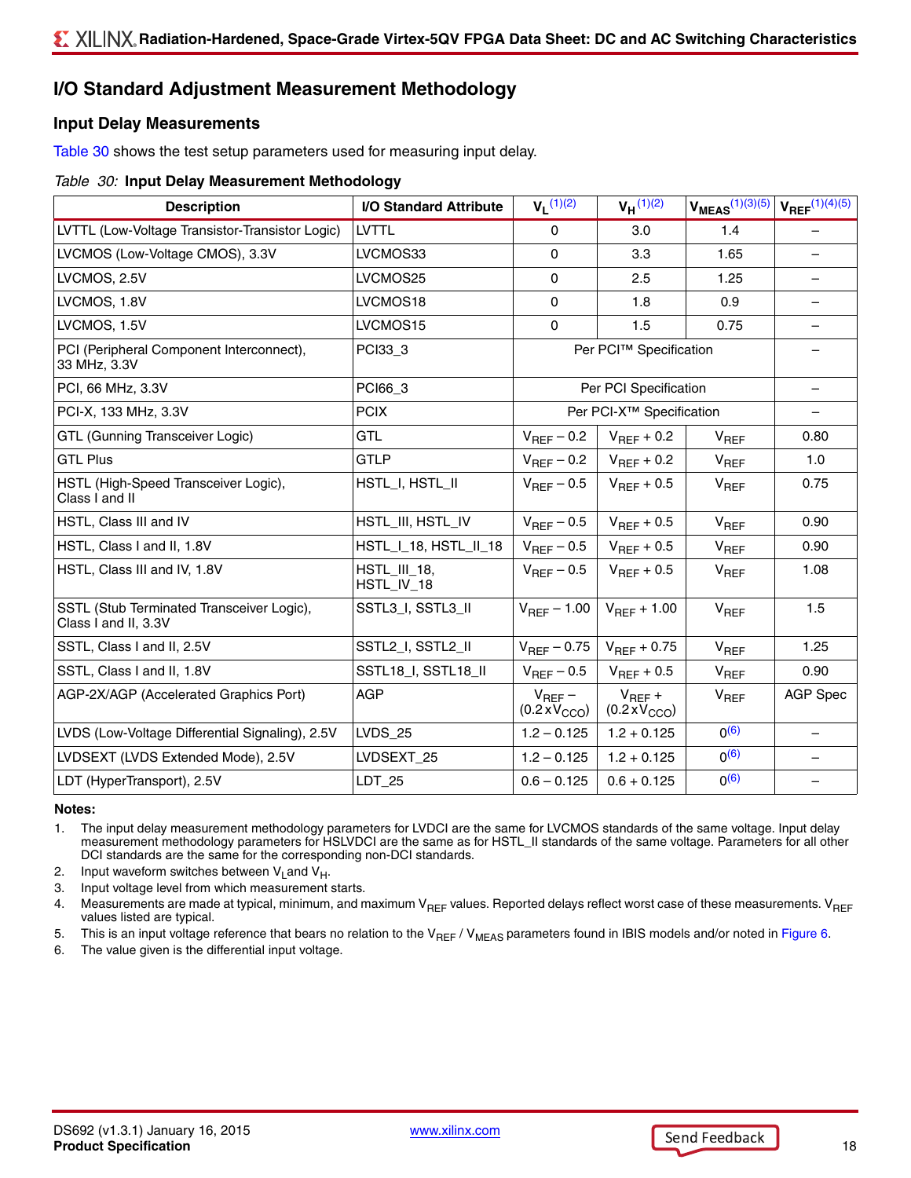## I/O Standard Adjustment Measurement Methodology

### Input Delay Measurements

Table 30 shows the test setup parameters used for measuring input delay.

*Table 30:* **Input Delay Measurement Methodology**

| Description | I/O Standard Attribute | $V_L$ [1][2] | $V_H$ [1][2] | $V_{MEAS}$ [1][3][5] | $V_{REF}$ [1][4][5] |
|---|---|---|---|---|---|
| LVTTL (Low-Voltage Transistor-Transistor Logic) | LVTTL | 0 | 3.0 | 1.4 | – |
| LVCMOS (Low-Voltage CMOS), 3.3V | LVCMOS33 | 0 | 3.3 | 1.65 | – |
| LVCMOS, 2.5V | LVCMOS25 | 0 | 2.5 | 1.25 | – |
| LVCMOS, 1.8V | LVCMOS18 | 0 | 1.8 | 0.9 | – |
| LVCMOS, 1.5V | LVCMOS15 | 0 | 1.5 | 0.75 | – |
| PCI (Peripheral Component Interconnect), 33 MHz, 3.3V | PCI33_3 | Per PCI™ Specification | | | – |
| PCI, 66 MHz, 3.3V | PCI66_3 | Per PCI Specification | | | – |
| PCI-X, 133 MHz, 3.3V | PCIX | Per PCI-X™ Specification | | | – |
| GTL (Gunning Transceiver Logic) | GTL | $V_{REF}$ – 0.2 | $V_{REF}$ + 0.2 | $V_{REF}$ | 0.80 |
| GTL Plus | GTLP | $V_{REF}$ – 0.2 | $V_{REF}$ + 0.2 | $V_{REF}$ | 1.0 |
| HSTL (High-Speed Transceiver Logic), Class I and II | HSTL_I, HSTL_II | $V_{REF}$ – 0.5 | $V_{REF}$ + 0.5 | $V_{REF}$ | 0.75 |
| HSTL, Class III and IV | HSTL_III, HSTL_IV | $V_{REF}$ – 0.5 | $V_{REF}$ + 0.5 | $V_{REF}$ | 0.90 |
| HSTL, Class I and II, 1.8V | HSTL_I_18, HSTL_II_18 | $V_{REF}$ – 0.5 | $V_{REF}$ + 0.5 | $V_{REF}$ | 0.90 |
| HSTL, Class III and IV, 1.8V | HSTL_III_18, HSTL_IV_18 | $V_{REF}$ – 0.5 | $V_{REF}$ + 0.5 | $V_{REF}$ | 1.08 |
| SSTL (Stub Terminated Transceiver Logic), Class I and II, 3.3V | SSTL3_I, SSTL3_II | $V_{REF}$ – 1.00 | $V_{REF}$ + 1.00 | $V_{REF}$ | 1.5 |
| SSTL, Class I and II, 2.5V | SSTL2_I, SSTL2_II | $V_{REF}$ – 0.75 | $V_{REF}$ + 0.75 | $V_{REF}$ | 1.25 |
| SSTL, Class I and II, 1.8V | SSTL18_I, SSTL18_II | $V_{REF}$ – 0.5 | $V_{REF}$ + 0.5 | $V_{REF}$ | 0.90 |
| AGP-2X/AGP (Accelerated Graphics Port) | AGP | $V_{REF}$ – (0.2 x $V_{CCO}$) | $V_{REF}$ + (0.2 x $V_{CCO}$) | $V_{REF}$ | AGP Spec |
| LVDS (Low-Voltage Differential Signaling), 2.5V | LVDS_25 | 1.2 – 0.125 | 1.2 + 0.125 | 0[6] | – |
| LVDSEXT (LVDS Extended Mode), 2.5V | LVDSEXT_25 | 1.2 – 0.125 | 1.2 + 0.125 | 0[6] | – |
| LDT (HyperTransport), 2.5V | LDT_25 | 0.6 – 0.125 | 0.6 + 0.125 | 0[6] | – |

**Notes:**

1. The input delay measurement methodology parameters for LVDCI are the same for LVCMOS standards of the same voltage. Input delay measurement methodology parameters for HSLVDCI are the same as for HSTL_II standards of the same voltage. Parameters for all other DCI standards are the same for the corresponding non-DCI standards.
2. Input waveform switches between $V_L$ and $V_H$.
3. Input voltage level from which measurement starts.
4. Measurements are made at typical, minimum, and maximum $V_{REF}$ values. Reported delays reflect worst case of these measurements. $V_{REF}$ values listed are typical.
5. This is an input voltage reference that bears no relation to the $V_{REF}$ / $V_{MEAS}$ parameters found in IBIS models and/or noted in Figure 6.
6. The value given is the differential input voltage.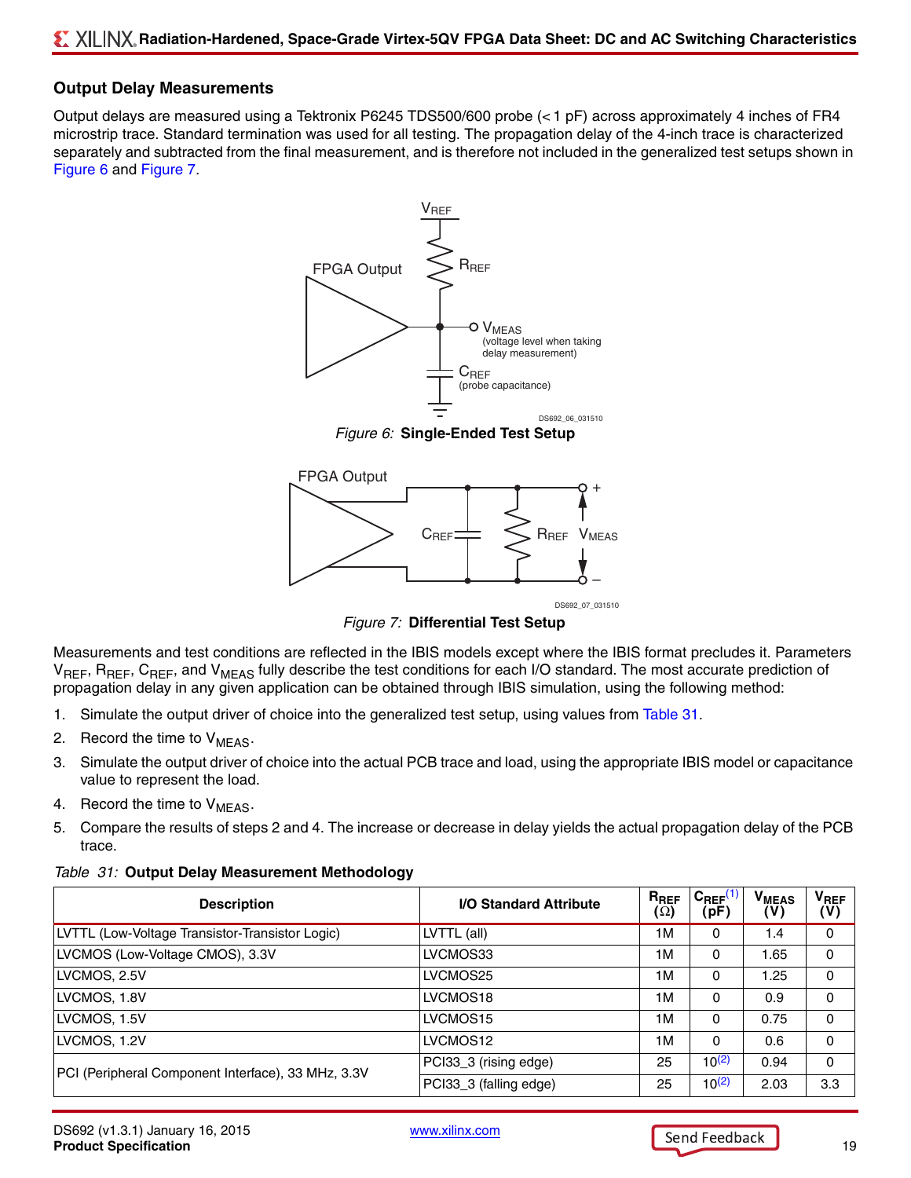## Output Delay Measurements

Output delays are measured using a Tektronix P6245 TDS500/600 probe (< 1 pF) across approximately 4 inches of FR4 microstrip trace. Standard termination was used for all testing. The propagation delay of the 4-inch trace is characterized separately and subtracted from the final measurement, and is therefore not included in the generalized test setups shown in Figure 6 and Figure 7.

*Figure 6:* **Single-Ended Test Setup**

*Figure 7:* **Differential Test Setup**

Measurements and test conditions are reflected in the IBIS models except where the IBIS format precludes it. Parameters $V_{REF}$, $R_{REF}$, $C_{REF}$, and $V_{MEAS}$ fully describe the test conditions for each I/O standard. The most accurate prediction of propagation delay in any given application can be obtained through IBIS simulation, using the following method:

1. Simulate the output driver of choice into the generalized test setup, using values from Table 31.
2. Record the time to $V_{MEAS}$.
3. Simulate the output driver of choice into the actual PCB trace and load, using the appropriate IBIS model or capacitance value to represent the load.
4. Record the time to $V_{MEAS}$.
5. Compare the results of steps 2 and 4. The increase or decrease in delay yields the actual propagation delay of the PCB trace.

*Table 31:* **Output Delay Measurement Methodology**

| Description | I/O Standard Attribute | $R_{REF}$ (Ω) | $C_{REF}$[1] (pF) | $V_{MEAS}$ (V) | $V_{REF}$ (V) |
|---|---|---|---|---|---|
| LVTTL (Low-Voltage Transistor-Transistor Logic) | LVTTL (all) | 1M | 0 | 1.4 | 0 |
| LVCMOS (Low-Voltage CMOS), 3.3V | LVCMOS33 | 1M | 0 | 1.65 | 0 |
| LVCMOS, 2.5V | LVCMOS25 | 1M | 0 | 1.25 | 0 |
| LVCMOS, 1.8V | LVCMOS18 | 1M | 0 | 0.9 | 0 |
| LVCMOS, 1.5V | LVCMOS15 | 1M | 0 | 0.75 | 0 |
| LVCMOS, 1.2V | LVCMOS12 | 1M | 0 | 0.6 | 0 |
| PCI (Peripheral Component Interface), 33 MHz, 3.3V | PCI33_3 (rising edge) | 25 | 10[2] | 0.94 | 0 |
| | PCI33_3 (falling edge) | 25 | 10[2] | 2.03 | 3.3 |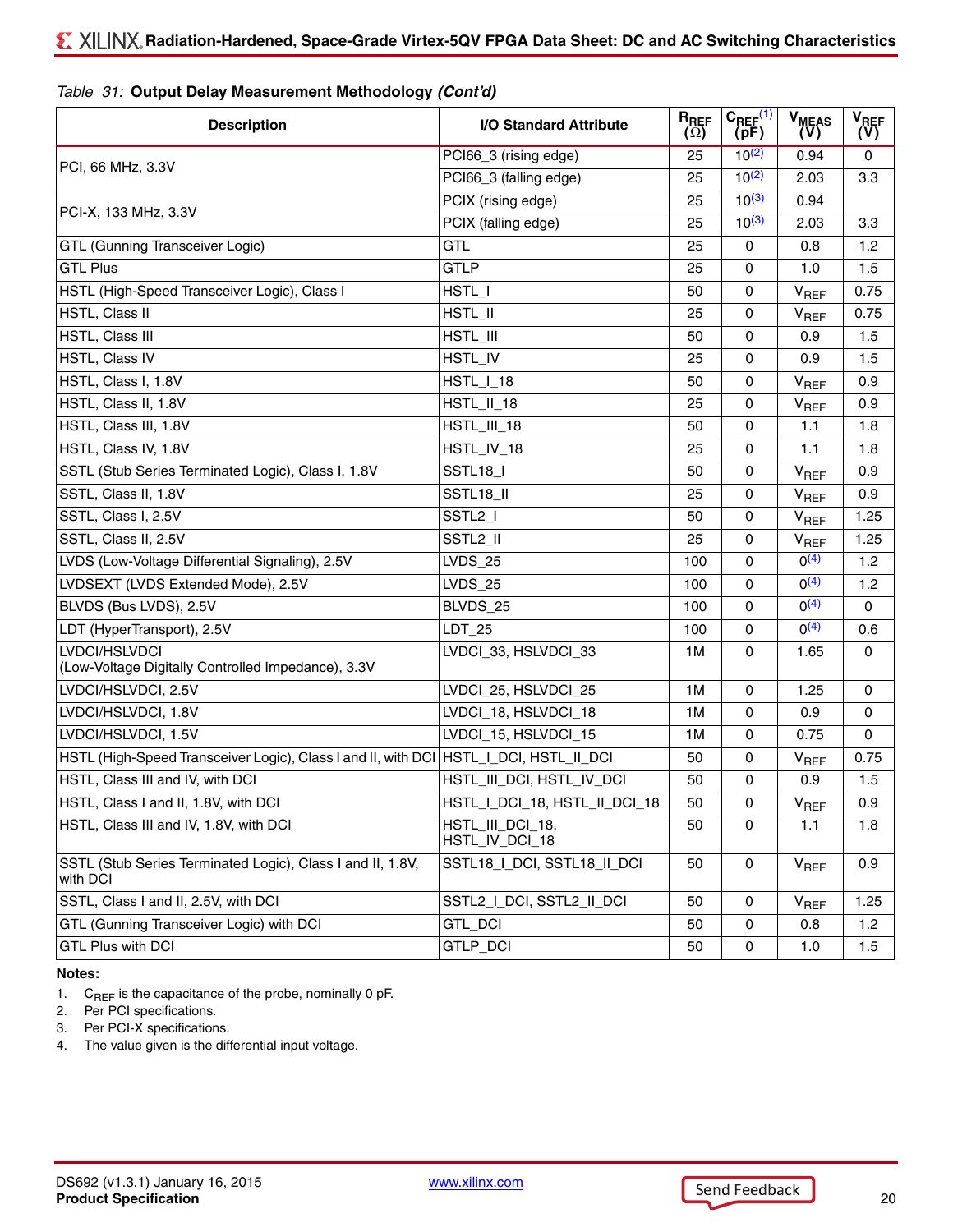*Table 31:* **Output Delay Measurement Methodology *(Cont'd)***

| Description | I/O Standard Attribute | $R_{REF}$ (Ω) | $C_{REF}$[1] (pF) | $V_{MEAS}$ (V) | $V_{REF}$ (V) |
|---|---|---|---|---|---|
| PCI, 66 MHz, 3.3V | PCI66_3 (rising edge) | 25 | 10[2] | 0.94 | 0 |
| | PCI66_3 (falling edge) | 25 | 10[2] | 2.03 | 3.3 |
| PCI-X, 133 MHz, 3.3V | PCIX (rising edge) | 25 | 10[3] | 0.94 | |
| | PCIX (falling edge) | 25 | 10[3] | 2.03 | 3.3 |
| GTL (Gunning Transceiver Logic) | GTL | 25 | 0 | 0.8 | 1.2 |
| GTL Plus | GTLP | 25 | 0 | 1.0 | 1.5 |
| HSTL (High-Speed Transceiver Logic), Class I | HSTL_I | 50 | 0 | $V_{REF}$ | 0.75 |
| HSTL, Class II | HSTL_II | 25 | 0 | $V_{REF}$ | 0.75 |
| HSTL, Class III | HSTL_III | 50 | 0 | 0.9 | 1.5 |
| HSTL, Class IV | HSTL_IV | 25 | 0 | 0.9 | 1.5 |
| HSTL, Class I, 1.8V | HSTL_I_18 | 50 | 0 | $V_{REF}$ | 0.9 |
| HSTL, Class II, 1.8V | HSTL_II_18 | 25 | 0 | $V_{REF}$ | 0.9 |
| HSTL, Class III, 1.8V | HSTL_III_18 | 50 | 0 | 1.1 | 1.8 |
| HSTL, Class IV, 1.8V | HSTL_IV_18 | 25 | 0 | 1.1 | 1.8 |
| SSTL (Stub Series Terminated Logic), Class I, 1.8V | SSTL18_I | 50 | 0 | $V_{REF}$ | 0.9 |
| SSTL, Class II, 1.8V | SSTL18_II | 25 | 0 | $V_{REF}$ | 0.9 |
| SSTL, Class I, 2.5V | SSTL2_I | 50 | 0 | $V_{REF}$ | 1.25 |
| SSTL, Class II, 2.5V | SSTL2_II | 25 | 0 | $V_{REF}$ | 1.25 |
| LVDS (Low-Voltage Differential Signaling), 2.5V | LVDS_25 | 100 | 0 | 0[4] | 1.2 |
| LVDSEXT (LVDS Extended Mode), 2.5V | LVDS_25 | 100 | 0 | 0[4] | 1.2 |
| BLVDS (Bus LVDS), 2.5V | BLVDS_25 | 100 | 0 | 0[4] | 0 |
| LDT (HyperTransport), 2.5V | LDT_25 | 100 | 0 | 0[4] | 0.6 |
| LVDCI/HSLVDCI (Low-Voltage Digitally Controlled Impedance), 3.3V | LVDCI_33, HSLVDCI_33 | 1M | 0 | 1.65 | 0 |
| LVDCI/HSLVDCI, 2.5V | LVDCI_25, HSLVDCI_25 | 1M | 0 | 1.25 | 0 |
| LVDCI/HSLVDCI, 1.8V | LVDCI_18, HSLVDCI_18 | 1M | 0 | 0.9 | 0 |
| LVDCI/HSLVDCI, 1.5V | LVDCI_15, HSLVDCI_15 | 1M | 0 | 0.75 | 0 |
| HSTL (High-Speed Transceiver Logic), Class I and II, with DCI | HSTL_I_DCI, HSTL_II_DCI | 50 | 0 | $V_{REF}$ | 0.75 |
| HSTL, Class III and IV, with DCI | HSTL_III_DCI, HSTL_IV_DCI | 50 | 0 | 0.9 | 1.5 |
| HSTL, Class I and II, 1.8V, with DCI | HSTL_I_DCI_18, HSTL_II_DCI_18 | 50 | 0 | $V_{REF}$ | 0.9 |
| HSTL, Class III and IV, 1.8V, with DCI | HSTL_III_DCI_18, HSTL_IV_DCI_18 | 50 | 0 | 1.1 | 1.8 |
| SSTL (Stub Series Terminated Logic), Class I and II, 1.8V, with DCI | SSTL18_I_DCI, SSTL18_II_DCI | 50 | 0 | $V_{REF}$ | 0.9 |
| SSTL, Class I and II, 2.5V, with DCI | SSTL2_I_DCI, SSTL2_II_DCI | 50 | 0 | $V_{REF}$ | 1.25 |
| GTL (Gunning Transceiver Logic) with DCI | GTL_DCI | 50 | 0 | 0.8 | 1.2 |
| GTL Plus with DCI | GTLP_DCI | 50 | 0 | 1.0 | 1.5 |

**Notes:**

1. $C_{REF}$ is the capacitance of the probe, nominally 0 pF.
2. Per PCI specifications.
3. Per PCI-X specifications.
4. The value given is the differential input voltage.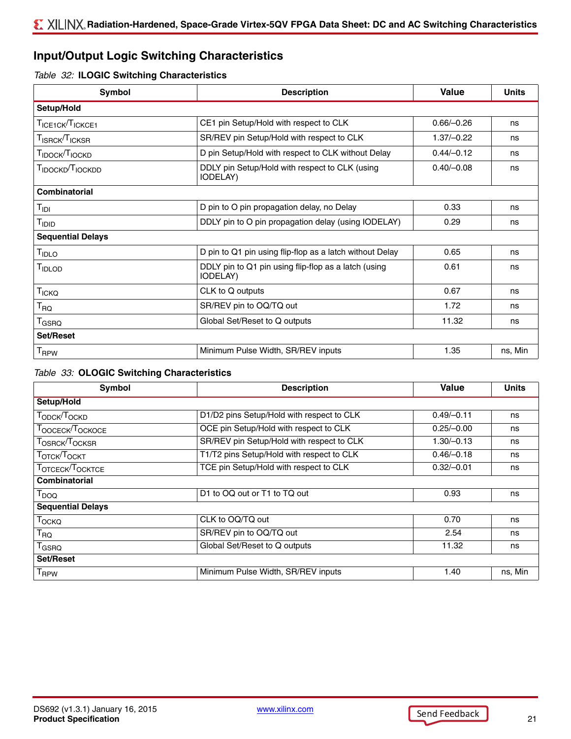## Input/Output Logic Switching Characteristics

*Table 32:* **ILOGIC Switching Characteristics**

| Symbol | Description | Value | Units |
|---|---|---|---|
| **Setup/Hold** | | | |
| $T_{ICE1CK}/T_{ICKCE1}$ | CE1 pin Setup/Hold with respect to CLK | 0.66/–0.26 | ns |
| $T_{ISRCK}/T_{ICKSR}$ | SR/REV pin Setup/Hold with respect to CLK | 1.37/–0.22 | ns |
| $T_{IDOCK}/T_{IOCKD}$ | D pin Setup/Hold with respect to CLK without Delay | 0.44/–0.12 | ns |
| $T_{IDOCKD}/T_{IOCKDD}$ | DDLY pin Setup/Hold with respect to CLK (using IODELAY) | 0.40/–0.08 | ns |
| **Combinatorial** | | | |
| $T_{IDI}$ | D pin to O pin propagation delay, no Delay | 0.33 | ns |
| $T_{IDID}$ | DDLY pin to O pin propagation delay (using IODELAY) | 0.29 | ns |
| **Sequential Delays** | | | |
| $T_{IDLO}$ | D pin to Q1 pin using flip-flop as a latch without Delay | 0.65 | ns |
| $T_{IDLOD}$ | DDLY pin to Q1 pin using flip-flop as a latch (using IODELAY) | 0.61 | ns |
| $T_{ICKQ}$ | CLK to Q outputs | 0.67 | ns |
| $T_{RQ}$ | SR/REV pin to OQ/TQ out | 1.72 | ns |
| $T_{GSRQ}$ | Global Set/Reset to Q outputs | 11.32 | ns |
| **Set/Reset** | | | |
| $T_{RPW}$ | Minimum Pulse Width, SR/REV inputs | 1.35 | ns, Min |

*Table 33:* **OLOGIC Switching Characteristics**

| Symbol | Description | Value | Units |
|---|---|---|---|
| **Setup/Hold** | | | |
| $T_{ODCK}/T_{OCKD}$ | D1/D2 pins Setup/Hold with respect to CLK | 0.49/–0.11 | ns |
| $T_{OOCECK}/T_{OCKOCE}$ | OCE pin Setup/Hold with respect to CLK | 0.25/–0.00 | ns |
| $T_{OSRCK}/T_{OCKSR}$ | SR/REV pin Setup/Hold with respect to CLK | 1.30/–0.13 | ns |
| $T_{OTCK}/T_{OCKT}$ | T1/T2 pins Setup/Hold with respect to CLK | 0.46/–0.18 | ns |
| $T_{OTCECK}/T_{OCKTCE}$ | TCE pin Setup/Hold with respect to CLK | 0.32/–0.01 | ns |
| **Combinatorial** | | | |
| $T_{DOQ}$ | D1 to OQ out or T1 to TQ out | 0.93 | ns |
| **Sequential Delays** | | | |
| $T_{OCKQ}$ | CLK to OQ/TQ out | 0.70 | ns |
| $T_{RQ}$ | SR/REV pin to OQ/TQ out | 2.54 | ns |
| $T_{GSRQ}$ | Global Set/Reset to Q outputs | 11.32 | ns |
| **Set/Reset** | | | |
| $T_{RPW}$ | Minimum Pulse Width, SR/REV inputs | 1.40 | ns, Min |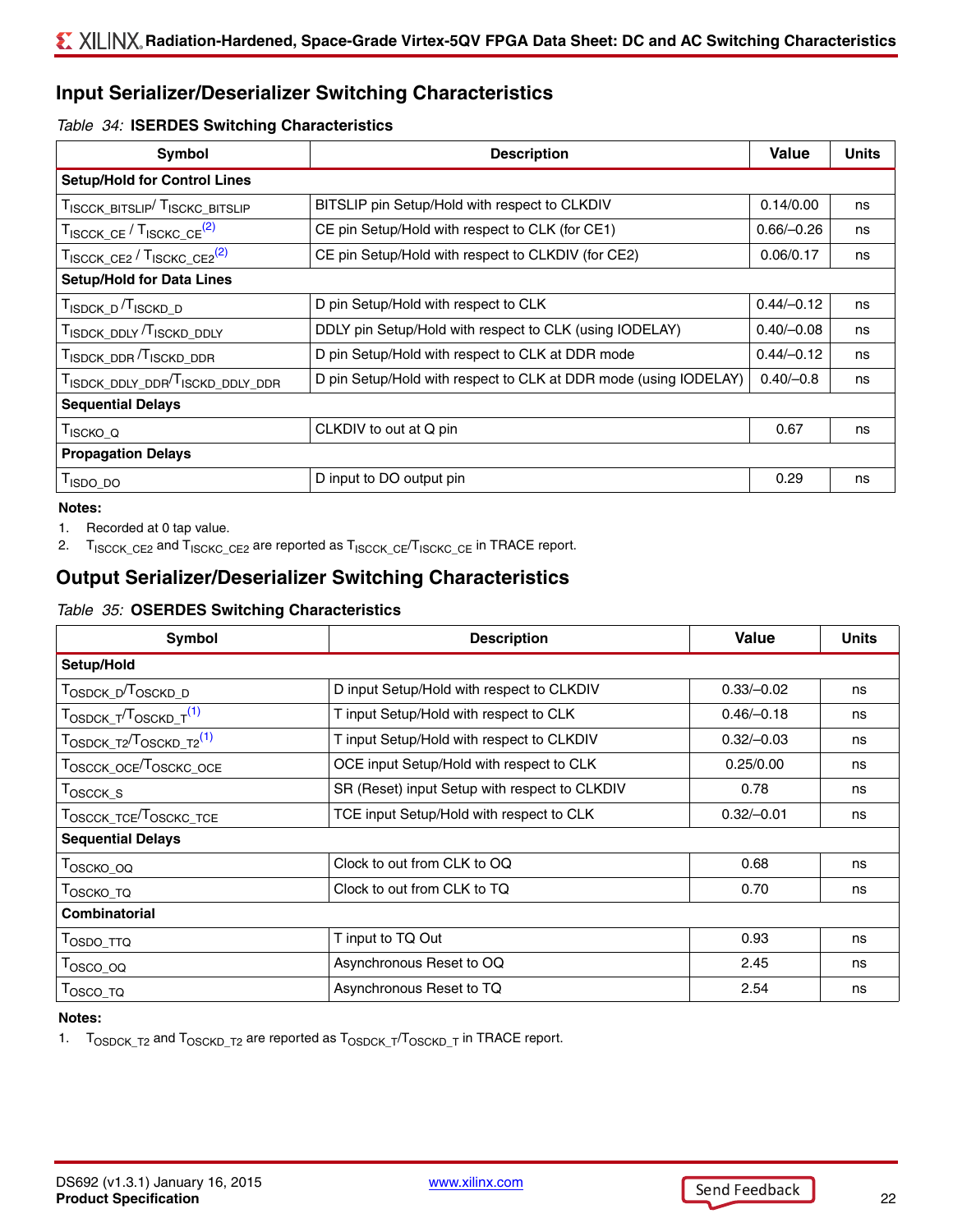## Input Serializer/Deserializer Switching Characteristics

*Table 34:* **ISERDES Switching Characteristics**

| Symbol | Description | Value | Units |
|---|---|---|---|
| **Setup/Hold for Control Lines** | | | |
| $T_{ISCCK\_BITSLIP}$/ $T_{ISCKC\_BITSLIP}$ | BITSLIP pin Setup/Hold with respect to CLKDIV | 0.14/0.00 | ns |
| $T_{ISCCK\_CE}$ / $T_{ISCKC\_CE}$[2] | CE pin Setup/Hold with respect to CLK (for CE1) | 0.66/–0.26 | ns |
| $T_{ISCCK\_CE2}$ / $T_{ISCKC\_CE2}$[2] | CE pin Setup/Hold with respect to CLKDIV (for CE2) | 0.06/0.17 | ns |
| **Setup/Hold for Data Lines** | | | |
| $T_{ISDCK\_D}$ /$T_{ISCKD\_D}$ | D pin Setup/Hold with respect to CLK | 0.44/–0.12 | ns |
| $T_{ISDCK\_DDLY}$ /$T_{ISCKD\_DDLY}$ | DDLY pin Setup/Hold with respect to CLK (using IODELAY) | 0.40/–0.08 | ns |
| $T_{ISDCK\_DDR}$ /$T_{ISCKD\_DDR}$ | D pin Setup/Hold with respect to CLK at DDR mode | 0.44/–0.12 | ns |
| $T_{ISDCK\_DDLY\_DDR}$/$T_{ISCKD\_DDLY\_DDR}$ | D pin Setup/Hold with respect to CLK at DDR mode (using IODELAY) | 0.40/–0.8 | ns |
| **Sequential Delays** | | | |
| $T_{ISCKO\_Q}$ | CLKDIV to out at Q pin | 0.67 | ns |
| **Propagation Delays** | | | |
| $T_{ISDO\_DO}$ | D input to DO output pin | 0.29 | ns |

**Notes:**

1. Recorded at 0 tap value.
2. $T_{ISCCK\_CE2}$ and $T_{ISCKC\_CE2}$ are reported as $T_{ISCCK\_CE}$/$T_{ISCKC\_CE}$ in TRACE report.

## Output Serializer/Deserializer Switching Characteristics

*Table 35:* **OSERDES Switching Characteristics**

| Symbol | Description | Value | Units |
|---|---|---|---|
| **Setup/Hold** | | | |
| $T_{OSDCK\_D}$/$T_{OSCKD\_D}$ | D input Setup/Hold with respect to CLKDIV | 0.33/–0.02 | ns |
| $T_{OSDCK\_T}$/$T_{OSCKD\_T}$[1] | T input Setup/Hold with respect to CLK | 0.46/–0.18 | ns |
| $T_{OSDCK\_T2}$/$T_{OSCKD\_T2}$[1] | T input Setup/Hold with respect to CLKDIV | 0.32/–0.03 | ns |
| $T_{OSCCK\_OCE}$/$T_{OSCKC\_OCE}$ | OCE input Setup/Hold with respect to CLK | 0.25/0.00 | ns |
| $T_{OSCCK\_S}$ | SR (Reset) input Setup with respect to CLKDIV | 0.78 | ns |
| $T_{OSCCK\_TCE}$/$T_{OSCKC\_TCE}$ | TCE input Setup/Hold with respect to CLK | 0.32/–0.01 | ns |
| **Sequential Delays** | | | |
| $T_{OSCKO\_OQ}$ | Clock to out from CLK to OQ | 0.68 | ns |
| $T_{OSCKO\_TQ}$ | Clock to out from CLK to TQ | 0.70 | ns |
| **Combinatorial** | | | |
| $T_{OSDO\_TTQ}$ | T input to TQ Out | 0.93 | ns |
| $T_{OSCO\_OQ}$ | Asynchronous Reset to OQ | 2.45 | ns |
| $T_{OSCO\_TQ}$ | Asynchronous Reset to TQ | 2.54 | ns |

**Notes:**

1. $T_{OSDCK\_T2}$ and $T_{OSCKD\_T2}$ are reported as $T_{OSDCK\_T}$/$T_{OSCKD\_T}$ in TRACE report.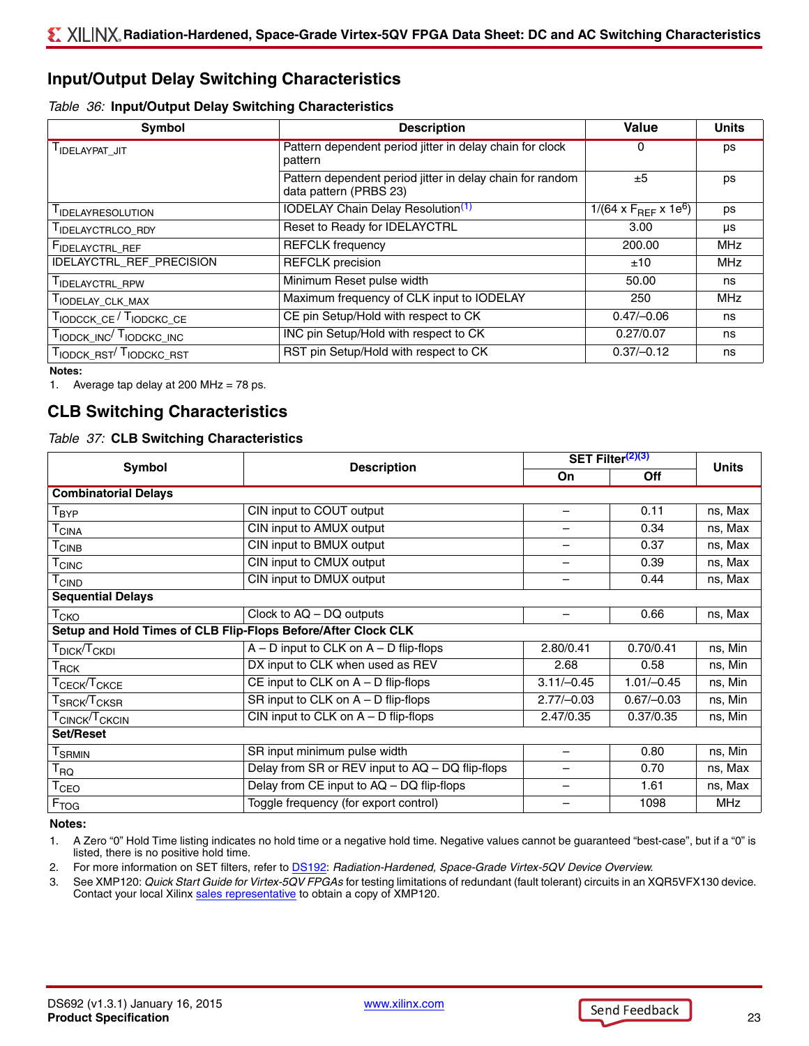## Input/Output Delay Switching Characteristics

*Table 36:* **Input/Output Delay Switching Characteristics**

| Symbol | Description | Value | Units |
|---|---|---|---|
| $T_{IDELAYPAT\_JIT}$ | Pattern dependent period jitter in delay chain for clock pattern | 0 | ps |
| | Pattern dependent period jitter in delay chain for random data pattern (PRBS 23) | ±5 | ps |
| $T_{IDELAYRESOLUTION}$ | IODELAY Chain Delay Resolution[1] | $1/(64 \times F_{REF} \times 1e^6)$ | ps |
| $T_{IDELAYCTRLCO\_RDY}$ | Reset to Ready for IDELAYCTRL | 3.00 | µs |
| $F_{IDELAYCTRL\_REF}$ | REFCLK frequency | 200.00 | MHz |
| IDELAYCTRL_REF_PRECISION | REFCLK precision | ±10 | MHz |
| $T_{IDELAYCTRL\_RPW}$ | Minimum Reset pulse width | 50.00 | ns |
| $T_{IODELAY\_CLK\_MAX}$ | Maximum frequency of CLK input to IODELAY | 250 | MHz |
| $T_{IODCCK\_CE}$ / $T_{IODCKC\_CE}$ | CE pin Setup/Hold with respect to CK | 0.47/–0.06 | ns |
| $T_{IODCK\_INC}$/ $T_{IODCKC\_INC}$ | INC pin Setup/Hold with respect to CK | 0.27/0.07 | ns |
| $T_{IODCK\_RST}$/ $T_{IODCKC\_RST}$ | RST pin Setup/Hold with respect to CK | 0.37/–0.12 | ns |

**Notes:**

1. Average tap delay at 200 MHz = 78 ps.

## CLB Switching Characteristics

*Table 37:* **CLB Switching Characteristics**

| Symbol | Description | SET Filter[2][3] | | Units |
|---|---|---|---|---|
| | | On | Off | |
| **Combinatorial Delays** | | | | |
| $T_{BYP}$ | CIN input to COUT output | – | 0.11 | ns, Max |
| $T_{CINA}$ | CIN input to AMUX output | – | 0.34 | ns, Max |
| $T_{CINB}$ | CIN input to BMUX output | – | 0.37 | ns, Max |
| $T_{CINC}$ | CIN input to CMUX output | – | 0.39 | ns, Max |
| $T_{CIND}$ | CIN input to DMUX output | – | 0.44 | ns, Max |
| **Sequential Delays** | | | | |
| $T_{CKO}$ | Clock to AQ – DQ outputs | – | 0.66 | ns, Max |
| **Setup and Hold Times of CLB Flip-Flops Before/After Clock CLK** | | | | |
| $T_{DICK}$/$T_{CKDI}$ | A – D input to CLK on A – D flip-flops | 2.80/0.41 | 0.70/0.41 | ns, Min |
| $T_{RCK}$ | DX input to CLK when used as REV | 2.68 | 0.58 | ns, Min |
| $T_{CECK}$/$T_{CKCE}$ | CE input to CLK on A – D flip-flops | 3.11/–0.45 | 1.01/–0.45 | ns, Min |
| $T_{SRCK}$/$T_{CKSR}$ | SR input to CLK on A – D flip-flops | 2.77/–0.03 | 0.67/–0.03 | ns, Min |
| $T_{CINCK}$/$T_{CKCIN}$ | CIN input to CLK on A – D flip-flops | 2.47/0.35 | 0.37/0.35 | ns, Min |
| **Set/Reset** | | | | |
| $T_{SRMIN}$ | SR input minimum pulse width | – | 0.80 | ns, Min |
| $T_{RQ}$ | Delay from SR or REV input to AQ – DQ flip-flops | – | 0.70 | ns, Max |
| $T_{CEO}$ | Delay from CE input to AQ – DQ flip-flops | – | 1.61 | ns, Max |
| $F_{TOG}$ | Toggle frequency (for export control) | – | 1098 | MHz |

**Notes:**

1. A Zero "0" Hold Time listing indicates no hold time or a negative hold time. Negative values cannot be guaranteed "best-case", but if a "0" is listed, there is no positive hold time.
2. For more information on SET filters, refer to DS192: *Radiation-Hardened, Space-Grade Virtex-5QV Device Overview.*
3. See XMP120: *Quick Start Guide for Virtex-5QV FPGAs* for testing limitations of redundant (fault tolerant) circuits in an XQR5VFX130 device. Contact your local Xilinx sales representative to obtain a copy of XMP120.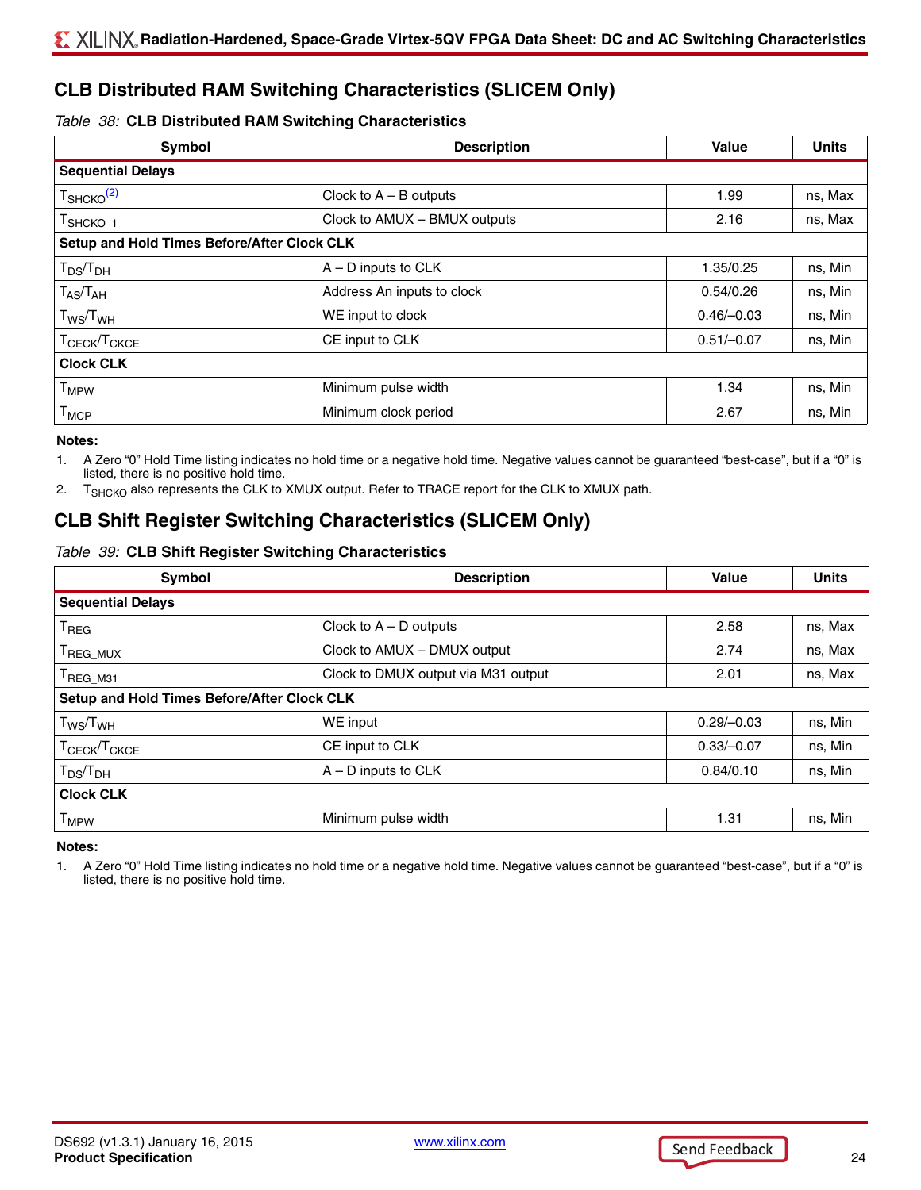## CLB Distributed RAM Switching Characteristics (SLICEM Only)

*Table 38:* **CLB Distributed RAM Switching Characteristics**

| Symbol | Description | Value | Units |
|---|---|---|---|
| **Sequential Delays** | | | |
| $T_{SHCKO}$[(2)] | Clock to A – B outputs | 1.99 | ns, Max |
| $T_{SHCKO\_1}$ | Clock to AMUX – BMUX outputs | 2.16 | ns, Max |
| **Setup and Hold Times Before/After Clock CLK** | | | |
| $T_{DS}/T_{DH}$ | A – D inputs to CLK | 1.35/0.25 | ns, Min |
| $T_{AS}/T_{AH}$ | Address An inputs to clock | 0.54/0.26 | ns, Min |
| $T_{WS}/T_{WH}$ | WE input to clock | 0.46/–0.03 | ns, Min |
| $T_{CECK}/T_{CKCE}$ | CE input to CLK | 0.51/–0.07 | ns, Min |
| **Clock CLK** | | | |
| $T_{MPW}$ | Minimum pulse width | 1.34 | ns, Min |
| $T_{MCP}$ | Minimum clock period | 2.67 | ns, Min |

**Notes:**

1. A Zero "0" Hold Time listing indicates no hold time or a negative hold time. Negative values cannot be guaranteed "best-case", but if a "0" is listed, there is no positive hold time.
2. $T_{SHCKO}$ also represents the CLK to XMUX output. Refer to TRACE report for the CLK to XMUX path.

## CLB Shift Register Switching Characteristics (SLICEM Only)

*Table 39:* **CLB Shift Register Switching Characteristics**

| Symbol | Description | Value | Units |
|---|---|---|---|
| **Sequential Delays** | | | |
| $T_{REG}$ | Clock to A – D outputs | 2.58 | ns, Max |
| $T_{REG\_MUX}$ | Clock to AMUX – DMUX output | 2.74 | ns, Max |
| $T_{REG\_M31}$ | Clock to DMUX output via M31 output | 2.01 | ns, Max |
| **Setup and Hold Times Before/After Clock CLK** | | | |
| $T_{WS}/T_{WH}$ | WE input | 0.29/–0.03 | ns, Min |
| $T_{CECK}/T_{CKCE}$ | CE input to CLK | 0.33/–0.07 | ns, Min |
| $T_{DS}/T_{DH}$ | A – D inputs to CLK | 0.84/0.10 | ns, Min |
| **Clock CLK** | | | |
| $T_{MPW}$ | Minimum pulse width | 1.31 | ns, Min |

**Notes:**

1. A Zero "0" Hold Time listing indicates no hold time or a negative hold time. Negative values cannot be guaranteed "best-case", but if a "0" is listed, there is no positive hold time.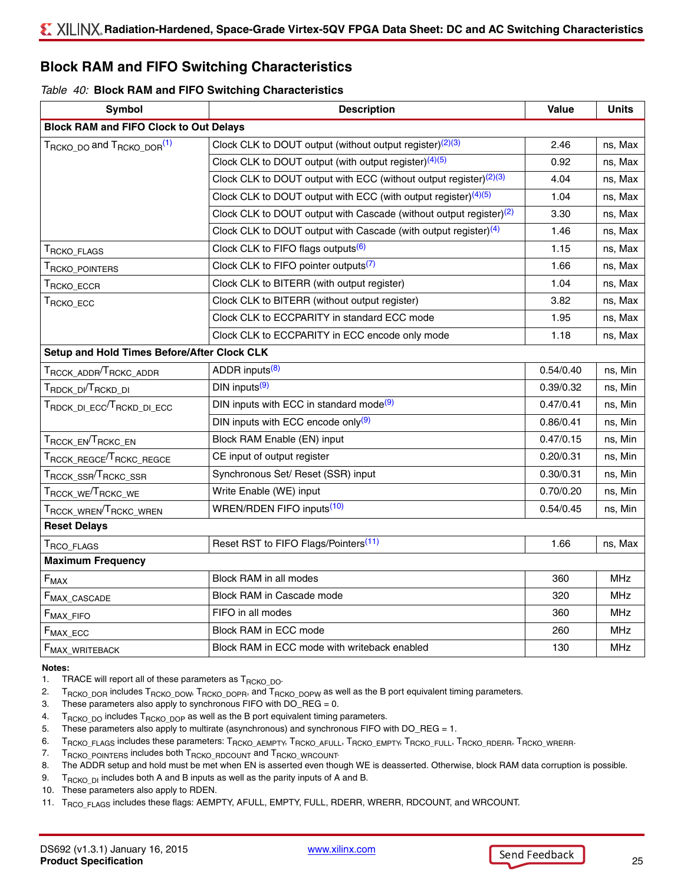## Block RAM and FIFO Switching Characteristics

*Table 40:* **Block RAM and FIFO Switching Characteristics**

| Symbol | Description | Value | Units |
|---|---|---|---|
| **Block RAM and FIFO Clock to Out Delays** | | | |
| $T_{RCKO\_DO}$ and $T_{RCKO\_DOR}$[1] | Clock CLK to DOUT output (without output register)[2][3] | 2.46 | ns, Max |
| | Clock CLK to DOUT output (with output register)[4][5] | 0.92 | ns, Max |
| | Clock CLK to DOUT output with ECC (without output register)[2][3] | 4.04 | ns, Max |
| | Clock CLK to DOUT output with ECC (with output register)[4][5] | 1.04 | ns, Max |
| | Clock CLK to DOUT output with Cascade (without output register)[2] | 3.30 | ns, Max |
| | Clock CLK to DOUT output with Cascade (with output register)[4] | 1.46 | ns, Max |
| $T_{RCKO\_FLAGS}$ | Clock CLK to FIFO flags outputs[6] | 1.15 | ns, Max |
| $T_{RCKO\_POINTERS}$ | Clock CLK to FIFO pointer outputs[7] | 1.66 | ns, Max |
| $T_{RCKO\_ECCR}$ | Clock CLK to BITERR (with output register) | 1.04 | ns, Max |
| $T_{RCKO\_ECC}$ | Clock CLK to BITERR (without output register) | 3.82 | ns, Max |
| | Clock CLK to ECCPARITY in standard ECC mode | 1.95 | ns, Max |
| | Clock CLK to ECCPARITY in ECC encode only mode | 1.18 | ns, Max |
| **Setup and Hold Times Before/After Clock CLK** | | | |
| $T_{RCCK\_ADDR}$/$T_{RCKC\_ADDR}$ | ADDR inputs[8] | 0.54/0.40 | ns, Min |
| $T_{RDCK\_DI}$/$T_{RCKD\_DI}$ | DIN inputs[9] | 0.39/0.32 | ns, Min |
| $T_{RDCK\_DI\_ECC}$/$T_{RCKD\_DI\_ECC}$ | DIN inputs with ECC in standard mode[9] | 0.47/0.41 | ns, Min |
| | DIN inputs with ECC encode only[9] | 0.86/0.41 | ns, Min |
| $T_{RCCK\_EN}$/$T_{RCKC\_EN}$ | Block RAM Enable (EN) input | 0.47/0.15 | ns, Min |
| $T_{RCCK\_REGCE}$/$T_{RCKC\_REGCE}$ | CE input of output register | 0.20/0.31 | ns, Min |
| $T_{RCCK\_SSR}$/$T_{RCKC\_SSR}$ | Synchronous Set/ Reset (SSR) input | 0.30/0.31 | ns, Min |
| $T_{RCCK\_WE}$/$T_{RCKC\_WE}$ | Write Enable (WE) input | 0.70/0.20 | ns, Min |
| $T_{RCCK\_WREN}$/$T_{RCKC\_WREN}$ | WREN/RDEN FIFO inputs[10] | 0.54/0.45 | ns, Min |
| **Reset Delays** | | | |
| $T_{RCO\_FLAGS}$ | Reset RST to FIFO Flags/Pointers[11] | 1.66 | ns, Max |
| **Maximum Frequency** | | | |
| $F_{MAX}$ | Block RAM in all modes | 360 | MHz |
| $F_{MAX\_CASCADE}$ | Block RAM in Cascade mode | 320 | MHz |
| $F_{MAX\_FIFO}$ | FIFO in all modes | 360 | MHz |
| $F_{MAX\_ECC}$ | Block RAM in ECC mode | 260 | MHz |
| $F_{MAX\_WRITEBACK}$ | Block RAM in ECC mode with writeback enabled | 130 | MHz |

**Notes:**

1. TRACE will report all of these parameters as $T_{RCKO\_DO}$.
2. $T_{RCKO\_DOR}$ includes $T_{RCKO\_DOW}$, $T_{RCKO\_DOPR}$, and $T_{RCKO\_DOPW}$ as well as the B port equivalent timing parameters.
3. These parameters also apply to synchronous FIFO with DO_REG = 0.
4. $T_{RCKO\_DO}$ includes $T_{RCKO\_DOP}$ as well as the B port equivalent timing parameters.
5. These parameters also apply to multirate (asynchronous) and synchronous FIFO with DO_REG = 1.
6. $T_{RCKO\_FLAGS}$ includes these parameters: $T_{RCKO\_AEMPTY}$, $T_{RCKO\_AFULL}$, $T_{RCKO\_EMPTY}$, $T_{RCKO\_FULL}$, $T_{RCKO\_RDERR}$, $T_{RCKO\_WRERR}$.
7. $T_{RCKO\_POINTERS}$ includes both $T_{RCKO\_RDCOUNT}$ and $T_{RCKO\_WRCOUNT}$.
8. The ADDR setup and hold must be met when EN is asserted even though WE is deasserted. Otherwise, block RAM data corruption is possible.
9. $T_{RCKO\_DI}$ includes both A and B inputs as well as the parity inputs of A and B.
10. These parameters also apply to RDEN.
11. $T_{RCO\_FLAGS}$ includes these flags: AEMPTY, AFULL, EMPTY, FULL, RDERR, WRERR, RDCOUNT, and WRCOUNT.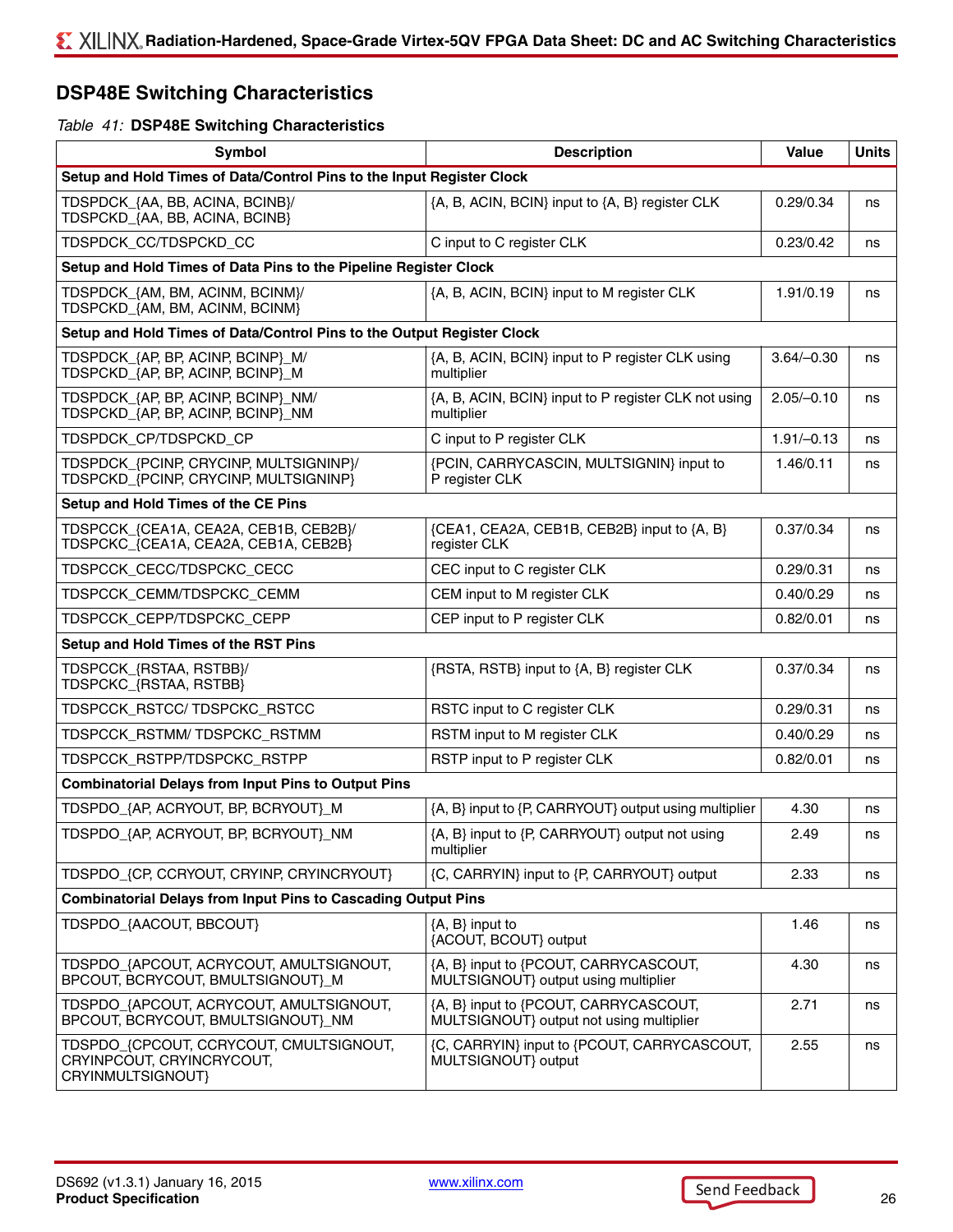## DSP48E Switching Characteristics

*Table 41:* **DSP48E Switching Characteristics**

| Symbol | Description | Value | Units |
|---|---|---|---|
| **Setup and Hold Times of Data/Control Pins to the Input Register Clock** | | | |
| TDSPDCK_{AA, BB, ACINA, BCINB}/ TDSPCKD_{AA, BB, ACINA, BCINB} | {A, B, ACIN, BCIN} input to {A, B} register CLK | 0.29/0.34 | ns |
| TDSPDCK_CC/TDSPCKD_CC | C input to C register CLK | 0.23/0.42 | ns |
| **Setup and Hold Times of Data Pins to the Pipeline Register Clock** | | | |
| TDSPDCK_{AM, BM, ACINM, BCINM}/ TDSPCKD_{AM, BM, ACINM, BCINM} | {A, B, ACIN, BCIN} input to M register CLK | 1.91/0.19 | ns |
| **Setup and Hold Times of Data/Control Pins to the Output Register Clock** | | | |
| TDSPDCK_{AP, BP, ACINP, BCINP}_M/ TDSPCKD_{AP, BP, ACINP, BCINP}_M | {A, B, ACIN, BCIN} input to P register CLK using multiplier | 3.64/–0.30 | ns |
| TDSPDCK_{AP, BP, ACINP, BCINP}_NM/ TDSPCKD_{AP, BP, ACINP, BCINP}_NM | {A, B, ACIN, BCIN} input to P register CLK not using multiplier | 2.05/–0.10 | ns |
| TDSPDCK_CP/TDSPCKD_CP | C input to P register CLK | 1.91/–0.13 | ns |
| TDSPDCK_{PCINP, CRYCINP, MULTSIGNINP}/ TDSPCKD_{PCINP, CRYCINP, MULTSIGNINP} | {PCIN, CARRYCASCIN, MULTSIGNIN} input to P register CLK | 1.46/0.11 | ns |
| **Setup and Hold Times of the CE Pins** | | | |
| TDSPCCK_{CEA1A, CEA2A, CEB1B, CEB2B}/ TDSPCKC_{CEA1A, CEA2A, CEB1A, CEB2B} | {CEA1, CEA2A, CEB1B, CEB2B} input to {A, B} register CLK | 0.37/0.34 | ns |
| TDSPCCK_CECC/TDSPCKC_CECC | CEC input to C register CLK | 0.29/0.31 | ns |
| TDSPCCK_CEMM/TDSPCKC_CEMM | CEM input to M register CLK | 0.40/0.29 | ns |
| TDSPCCK_CEPP/TDSPCKC_CEPP | CEP input to P register CLK | 0.82/0.01 | ns |
| **Setup and Hold Times of the RST Pins** | | | |
| TDSPCCK_{RSTAA, RSTBB}/ TDSPCKC_{RSTAA, RSTBB} | {RSTA, RSTB} input to {A, B} register CLK | 0.37/0.34 | ns |
| TDSPCCK_RSTCC/ TDSPCKC_RSTCC | RSTC input to C register CLK | 0.29/0.31 | ns |
| TDSPCCK_RSTMM/ TDSPCKC_RSTMM | RSTM input to M register CLK | 0.40/0.29 | ns |
| TDSPCCK_RSTPP/TDSPCKC_RSTPP | RSTP input to P register CLK | 0.82/0.01 | ns |
| **Combinatorial Delays from Input Pins to Output Pins** | | | |
| TDSPDO_{AP, ACRYOUT, BP, BCRYOUT}_M | {A, B} input to {P, CARRYOUT} output using multiplier | 4.30 | ns |
| TDSPDO_{AP, ACRYOUT, BP, BCRYOUT}_NM | {A, B} input to {P, CARRYOUT} output not using multiplier | 2.49 | ns |
| TDSPDO_{CP, CCRYOUT, CRYINP, CRYINCRYOUT} | {C, CARRYIN} input to {P, CARRYOUT} output | 2.33 | ns |
| **Combinatorial Delays from Input Pins to Cascading Output Pins** | | | |
| TDSPDO_{AACOUT, BBCOUT} | {A, B} input to {ACOUT, BCOUT} output | 1.46 | ns |
| TDSPDO_{APCOUT, ACRYCOUT, AMULTSIGNOUT, BPCOUT, BCRYCOUT, BMULTSIGNOUT}_M | {A, B} input to {PCOUT, CARRYCASCOUT, MULTSIGNOUT} output using multiplier | 4.30 | ns |
| TDSPDO_{APCOUT, ACRYCOUT, AMULTSIGNOUT, BPCOUT, BCRYCOUT, BMULTSIGNOUT}_NM | {A, B} input to {PCOUT, CARRYCASCOUT, MULTSIGNOUT} output not using multiplier | 2.71 | ns |
| TDSPDO_{CPCOUT, CCRYCOUT, CMULTSIGNOUT, CRYINPCOUT, CRYINCRYCOUT, CRYINMULTSIGNOUT} | {C, CARRYIN} input to {PCOUT, CARRYCASCOUT, MULTSIGNOUT} output | 2.55 | ns |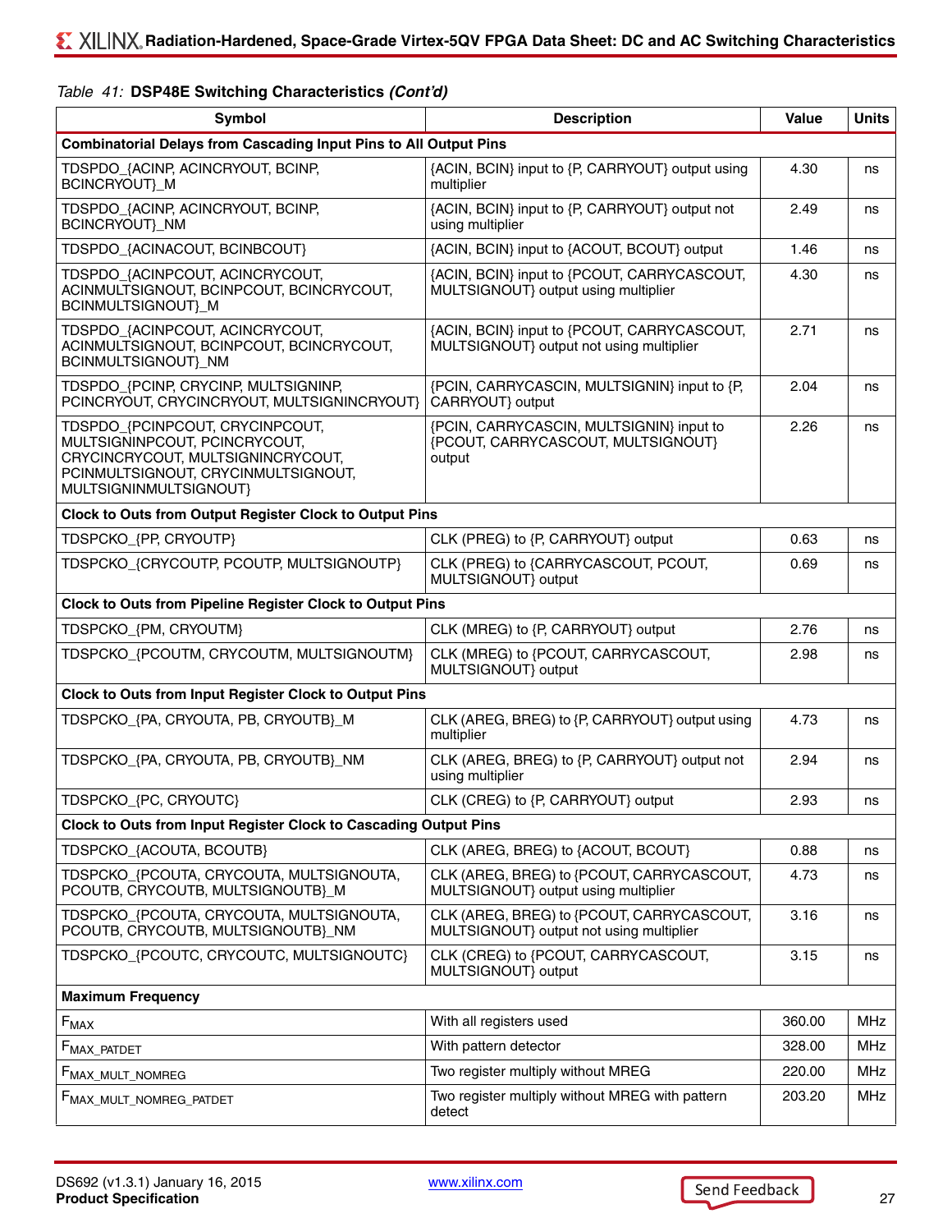*Table 41:* **DSP48E Switching Characteristics *(Cont'd)***

| Symbol | Description | Value | Units |
|---|---|---|---|
| **Combinatorial Delays from Cascading Input Pins to All Output Pins** | | | |
| TDSPDO_{ACINP, ACINCRYOUT, BCINP, BCINCRYOUT}_M | {ACIN, BCIN} input to {P, CARRYOUT} output using multiplier | 4.30 | ns |
| TDSPDO_{ACINP, ACINCRYOUT, BCINP, BCINCRYOUT}_NM | {ACIN, BCIN} input to {P, CARRYOUT} output not using multiplier | 2.49 | ns |
| TDSPDO_{ACINACOUT, BCINBCOUT} | {ACIN, BCIN} input to {ACOUT, BCOUT} output | 1.46 | ns |
| TDSPDO_{ACINPCOUT, ACINCRYCOUT, ACINMULTSIGNOUT, BCINPCOUT, BCINCRYCOUT, BCINMULTSIGNOUT}_M | {ACIN, BCIN} input to {PCOUT, CARRYCASCOUT, MULTSIGNOUT} output using multiplier | 4.30 | ns |
| TDSPDO_{ACINPCOUT, ACINCRYCOUT, ACINMULTSIGNOUT, BCINPCOUT, BCINCRYCOUT, BCINMULTSIGNOUT}_NM | {ACIN, BCIN} input to {PCOUT, CARRYCASCOUT, MULTSIGNOUT} output not using multiplier | 2.71 | ns |
| TDSPDO_{PCINP, CRYCINP, MULTSIGNINP, PCINCRYOUT, CRYCINCRYOUT, MULTSIGNINCRYOUT} | {PCIN, CARRYCASCIN, MULTSIGNIN} input to {P, CARRYOUT} output | 2.04 | ns |
| TDSPDO_{PCINPCOUT, CRYCINPCOUT, MULTSIGNINPCOUT, PCINCRYCOUT, CRYCINCRYCOUT, MULTSIGNINCRYCOUT, PCINMULTSIGNOUT, CRYCINMULTSIGNOUT, MULTSIGNINMULTSIGNOUT} | {PCIN, CARRYCASCIN, MULTSIGNIN} input to {PCOUT, CARRYCASCOUT, MULTSIGNOUT} output | 2.26 | ns |
| **Clock to Outs from Output Register Clock to Output Pins** | | | |
| TDSPCKO_{PP, CRYOUTP} | CLK (PREG) to {P, CARRYOUT} output | 0.63 | ns |
| TDSPCKO_{CRYCOUTP, PCOUTP, MULTSIGNOUTP} | CLK (PREG) to {CARRYCASCOUT, PCOUT, MULTSIGNOUT} output | 0.69 | ns |
| **Clock to Outs from Pipeline Register Clock to Output Pins** | | | |
| TDSPCKO_{PM, CRYOUTM} | CLK (MREG) to {P, CARRYOUT} output | 2.76 | ns |
| TDSPCKO_{PCOUTM, CRYCOUTM, MULTSIGNOUTM} | CLK (MREG) to {PCOUT, CARRYCASCOUT, MULTSIGNOUT} output | 2.98 | ns |
| **Clock to Outs from Input Register Clock to Output Pins** | | | |
| TDSPCKO_{PA, CRYOUTA, PB, CRYOUTB}_M | CLK (AREG, BREG) to {P, CARRYOUT} output using multiplier | 4.73 | ns |
| TDSPCKO_{PA, CRYOUTA, PB, CRYOUTB}_NM | CLK (AREG, BREG) to {P, CARRYOUT} output not using multiplier | 2.94 | ns |
| TDSPCKO_{PC, CRYOUTC} | CLK (CREG) to {P, CARRYOUT} output | 2.93 | ns |
| **Clock to Outs from Input Register Clock to Cascading Output Pins** | | | |
| TDSPCKO_{ACOUTA, BCOUTB} | CLK (AREG, BREG) to {ACOUT, BCOUT} | 0.88 | ns |
| TDSPCKO_{PCOUTA, CRYCOUTA, MULTSIGNOUTA, PCOUTB, CRYCOUTB, MULTSIGNOUTB}_M | CLK (AREG, BREG) to {PCOUT, CARRYCASCOUT, MULTSIGNOUT} output using multiplier | 4.73 | ns |
| TDSPCKO_{PCOUTA, CRYCOUTA, MULTSIGNOUTA, PCOUTB, CRYCOUTB, MULTSIGNOUTB}_NM | CLK (AREG, BREG) to {PCOUT, CARRYCASCOUT, MULTSIGNOUT} output not using multiplier | 3.16 | ns |
| TDSPCKO_{PCOUTC, CRYCOUTC, MULTSIGNOUTC} | CLK (CREG) to {PCOUT, CARRYCASCOUT, MULTSIGNOUT} output | 3.15 | ns |
| **Maximum Frequency** | | | |
| $F_{MAX}$ | With all registers used | 360.00 | MHz |
| $F_{MAX\_PATDET}$ | With pattern detector | 328.00 | MHz |
| $F_{MAX\_MULT\_NOMREG}$ | Two register multiply without MREG | 220.00 | MHz |
| $F_{MAX\_MULT\_NOMREG\_PATDET}$ | Two register multiply without MREG with pattern detect | 203.20 | MHz |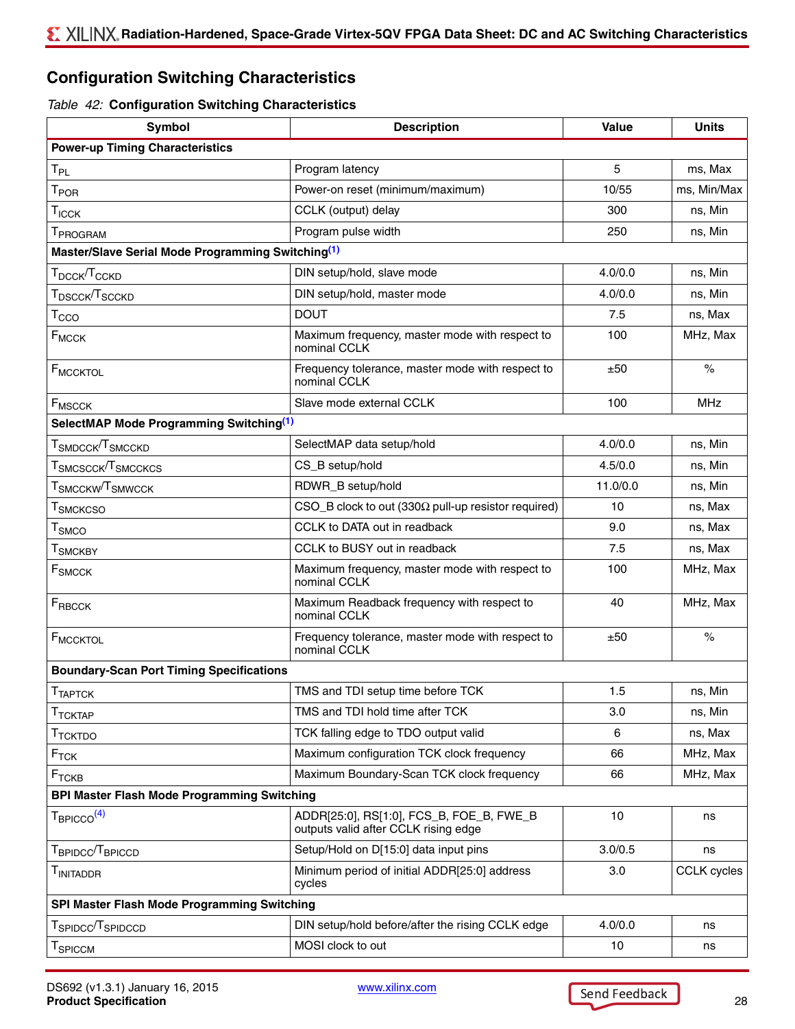## Configuration Switching Characteristics

*Table 42:* **Configuration Switching Characteristics**

| Symbol | Description | Value | Units |
|---|---|---|---|
| **Power-up Timing Characteristics** | | | |
| $T_{PL}$ | Program latency | 5 | ms, Max |
| $T_{POR}$ | Power-on reset (minimum/maximum) | 10/55 | ms, Min/Max |
| $T_{ICCK}$ | CCLK (output) delay | 300 | ns, Min |
| $T_{PROGRAM}$ | Program pulse width | 250 | ns, Min |
| **Master/Slave Serial Mode Programming Switching**[1] | | | |
| $T_{DCCK}/T_{CCKD}$ | DIN setup/hold, slave mode | 4.0/0.0 | ns, Min |
| $T_{DSCCK}/T_{SCCKD}$ | DIN setup/hold, master mode | 4.0/0.0 | ns, Min |
| $T_{CCO}$ | DOUT | 7.5 | ns, Max |
| $F_{MCCK}$ | Maximum frequency, master mode with respect to nominal CCLK | 100 | MHz, Max |
| $F_{MCCKTOL}$ | Frequency tolerance, master mode with respect to nominal CCLK | ±50 | % |
| $F_{MSCCK}$ | Slave mode external CCLK | 100 | MHz |
| **SelectMAP Mode Programming Switching**[1] | | | |
| $T_{SMDCCK}/T_{SMCCKD}$ | SelectMAP data setup/hold | 4.0/0.0 | ns, Min |
| $T_{SMCSCCK}/T_{SMCCKCS}$ | CS_B setup/hold | 4.5/0.0 | ns, Min |
| $T_{SMCCKW}/T_{SMWCCK}$ | RDWR_B setup/hold | 11.0/0.0 | ns, Min |
| $T_{SMCKCSO}$ | CSO_B clock to out (330Ω pull-up resistor required) | 10 | ns, Max |
| $T_{SMCO}$ | CCLK to DATA out in readback | 9.0 | ns, Max |
| $T_{SMCKBY}$ | CCLK to BUSY out in readback | 7.5 | ns, Max |
| $F_{SMCCK}$ | Maximum frequency, master mode with respect to nominal CCLK | 100 | MHz, Max |
| $F_{RBCCK}$ | Maximum Readback frequency with respect to nominal CCLK | 40 | MHz, Max |
| $F_{MCCKTOL}$ | Frequency tolerance, master mode with respect to nominal CCLK | ±50 | % |
| **Boundary-Scan Port Timing Specifications** | | | |
| $T_{TAPTCK}$ | TMS and TDI setup time before TCK | 1.5 | ns, Min |
| $T_{TCKTAP}$ | TMS and TDI hold time after TCK | 3.0 | ns, Min |
| $T_{TCKTDO}$ | TCK falling edge to TDO output valid | 6 | ns, Max |
| $F_{TCK}$ | Maximum configuration TCK clock frequency | 66 | MHz, Max |
| $F_{TCKB}$ | Maximum Boundary-Scan TCK clock frequency | 66 | MHz, Max |
| **BPI Master Flash Mode Programming Switching** | | | |
| $T_{BPICCO}$[4] | ADDR[25:0], RS[1:0], FCS_B, FOE_B, FWE_B outputs valid after CCLK rising edge | 10 | ns |
| $T_{BPIDCC}/T_{BPICCD}$ | Setup/Hold on D[15:0] data input pins | 3.0/0.5 | ns |
| $T_{INITADDR}$ | Minimum period of initial ADDR[25:0] address cycles | 3.0 | CCLK cycles |
| **SPI Master Flash Mode Programming Switching** | | | |
| $T_{SPIDCC}/T_{SPIDCCD}$ | DIN setup/hold before/after the rising CCLK edge | 4.0/0.0 | ns |
| $T_{SPICCM}$ | MOSI clock to out | 10 | ns |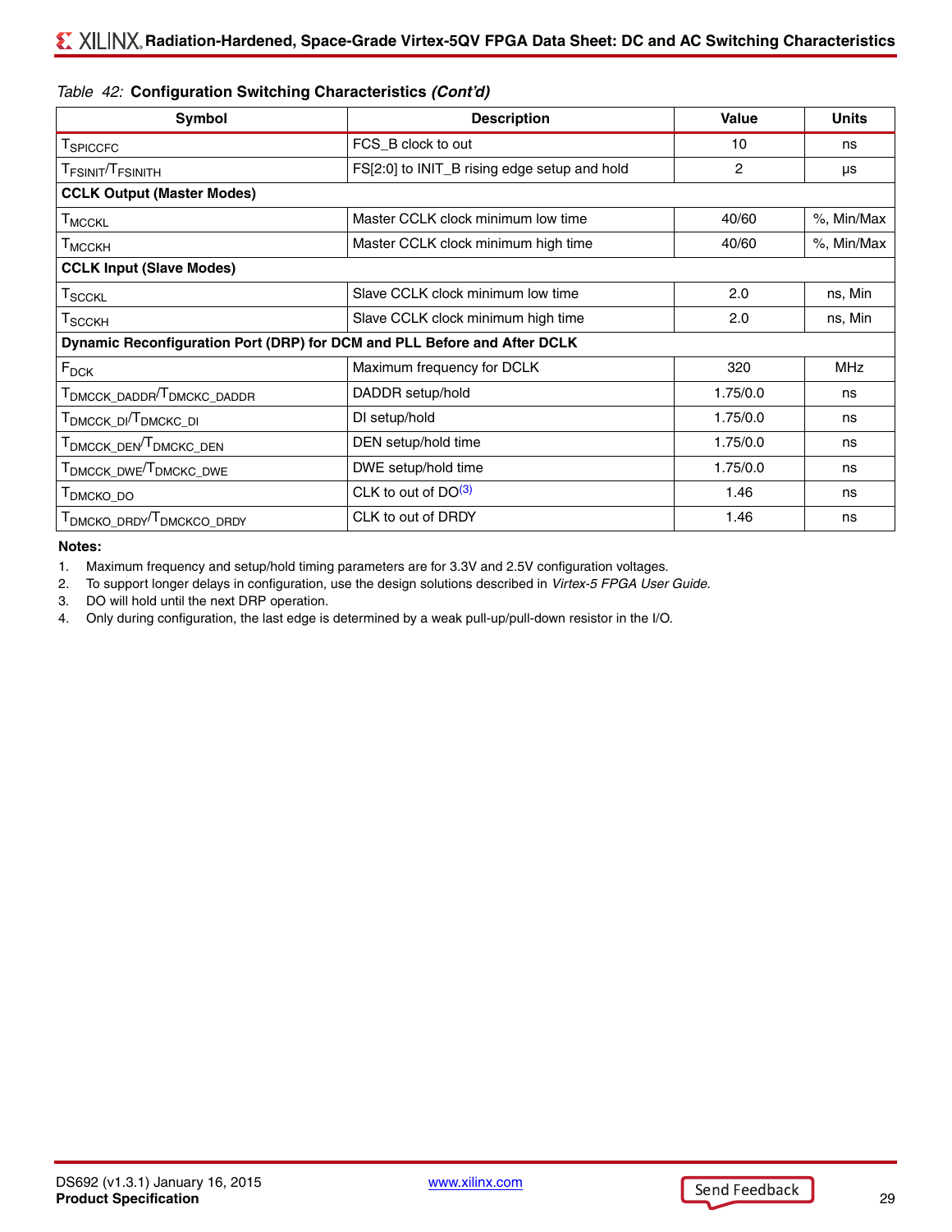*Table 42:* **Configuration Switching Characteristics** ***(Cont'd)***

| Symbol | Description | Value | Units |
|---|---|---|---|
| $T_{SPICCFC}$ | FCS_B clock to out | 10 | ns |
| $T_{FSINIT}/T_{FSINITH}$ | FS[2:0] to INIT_B rising edge setup and hold | 2 | µs |
| **CCLK Output (Master Modes)** | | | |
| $T_{MCCKL}$ | Master CCLK clock minimum low time | 40/60 | %, Min/Max |
| $T_{MCCKH}$ | Master CCLK clock minimum high time | 40/60 | %, Min/Max |
| **CCLK Input (Slave Modes)** | | | |
| $T_{SCCKL}$ | Slave CCLK clock minimum low time | 2.0 | ns, Min |
| $T_{SCCKH}$ | Slave CCLK clock minimum high time | 2.0 | ns, Min |
| **Dynamic Reconfiguration Port (DRP) for DCM and PLL Before and After DCLK** | | | |
| $F_{DCK}$ | Maximum frequency for DCLK | 320 | MHz |
| $T_{DMCCK\_DADDR}/T_{DMCKC\_DADDR}$ | DADDR setup/hold | 1.75/0.0 | ns |
| $T_{DMCCK\_DI}/T_{DMCKC\_DI}$ | DI setup/hold | 1.75/0.0 | ns |
| $T_{DMCCK\_DEN}/T_{DMCKC\_DEN}$ | DEN setup/hold time | 1.75/0.0 | ns |
| $T_{DMCCK\_DWE}/T_{DMCKC\_DWE}$ | DWE setup/hold time | 1.75/0.0 | ns |
| $T_{DMCKO\_DO}$ | CLK to out of DO[(3)] | 1.46 | ns |
| $T_{DMCKO\_DRDY}/T_{DMCKCO\_DRDY}$ | CLK to out of DRDY | 1.46 | ns |

**Notes:**

1. Maximum frequency and setup/hold timing parameters are for 3.3V and 2.5V configuration voltages.
2. To support longer delays in configuration, use the design solutions described in *Virtex-5 FPGA User Guide*.
3. DO will hold until the next DRP operation.
4. Only during configuration, the last edge is determined by a weak pull-up/pull-down resistor in the I/O.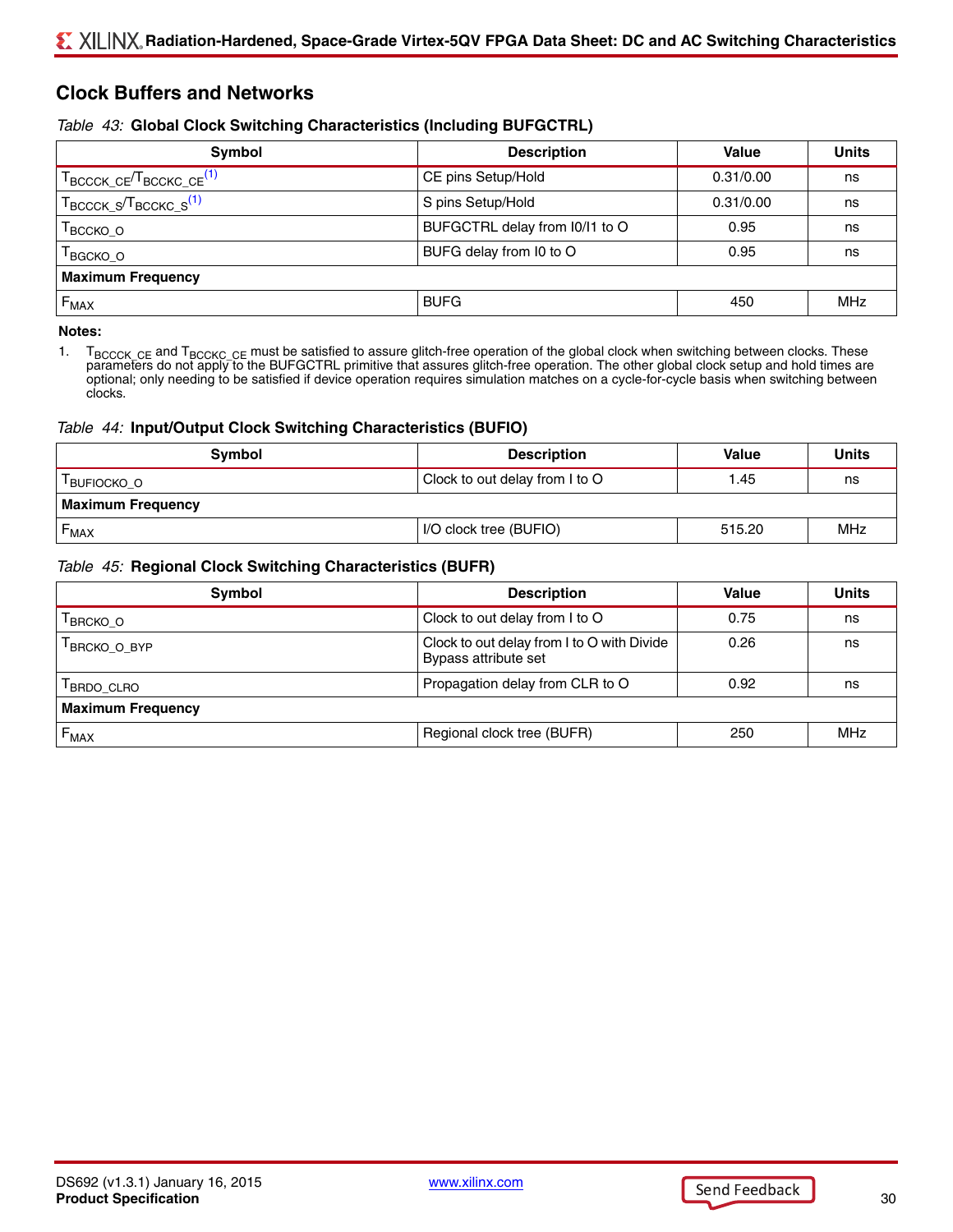## Clock Buffers and Networks

*Table 43:* **Global Clock Switching Characteristics (Including BUFGCTRL)**

| Symbol | Description | Value | Units |
|---|---|---|---|
| $T_{BCCCK\_CE}$/$T_{BCCKC\_CE}$[(1)] | CE pins Setup/Hold | 0.31/0.00 | ns |
| $T_{BCCCK\_S}$/$T_{BCCKC\_S}$[(1)] | S pins Setup/Hold | 0.31/0.00 | ns |
| $T_{BCCKO\_O}$ | BUFGCTRL delay from I0/I1 to O | 0.95 | ns |
| $T_{BGCKO\_O}$ | BUFG delay from I0 to O | 0.95 | ns |
| **Maximum Frequency** | | | |
| $F_{MAX}$ | BUFG | 450 | MHz |

**Notes:**

1. $T_{BCCCK\_CE}$ and $T_{BCCKC\_CE}$ must be satisfied to assure glitch-free operation of the global clock when switching between clocks. These parameters do not apply to the BUFGCTRL primitive that assures glitch-free operation. The other global clock setup and hold times are optional; only needing to be satisfied if device operation requires simulation matches on a cycle-for-cycle basis when switching between clocks.

*Table 44:* **Input/Output Clock Switching Characteristics (BUFIO)**

| Symbol | Description | Value | Units |
|---|---|---|---|
| $T_{BUFIOCKO\_O}$ | Clock to out delay from I to O | 1.45 | ns |
| **Maximum Frequency** | | | |
| $F_{MAX}$ | I/O clock tree (BUFIO) | 515.20 | MHz |

*Table 45:* **Regional Clock Switching Characteristics (BUFR)**

| Symbol | Description | Value | Units |
|---|---|---|---|
| $T_{BRCKO\_O}$ | Clock to out delay from I to O | 0.75 | ns |
| $T_{BRCKO\_O\_BYP}$ | Clock to out delay from I to O with Divide Bypass attribute set | 0.26 | ns |
| $T_{BRDO\_CLRO}$ | Propagation delay from CLR to O | 0.92 | ns |
| **Maximum Frequency** | | | |
| $F_{MAX}$ | Regional clock tree (BUFR) | 250 | MHz |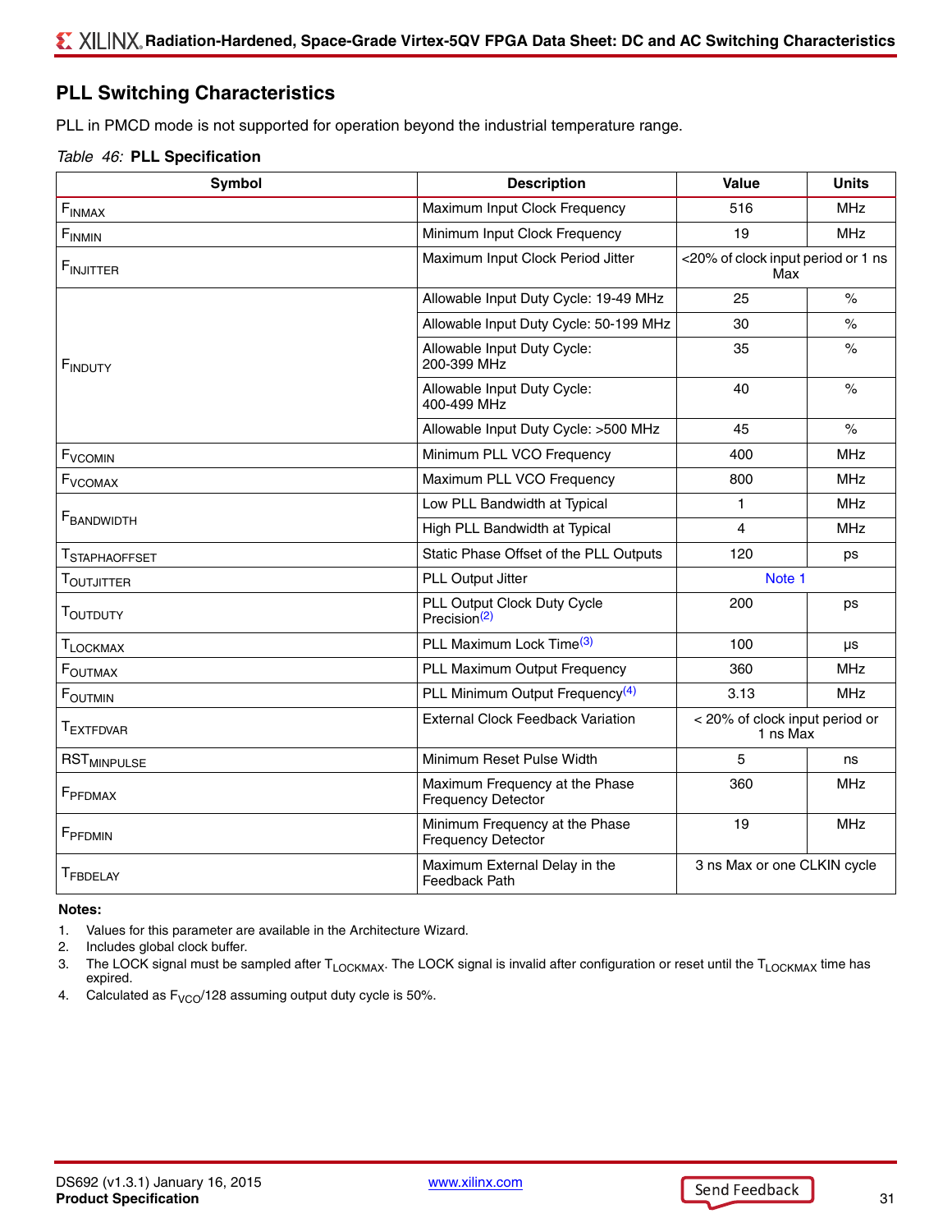## PLL Switching Characteristics

PLL in PMCD mode is not supported for operation beyond the industrial temperature range.

*Table 46:* **PLL Specification**

| Symbol | Description | Value | Units |
|---|---|---|---|
| $F_{INMAX}$ | Maximum Input Clock Frequency | 516 | MHz |
| $F_{INMIN}$ | Minimum Input Clock Frequency | 19 | MHz |
| $F_{INJITTER}$ | Maximum Input Clock Period Jitter | <20% of clock input period or 1 ns Max | |
| $F_{INDUTY}$ | Allowable Input Duty Cycle: 19-49 MHz | 25 | % |
| | Allowable Input Duty Cycle: 50-199 MHz | 30 | % |
| | Allowable Input Duty Cycle: 200-399 MHz | 35 | % |
| | Allowable Input Duty Cycle: 400-499 MHz | 40 | % |
| | Allowable Input Duty Cycle: >500 MHz | 45 | % |
| $F_{VCOMIN}$ | Minimum PLL VCO Frequency | 400 | MHz |
| $F_{VCOMAX}$ | Maximum PLL VCO Frequency | 800 | MHz |
| $F_{BANDWIDTH}$ | Low PLL Bandwidth at Typical | 1 | MHz |
| | High PLL Bandwidth at Typical | 4 | MHz |
| $T_{STAPHAOFFSET}$ | Static Phase Offset of the PLL Outputs | 120 | ps |
| $T_{OUTJITTER}$ | PLL Output Jitter | Note 1 | |
| $T_{OUTDUTY}$ | PLL Output Clock Duty Cycle Precision(2) | 200 | ps |
| $T_{LOCKMAX}$ | PLL Maximum Lock Time(3) | 100 | µs |
| $F_{OUTMAX}$ | PLL Maximum Output Frequency | 360 | MHz |
| $F_{OUTMIN}$ | PLL Minimum Output Frequency(4) | 3.13 | MHz |
| $T_{EXTFDVAR}$ | External Clock Feedback Variation | < 20% of clock input period or 1 ns Max | |
| $RST_{MINPULSE}$ | Minimum Reset Pulse Width | 5 | ns |
| $F_{PFDMAX}$ | Maximum Frequency at the Phase Frequency Detector | 360 | MHz |
| $F_{PFDMIN}$ | Minimum Frequency at the Phase Frequency Detector | 19 | MHz |
| $T_{FBDELAY}$ | Maximum External Delay in the Feedback Path | 3 ns Max or one CLKIN cycle | |

**Notes:**

1. Values for this parameter are available in the Architecture Wizard.
2. Includes global clock buffer.
3. The LOCK signal must be sampled after $T_{LOCKMAX}$. The LOCK signal is invalid after configuration or reset until the $T_{LOCKMAX}$ time has expired.
4. Calculated as $F_{VCO}/128$ assuming output duty cycle is 50%.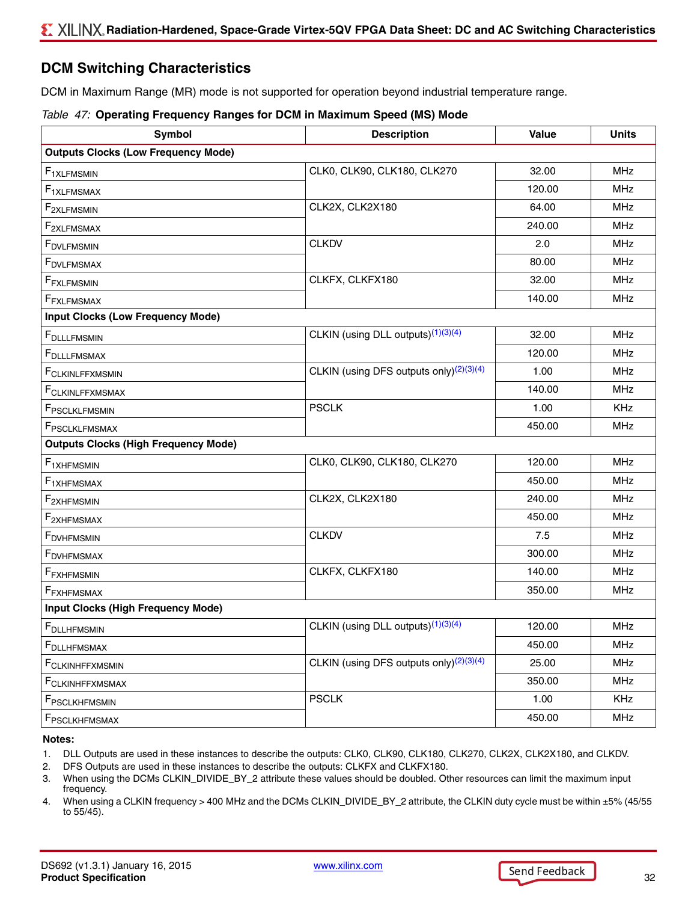## DCM Switching Characteristics

DCM in Maximum Range (MR) mode is not supported for operation beyond industrial temperature range.

*Table 47:* **Operating Frequency Ranges for DCM in Maximum Speed (MS) Mode**

| Symbol | Description | Value | Units |
|---|---|---|---|
| **Outputs Clocks (Low Frequency Mode)** | | | |
| $F_{1XLFMSMIN}$ | CLK0, CLK90, CLK180, CLK270 | 32.00 | MHz |
| $F_{1XLFMSMAX}$ | | 120.00 | MHz |
| $F_{2XLFMSMIN}$ | CLK2X, CLK2X180 | 64.00 | MHz |
| $F_{2XLFMSMAX}$ | | 240.00 | MHz |
| $F_{DVLFMSMIN}$ | CLKDV | 2.0 | MHz |
| $F_{DVLFMSMAX}$ | | 80.00 | MHz |
| $F_{FXLFMSMIN}$ | CLKFX, CLKFX180 | 32.00 | MHz |
| $F_{FXLFMSMAX}$ | | 140.00 | MHz |
| **Input Clocks (Low Frequency Mode)** | | | |
| $F_{DLLLFMSMIN}$ | CLKIN (using DLL outputs)[1][3][4] | 32.00 | MHz |
| $F_{DLLLFMSMAX}$ | | 120.00 | MHz |
| $F_{CLKINLFFXMSMIN}$ | CLKIN (using DFS outputs only)[2][3][4] | 1.00 | MHz |
| $F_{CLKINLFFXMSMAX}$ | | 140.00 | MHz |
| $F_{PSCLKLFMSMIN}$ | PSCLK | 1.00 | KHz |
| $F_{PSCLKLFMSMAX}$ | | 450.00 | MHz |
| **Outputs Clocks (High Frequency Mode)** | | | |
| $F_{1XHFMSMIN}$ | CLK0, CLK90, CLK180, CLK270 | 120.00 | MHz |
| $F_{1XHFMSMAX}$ | | 450.00 | MHz |
| $F_{2XHFMSMIN}$ | CLK2X, CLK2X180 | 240.00 | MHz |
| $F_{2XHFMSMAX}$ | | 450.00 | MHz |
| $F_{DVHFMSMIN}$ | CLKDV | 7.5 | MHz |
| $F_{DVHFMSMAX}$ | | 300.00 | MHz |
| $F_{FXHFMSMIN}$ | CLKFX, CLKFX180 | 140.00 | MHz |
| $F_{FXHFMSMAX}$ | | 350.00 | MHz |
| **Input Clocks (High Frequency Mode)** | | | |
| $F_{DLLHFMSMIN}$ | CLKIN (using DLL outputs)[1][3][4] | 120.00 | MHz |
| $F_{DLLHFMSMAX}$ | | 450.00 | MHz |
| $F_{CLKINHFFXMSMIN}$ | CLKIN (using DFS outputs only)[2][3][4] | 25.00 | MHz |
| $F_{CLKINHFFXMSMAX}$ | | 350.00 | MHz |
| $F_{PSCLKHFMSMIN}$ | PSCLK | 1.00 | KHz |
| $F_{PSCLKHFMSMAX}$ | | 450.00 | MHz |

**Notes:**

1. DLL Outputs are used in these instances to describe the outputs: CLK0, CLK90, CLK180, CLK270, CLK2X, CLK2X180, and CLKDV.
2. DFS Outputs are used in these instances to describe the outputs: CLKFX and CLKFX180.
3. When using the DCMs CLKIN_DIVIDE_BY_2 attribute these values should be doubled. Other resources can limit the maximum input frequency.
4. When using a CLKIN frequency > 400 MHz and the DCMs CLKIN_DIVIDE_BY_2 attribute, the CLKIN duty cycle must be within ±5% (45/55 to 55/45).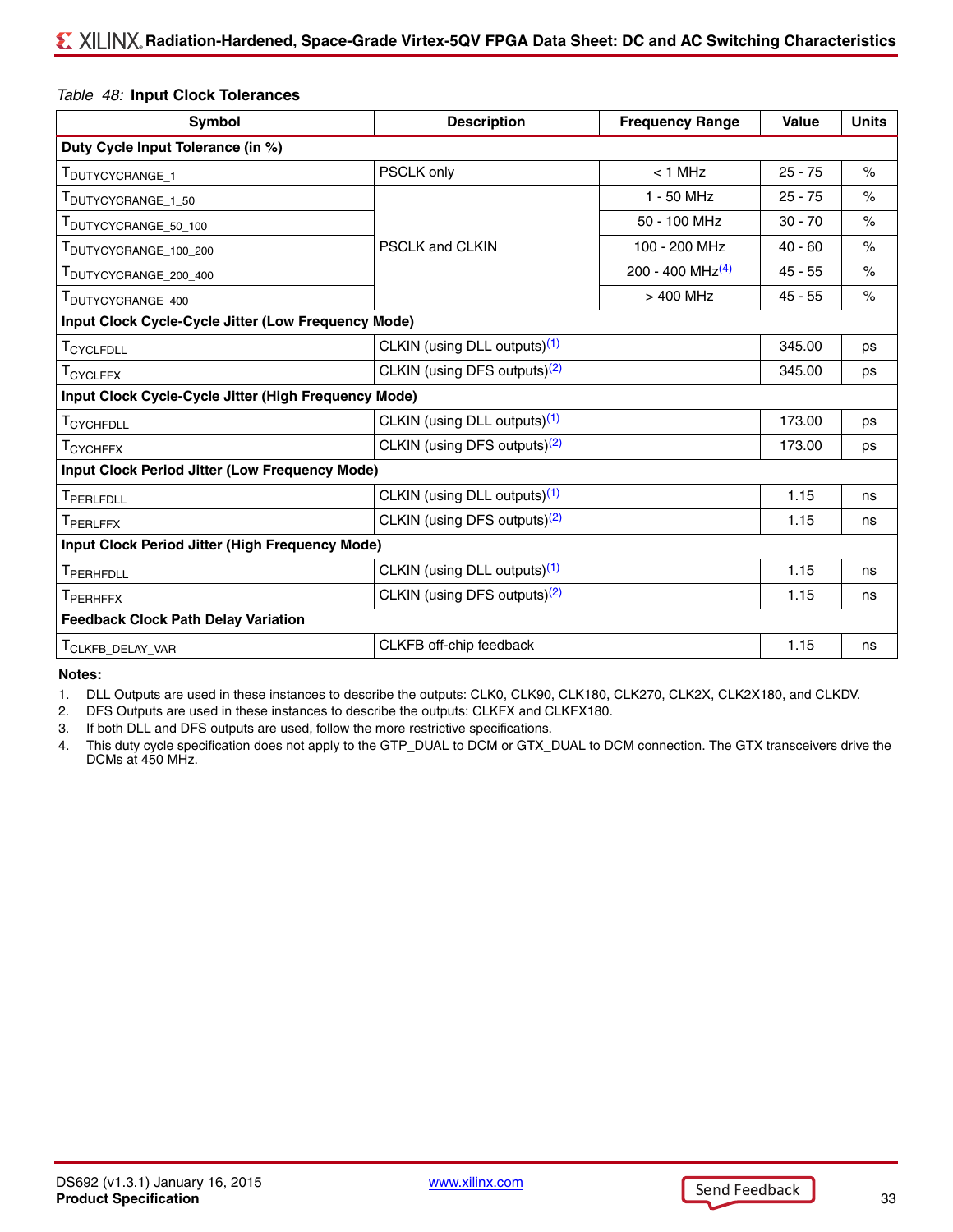*Table 48:* **Input Clock Tolerances**

| Symbol | Description | Frequency Range | Value | Units |
|---|---|---|---|---|
| **Duty Cycle Input Tolerance (in %)** | | | | |
| $T_{DUTYCYCRANGE\_1}$ | PSCLK only | < 1 MHz | 25 - 75 | % |
| $T_{DUTYCYCRANGE\_1\_50}$ | PSCLK and CLKIN | 1 - 50 MHz | 25 - 75 | % |
| $T_{DUTYCYCRANGE\_50\_100}$ | | 50 - 100 MHz | 30 - 70 | % |
| $T_{DUTYCYCRANGE\_100\_200}$ | | 100 - 200 MHz | 40 - 60 | % |
| $T_{DUTYCYCRANGE\_200\_400}$ | | 200 - 400 MHz[4] | 45 - 55 | % |
| $T_{DUTYCYCRANGE\_400}$ | | > 400 MHz | 45 - 55 | % |
| **Input Clock Cycle-Cycle Jitter (Low Frequency Mode)** | | | | |
| $T_{CYCLFDLL}$ | CLKIN (using DLL outputs)[1] | | 345.00 | ps |
| $T_{CYCLFFX}$ | CLKIN (using DFS outputs)[2] | | 345.00 | ps |
| **Input Clock Cycle-Cycle Jitter (High Frequency Mode)** | | | | |
| $T_{CYCHFDLL}$ | CLKIN (using DLL outputs)[1] | | 173.00 | ps |
| $T_{CYCHFFX}$ | CLKIN (using DFS outputs)[2] | | 173.00 | ps |
| **Input Clock Period Jitter (Low Frequency Mode)** | | | | |
| $T_{PERLFDLL}$ | CLKIN (using DLL outputs)[1] | | 1.15 | ns |
| $T_{PERLFFX}$ | CLKIN (using DFS outputs)[2] | | 1.15 | ns |
| **Input Clock Period Jitter (High Frequency Mode)** | | | | |
| $T_{PERHFDLL}$ | CLKIN (using DLL outputs)[1] | | 1.15 | ns |
| $T_{PERHFFX}$ | CLKIN (using DFS outputs)[2] | | 1.15 | ns |
| **Feedback Clock Path Delay Variation** | | | | |
| $T_{CLKFB\_DELAY\_VAR}$ | CLKFB off-chip feedback | | 1.15 | ns |

**Notes:**

1. DLL Outputs are used in these instances to describe the outputs: CLK0, CLK90, CLK180, CLK270, CLK2X, CLK2X180, and CLKDV.
2. DFS Outputs are used in these instances to describe the outputs: CLKFX and CLKFX180.
3. If both DLL and DFS outputs are used, follow the more restrictive specifications.
4. This duty cycle specification does not apply to the GTP_DUAL to DCM or GTX_DUAL to DCM connection. The GTX transceivers drive the DCMs at 450 MHz.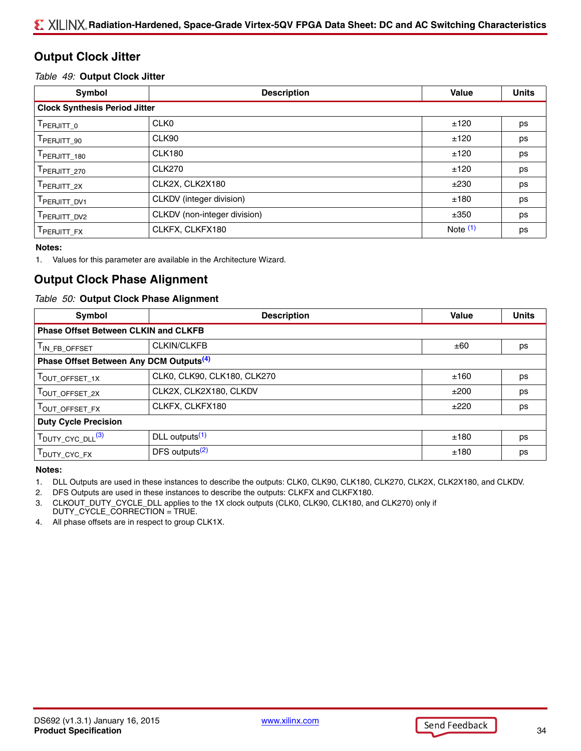## Output Clock Jitter

*Table 49:* **Output Clock Jitter**

| Symbol | Description | Value | Units |
|---|---|---|---|
| **Clock Synthesis Period Jitter** | | | |
| $T_{PERJITT\_0}$ | CLK0 | ±120 | ps |
| $T_{PERJITT\_90}$ | CLK90 | ±120 | ps |
| $T_{PERJITT\_180}$ | CLK180 | ±120 | ps |
| $T_{PERJITT\_270}$ | CLK270 | ±120 | ps |
| $T_{PERJITT\_2X}$ | CLK2X, CLK2X180 | ±230 | ps |
| $T_{PERJITT\_DV1}$ | CLKDV (integer division) | ±180 | ps |
| $T_{PERJITT\_DV2}$ | CLKDV (non-integer division) | ±350 | ps |
| $T_{PERJITT\_FX}$ | CLKFX, CLKFX180 | Note [1] | ps |

**Notes:**

1. Values for this parameter are available in the Architecture Wizard.

## Output Clock Phase Alignment

*Table 50:* **Output Clock Phase Alignment**

| Symbol | Description | Value | Units |
|---|---|---|---|
| **Phase Offset Between CLKIN and CLKFB** | | | |
| $T_{IN\_FB\_OFFSET}$ | CLKIN/CLKFB | ±60 | ps |
| **Phase Offset Between Any DCM Outputs[4]** | | | |
| $T_{OUT\_OFFSET\_1X}$ | CLK0, CLK90, CLK180, CLK270 | ±160 | ps |
| $T_{OUT\_OFFSET\_2X}$ | CLK2X, CLK2X180, CLKDV | ±200 | ps |
| $T_{OUT\_OFFSET\_FX}$ | CLKFX, CLKFX180 | ±220 | ps |
| **Duty Cycle Precision** | | | |
| $T_{DUTY\_CYC\_DLL}$[3] | DLL outputs[1] | ±180 | ps |
| $T_{DUTY\_CYC\_FX}$ | DFS outputs[2] | ±180 | ps |

**Notes:**

1. DLL Outputs are used in these instances to describe the outputs: CLK0, CLK90, CLK180, CLK270, CLK2X, CLK2X180, and CLKDV.
2. DFS Outputs are used in these instances to describe the outputs: CLKFX and CLKFX180.
3. CLKOUT_DUTY_CYCLE_DLL applies to the 1X clock outputs (CLK0, CLK90, CLK180, and CLK270) only if DUTY_CYCLE_CORRECTION = TRUE.
4. All phase offsets are in respect to group CLK1X.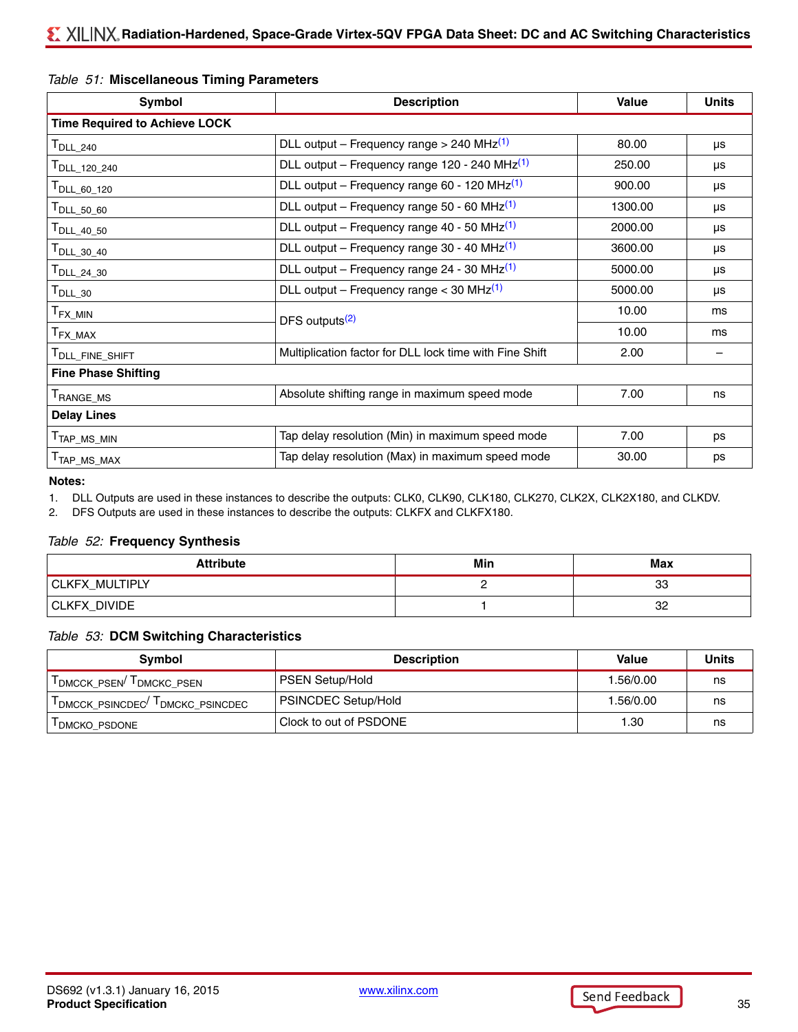*Table 51:* **Miscellaneous Timing Parameters**

| Symbol | Description | Value | Units |
|---|---|---|---|
| **Time Required to Achieve LOCK** | | | |
| $T_{DLL\_240}$ | DLL output – Frequency range > 240 MHz(1) | 80.00 | µs |
| $T_{DLL\_120\_240}$ | DLL output – Frequency range 120 - 240 MHz(1) | 250.00 | µs |
| $T_{DLL\_60\_120}$ | DLL output – Frequency range 60 - 120 MHz(1) | 900.00 | µs |
| $T_{DLL\_50\_60}$ | DLL output – Frequency range 50 - 60 MHz(1) | 1300.00 | µs |
| $T_{DLL\_40\_50}$ | DLL output – Frequency range 40 - 50 MHz(1) | 2000.00 | µs |
| $T_{DLL\_30\_40}$ | DLL output – Frequency range 30 - 40 MHz(1) | 3600.00 | µs |
| $T_{DLL\_24\_30}$ | DLL output – Frequency range 24 - 30 MHz(1) | 5000.00 | µs |
| $T_{DLL\_30}$ | DLL output – Frequency range < 30 MHz(1) | 5000.00 | µs |
| $T_{FX\_MIN}$ | DFS outputs(2) | 10.00 | ms |
| $T_{FX\_MAX}$ | | 10.00 | ms |
| $T_{DLL\_FINE\_SHIFT}$ | Multiplication factor for DLL lock time with Fine Shift | 2.00 | – |
| **Fine Phase Shifting** | | | |
| $T_{RANGE\_MS}$ | Absolute shifting range in maximum speed mode | 7.00 | ns |
| **Delay Lines** | | | |
| $T_{TAP\_MS\_MIN}$ | Tap delay resolution (Min) in maximum speed mode | 7.00 | ps |
| $T_{TAP\_MS\_MAX}$ | Tap delay resolution (Max) in maximum speed mode | 30.00 | ps |

**Notes:**

1. DLL Outputs are used in these instances to describe the outputs: CLK0, CLK90, CLK180, CLK270, CLK2X, CLK2X180, and CLKDV.
2. DFS Outputs are used in these instances to describe the outputs: CLKFX and CLKFX180.

*Table 52:* **Frequency Synthesis**

| Attribute | Min | Max |
|---|---|---|
| CLKFX_MULTIPLY | 2 | 33 |
| CLKFX_DIVIDE | 1 | 32 |

*Table 53:* **DCM Switching Characteristics**

| Symbol | Description | Value | Units |
|---|---|---|---|
| $T_{DMCCK\_PSEN}$/ $T_{DMCKC\_PSEN}$ | PSEN Setup/Hold | 1.56/0.00 | ns |
| $T_{DMCCK\_PSINCDEC}$/ $T_{DMCKC\_PSINCDEC}$ | PSINCDEC Setup/Hold | 1.56/0.00 | ns |
| $T_{DMCKO\_PSDONE}$ | Clock to out of PSDONE | 1.30 | ns |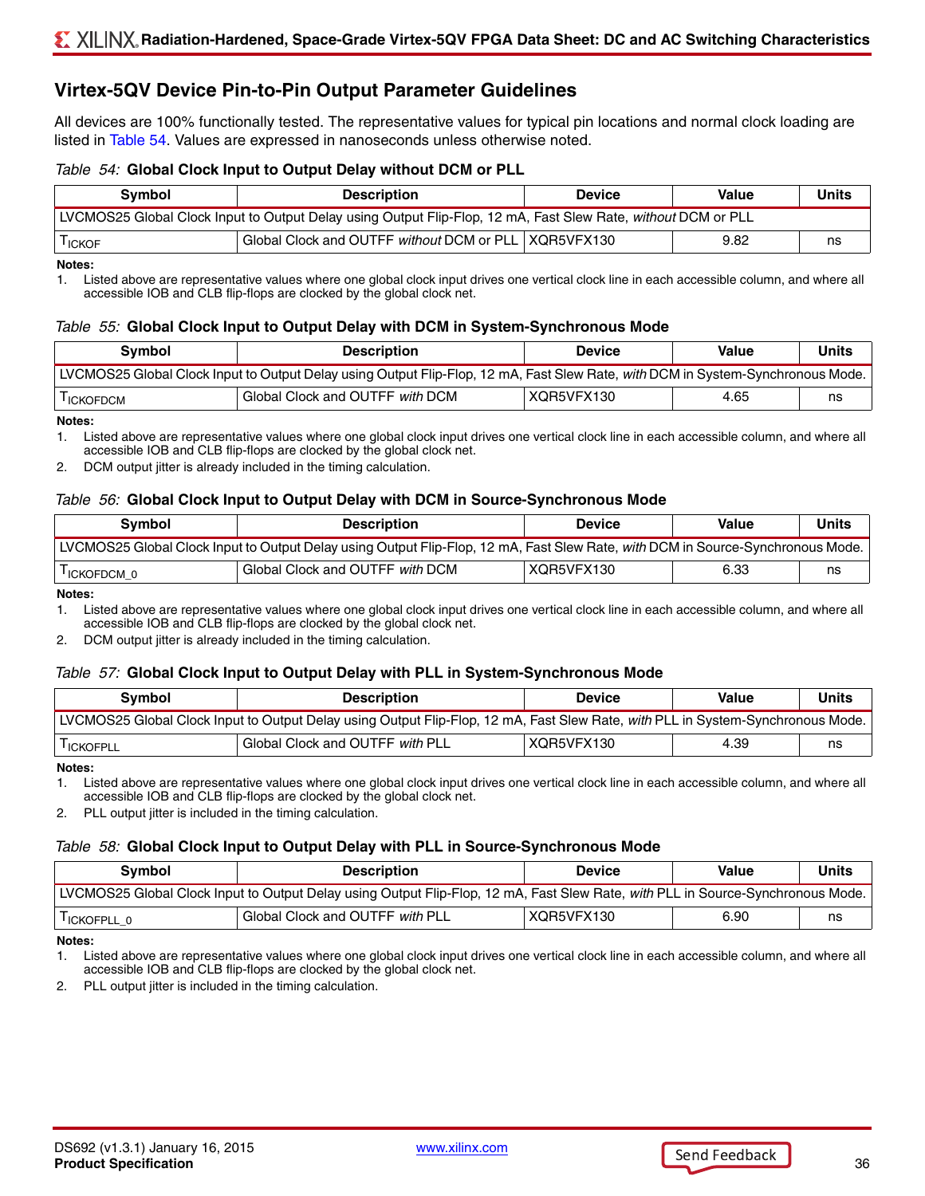## Virtex-5QV Device Pin-to-Pin Output Parameter Guidelines

All devices are 100% functionally tested. The representative values for typical pin locations and normal clock loading are listed in Table 54. Values are expressed in nanoseconds unless otherwise noted.

*Table 54:* **Global Clock Input to Output Delay without DCM or PLL**

| Symbol | Description | Device | Value | Units |
|---|---|---|---|---|
| LVCMOS25 Global Clock Input to Output Delay using Output Flip-Flop, 12 mA, Fast Slew Rate, *without* DCM or PLL | | | | |
| $T_{ICKOF}$ | Global Clock and OUTFF *without* DCM or PLL | XQR5VFX130 | 9.82 | ns |

**Notes:**

1. Listed above are representative values where one global clock input drives one vertical clock line in each accessible column, and where all accessible IOB and CLB flip-flops are clocked by the global clock net.

*Table 55:* **Global Clock Input to Output Delay with DCM in System-Synchronous Mode**

| Symbol | Description | Device | Value | Units |
|---|---|---|---|---|
| LVCMOS25 Global Clock Input to Output Delay using Output Flip-Flop, 12 mA, Fast Slew Rate, *with* DCM in System-Synchronous Mode. | | | | |
| $T_{ICKOFDCM}$ | Global Clock and OUTFF *with* DCM | XQR5VFX130 | 4.65 | ns |

**Notes:**

1. Listed above are representative values where one global clock input drives one vertical clock line in each accessible column, and where all accessible IOB and CLB flip-flops are clocked by the global clock net.
2. DCM output jitter is already included in the timing calculation.

*Table 56:* **Global Clock Input to Output Delay with DCM in Source-Synchronous Mode**

| Symbol | Description | Device | Value | Units |
|---|---|---|---|---|
| LVCMOS25 Global Clock Input to Output Delay using Output Flip-Flop, 12 mA, Fast Slew Rate, *with* DCM in Source-Synchronous Mode. | | | | |
| $T_{ICKOFDCM\_0}$ | Global Clock and OUTFF *with* DCM | XQR5VFX130 | 6.33 | ns |

**Notes:**

1. Listed above are representative values where one global clock input drives one vertical clock line in each accessible column, and where all accessible IOB and CLB flip-flops are clocked by the global clock net.
2. DCM output jitter is already included in the timing calculation.

*Table 57:* **Global Clock Input to Output Delay with PLL in System-Synchronous Mode**

| Symbol | Description | Device | Value | Units |
|---|---|---|---|---|
| LVCMOS25 Global Clock Input to Output Delay using Output Flip-Flop, 12 mA, Fast Slew Rate, *with* PLL in System-Synchronous Mode. | | | | |
| $T_{ICKOFPLL}$ | Global Clock and OUTFF *with* PLL | XQR5VFX130 | 4.39 | ns |

**Notes:**

1. Listed above are representative values where one global clock input drives one vertical clock line in each accessible column, and where all accessible IOB and CLB flip-flops are clocked by the global clock net.
2. PLL output jitter is included in the timing calculation.

*Table 58:* **Global Clock Input to Output Delay with PLL in Source-Synchronous Mode**

| Symbol | Description | Device | Value | Units |
|---|---|---|---|---|
| LVCMOS25 Global Clock Input to Output Delay using Output Flip-Flop, 12 mA, Fast Slew Rate, *with* PLL in Source-Synchronous Mode. | | | | |
| $T_{ICKOFPLL\_0}$ | Global Clock and OUTFF *with* PLL | XQR5VFX130 | 6.90 | ns |

**Notes:**

1. Listed above are representative values where one global clock input drives one vertical clock line in each accessible column, and where all accessible IOB and CLB flip-flops are clocked by the global clock net.
2. PLL output jitter is included in the timing calculation.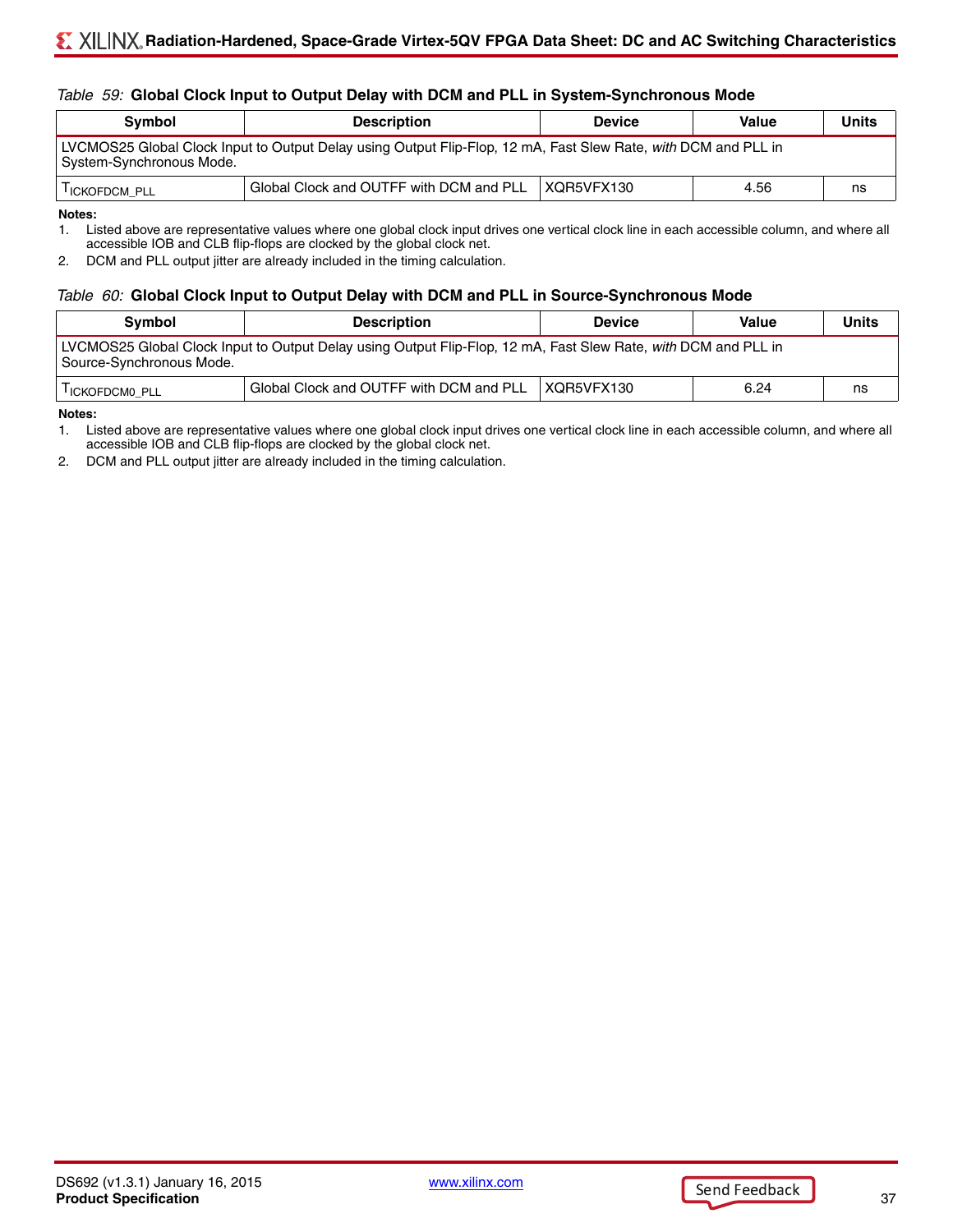*Table 59:* **Global Clock Input to Output Delay with DCM and PLL in System-Synchronous Mode**

| Symbol | Description | Device | Value | Units |
|---|---|---|---|---|
| LVCMOS25 Global Clock Input to Output Delay using Output Flip-Flop, 12 mA, Fast Slew Rate, *with* DCM and PLL in System-Synchronous Mode. | | | | |
| $T_{ICKOFDCM\_PLL}$ | Global Clock and OUTFF with DCM and PLL | XQR5VFX130 | 4.56 | ns |

**Notes:**

1. Listed above are representative values where one global clock input drives one vertical clock line in each accessible column, and where all accessible IOB and CLB flip-flops are clocked by the global clock net.
2. DCM and PLL output jitter are already included in the timing calculation.

*Table 60:* **Global Clock Input to Output Delay with DCM and PLL in Source-Synchronous Mode**

| Symbol | Description | Device | Value | Units |
|---|---|---|---|---|
| LVCMOS25 Global Clock Input to Output Delay using Output Flip-Flop, 12 mA, Fast Slew Rate, *with* DCM and PLL in Source-Synchronous Mode. | | | | |
| $T_{ICKOFDCM0\_PLL}$ | Global Clock and OUTFF with DCM and PLL | XQR5VFX130 | 6.24 | ns |

**Notes:**

1. Listed above are representative values where one global clock input drives one vertical clock line in each accessible column, and where all accessible IOB and CLB flip-flops are clocked by the global clock net.
2. DCM and PLL output jitter are already included in the timing calculation.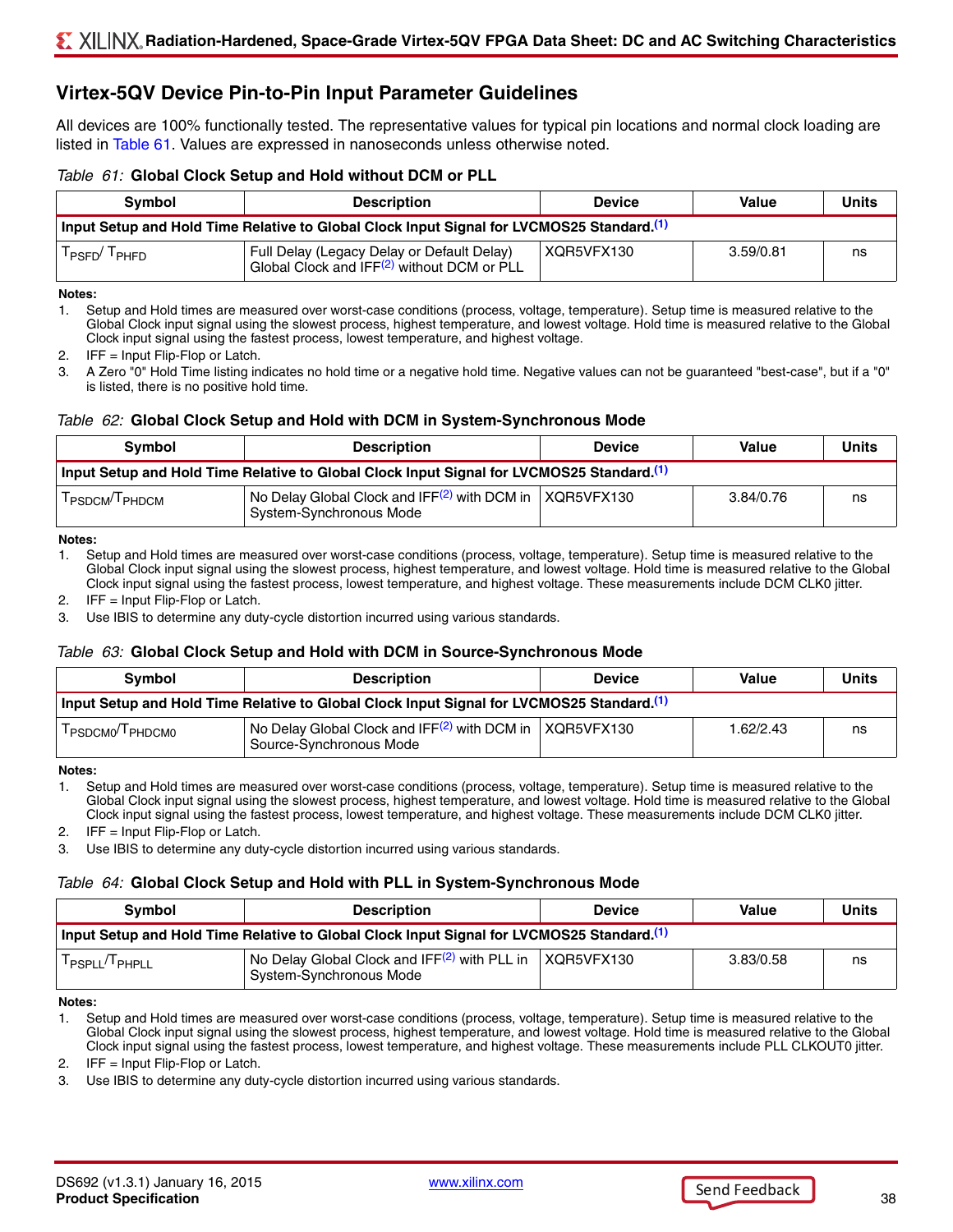## Virtex-5QV Device Pin-to-Pin Input Parameter Guidelines

All devices are 100% functionally tested. The representative values for typical pin locations and normal clock loading are listed in Table 61. Values are expressed in nanoseconds unless otherwise noted.

*Table 61:* **Global Clock Setup and Hold without DCM or PLL**

| Symbol | Description | Device | Value | Units |
|---|---|---|---|---|
| **Input Setup and Hold Time Relative to Global Clock Input Signal for LVCMOS25 Standard.[1]** | | | | |
| $T_{PSFD}$/ $T_{PHFD}$ | Full Delay (Legacy Delay or Default Delay) Global Clock and IFF[2] without DCM or PLL | XQR5VFX130 | 3.59/0.81 | ns |

**Notes:**

1. Setup and Hold times are measured over worst-case conditions (process, voltage, temperature). Setup time is measured relative to the Global Clock input signal using the slowest process, highest temperature, and lowest voltage. Hold time is measured relative to the Global Clock input signal using the fastest process, lowest temperature, and highest voltage.
2. IFF = Input Flip-Flop or Latch.
3. A Zero "0" Hold Time listing indicates no hold time or a negative hold time. Negative values can not be guaranteed "best-case", but if a "0" is listed, there is no positive hold time.

*Table 62:* **Global Clock Setup and Hold with DCM in System-Synchronous Mode**

| Symbol | Description | Device | Value | Units |
|---|---|---|---|---|
| **Input Setup and Hold Time Relative to Global Clock Input Signal for LVCMOS25 Standard.[1]** | | | | |
| $T_{PSDCM}$/$T_{PHDCM}$ | No Delay Global Clock and IFF[2] with DCM in System-Synchronous Mode | XQR5VFX130 | 3.84/0.76 | ns |

**Notes:**

1. Setup and Hold times are measured over worst-case conditions (process, voltage, temperature). Setup time is measured relative to the Global Clock input signal using the slowest process, highest temperature, and lowest voltage. Hold time is measured relative to the Global Clock input signal using the fastest process, lowest temperature, and highest voltage. These measurements include DCM CLK0 jitter.
2. IFF = Input Flip-Flop or Latch.
3. Use IBIS to determine any duty-cycle distortion incurred using various standards.

*Table 63:* **Global Clock Setup and Hold with DCM in Source-Synchronous Mode**

| Symbol | Description | Device | Value | Units |
|---|---|---|---|---|
| **Input Setup and Hold Time Relative to Global Clock Input Signal for LVCMOS25 Standard.[1]** | | | | |
| $T_{PSDCM0}$/$T_{PHDCM0}$ | No Delay Global Clock and IFF[2] with DCM in Source-Synchronous Mode | XQR5VFX130 | 1.62/2.43 | ns |

**Notes:**

1. Setup and Hold times are measured over worst-case conditions (process, voltage, temperature). Setup time is measured relative to the Global Clock input signal using the slowest process, highest temperature, and lowest voltage. Hold time is measured relative to the Global Clock input signal using the fastest process, lowest temperature, and highest voltage. These measurements include DCM CLK0 jitter.
2. IFF = Input Flip-Flop or Latch.
3. Use IBIS to determine any duty-cycle distortion incurred using various standards.

*Table 64:* **Global Clock Setup and Hold with PLL in System-Synchronous Mode**

| Symbol | Description | Device | Value | Units |
|---|---|---|---|---|
| **Input Setup and Hold Time Relative to Global Clock Input Signal for LVCMOS25 Standard.[1]** | | | | |
| $T_{PSPLL}$/$T_{PHPLL}$ | No Delay Global Clock and IFF[2] with PLL in System-Synchronous Mode | XQR5VFX130 | 3.83/0.58 | ns |

**Notes:**

1. Setup and Hold times are measured over worst-case conditions (process, voltage, temperature). Setup time is measured relative to the Global Clock input signal using the slowest process, highest temperature, and lowest voltage. Hold time is measured relative to the Global Clock input signal using the fastest process, lowest temperature, and highest voltage. These measurements include PLL CLKOUT0 jitter.
2. IFF = Input Flip-Flop or Latch.
3. Use IBIS to determine any duty-cycle distortion incurred using various standards.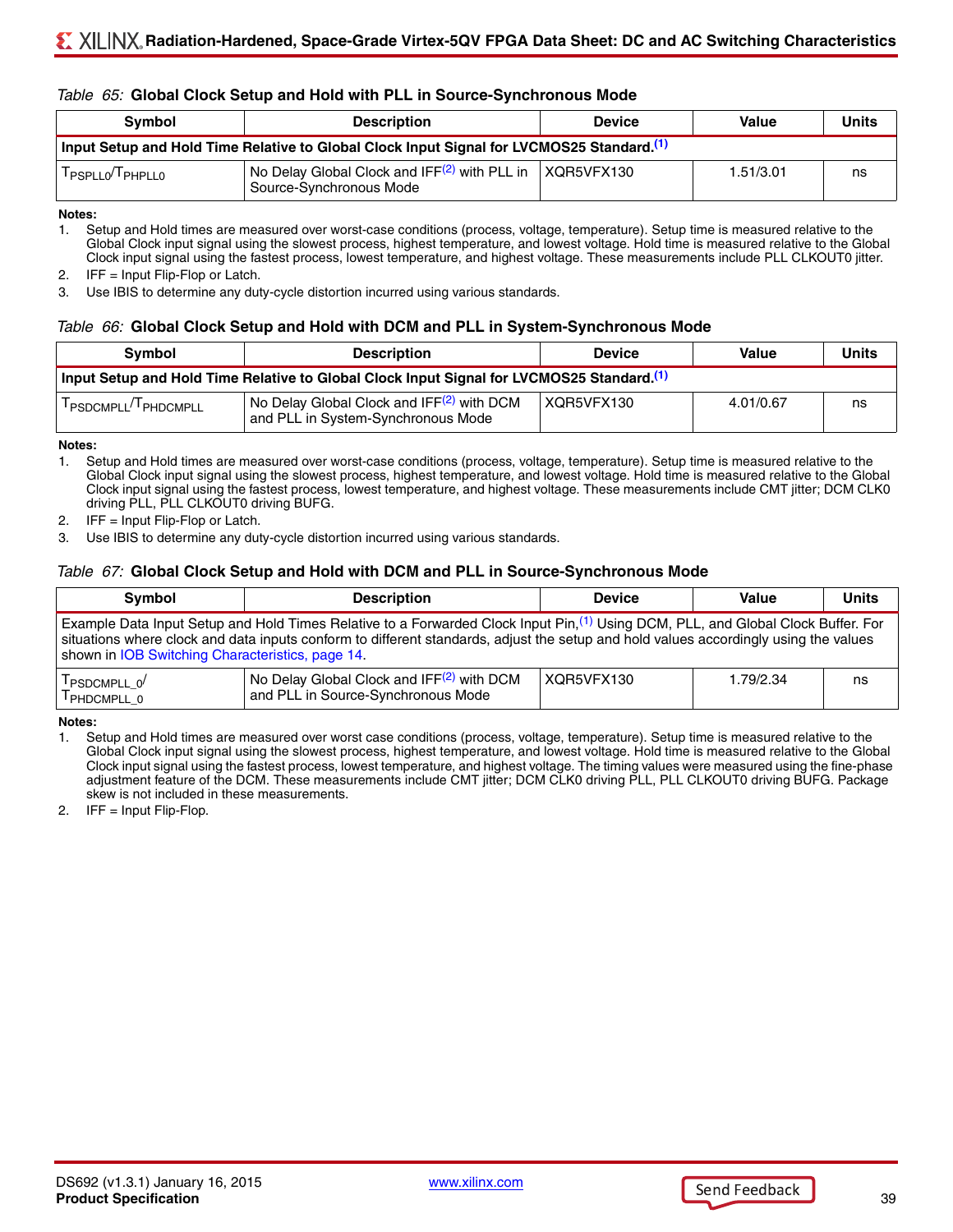*Table 65:* **Global Clock Setup and Hold with PLL in Source-Synchronous Mode**

| Symbol | Description | Device | Value | Units |
|---|---|---|---|---|
| **Input Setup and Hold Time Relative to Global Clock Input Signal for LVCMOS25 Standard.[1]** | | | | |
| $T_{PSPLL0}/T_{PHPLL0}$ | No Delay Global Clock and IFF[2] with PLL in Source-Synchronous Mode | XQR5VFX130 | 1.51/3.01 | ns |

**Notes:**

1. Setup and Hold times are measured over worst-case conditions (process, voltage, temperature). Setup time is measured relative to the Global Clock input signal using the slowest process, highest temperature, and lowest voltage. Hold time is measured relative to the Global Clock input signal using the fastest process, lowest temperature, and highest voltage. These measurements include PLL CLKOUT0 jitter.
2. IFF = Input Flip-Flop or Latch.
3. Use IBIS to determine any duty-cycle distortion incurred using various standards.

*Table 66:* **Global Clock Setup and Hold with DCM and PLL in System-Synchronous Mode**

| Symbol | Description | Device | Value | Units |
|---|---|---|---|---|
| **Input Setup and Hold Time Relative to Global Clock Input Signal for LVCMOS25 Standard.[1]** | | | | |
| $T_{PSDCMPLL}/T_{PHDCMPLL}$ | No Delay Global Clock and IFF[2] with DCM and PLL in System-Synchronous Mode | XQR5VFX130 | 4.01/0.67 | ns |

**Notes:**

1. Setup and Hold times are measured over worst-case conditions (process, voltage, temperature). Setup time is measured relative to the Global Clock input signal using the slowest process, highest temperature, and lowest voltage. Hold time is measured relative to the Global Clock input signal using the fastest process, lowest temperature, and highest voltage. These measurements include CMT jitter; DCM CLK0 driving PLL, PLL CLKOUT0 driving BUFG.
2. IFF = Input Flip-Flop or Latch.
3. Use IBIS to determine any duty-cycle distortion incurred using various standards.

*Table 67:* **Global Clock Setup and Hold with DCM and PLL in Source-Synchronous Mode**

| Symbol | Description | Device | Value | Units |
|---|---|---|---|---|
| Example Data Input Setup and Hold Times Relative to a Forwarded Clock Input Pin,[1] Using DCM, PLL, and Global Clock Buffer. For situations where clock and data inputs conform to different standards, adjust the setup and hold values accordingly using the values shown in IOB Switching Characteristics, page 14. | | | | |
| $T_{PSDCMPLL\_0}/T_{PHDCMPLL\_0}$ | No Delay Global Clock and IFF[2] with DCM and PLL in Source-Synchronous Mode | XQR5VFX130 | 1.79/2.34 | ns |

**Notes:**

1. Setup and Hold times are measured over worst case conditions (process, voltage, temperature). Setup time is measured relative to the Global Clock input signal using the slowest process, highest temperature, and lowest voltage. Hold time is measured relative to the Global Clock input signal using the fastest process, lowest temperature, and highest voltage. The timing values were measured using the fine-phase adjustment feature of the DCM. These measurements include CMT jitter; DCM CLK0 driving PLL, PLL CLKOUT0 driving BUFG. Package skew is not included in these measurements.
2. IFF = Input Flip-Flop.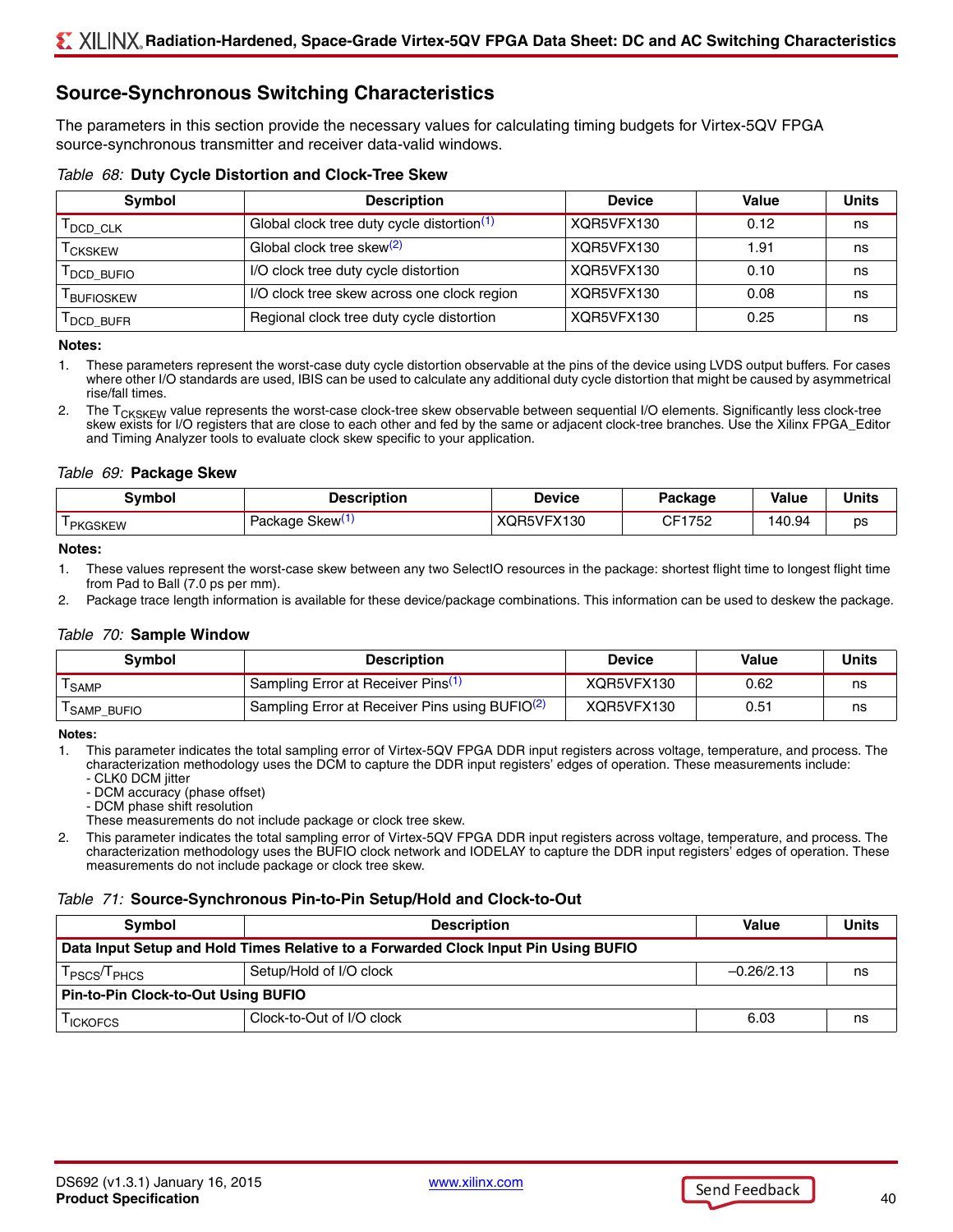## Source-Synchronous Switching Characteristics

The parameters in this section provide the necessary values for calculating timing budgets for Virtex-5QV FPGA source-synchronous transmitter and receiver data-valid windows.

*Table 68:* **Duty Cycle Distortion and Clock-Tree Skew**

| Symbol | Description | Device | Value | Units |
|---|---|---|---|---|
| $T_{DCD\_CLK}$ | Global clock tree duty cycle distortion[1] | XQR5VFX130 | 0.12 | ns |
| $T_{CKSKEW}$ | Global clock tree skew[2] | XQR5VFX130 | 1.91 | ns |
| $T_{DCD\_BUFIO}$ | I/O clock tree duty cycle distortion | XQR5VFX130 | 0.10 | ns |
| $T_{BUFIOSKEW}$ | I/O clock tree skew across one clock region | XQR5VFX130 | 0.08 | ns |
| $T_{DCD\_BUFR}$ | Regional clock tree duty cycle distortion | XQR5VFX130 | 0.25 | ns |

**Notes:**

1. These parameters represent the worst-case duty cycle distortion observable at the pins of the device using LVDS output buffers. For cases where other I/O standards are used, IBIS can be used to calculate any additional duty cycle distortion that might be caused by asymmetrical rise/fall times.
2. The $T_{CKSKEW}$ value represents the worst-case clock-tree skew observable between sequential I/O elements. Significantly less clock-tree skew exists for I/O registers that are close to each other and fed by the same or adjacent clock-tree branches. Use the Xilinx FPGA_Editor and Timing Analyzer tools to evaluate clock skew specific to your application.

*Table 69:* **Package Skew**

| Symbol | Description | Device | Package | Value | Units |
|---|---|---|---|---|---|
| $T_{PKGSKEW}$ | Package Skew[1] | XQR5VFX130 | CF1752 | 140.94 | ps |

**Notes:**

1. These values represent the worst-case skew between any two SelectIO resources in the package: shortest flight time to longest flight time from Pad to Ball (7.0 ps per mm).
2. Package trace length information is available for these device/package combinations. This information can be used to deskew the package.

*Table 70:* **Sample Window**

| Symbol | Description | Device | Value | Units |
|---|---|---|---|---|
| $T_{SAMP}$ | Sampling Error at Receiver Pins[1] | XQR5VFX130 | 0.62 | ns |
| $T_{SAMP\_BUFIO}$ | Sampling Error at Receiver Pins using BUFIO[2] | XQR5VFX130 | 0.51 | ns |

**Notes:**

1. This parameter indicates the total sampling error of Virtex-5QV FPGA DDR input registers across voltage, temperature, and process. The characterization methodology uses the DCM to capture the DDR input registers' edges of operation. These measurements include:
   - CLK0 DCM jitter
   - DCM accuracy (phase offset)
   - DCM phase shift resolution

   These measurements do not include package or clock tree skew.
2. This parameter indicates the total sampling error of Virtex-5QV FPGA DDR input registers across voltage, temperature, and process. The characterization methodology uses the BUFIO clock network and IODELAY to capture the DDR input registers' edges of operation. These measurements do not include package or clock tree skew.

*Table 71:* **Source-Synchronous Pin-to-Pin Setup/Hold and Clock-to-Out**

| Symbol | Description | Value | Units |
|---|---|---|---|
| **Data Input Setup and Hold Times Relative to a Forwarded Clock Input Pin Using BUFIO** | | | |
| $T_{PSCS}/T_{PHCS}$ | Setup/Hold of I/O clock | –0.26/2.13 | ns |
| **Pin-to-Pin Clock-to-Out Using BUFIO** | | | |
| $T_{ICKOFCS}$ | Clock-to-Out of I/O clock | 6.03 | ns |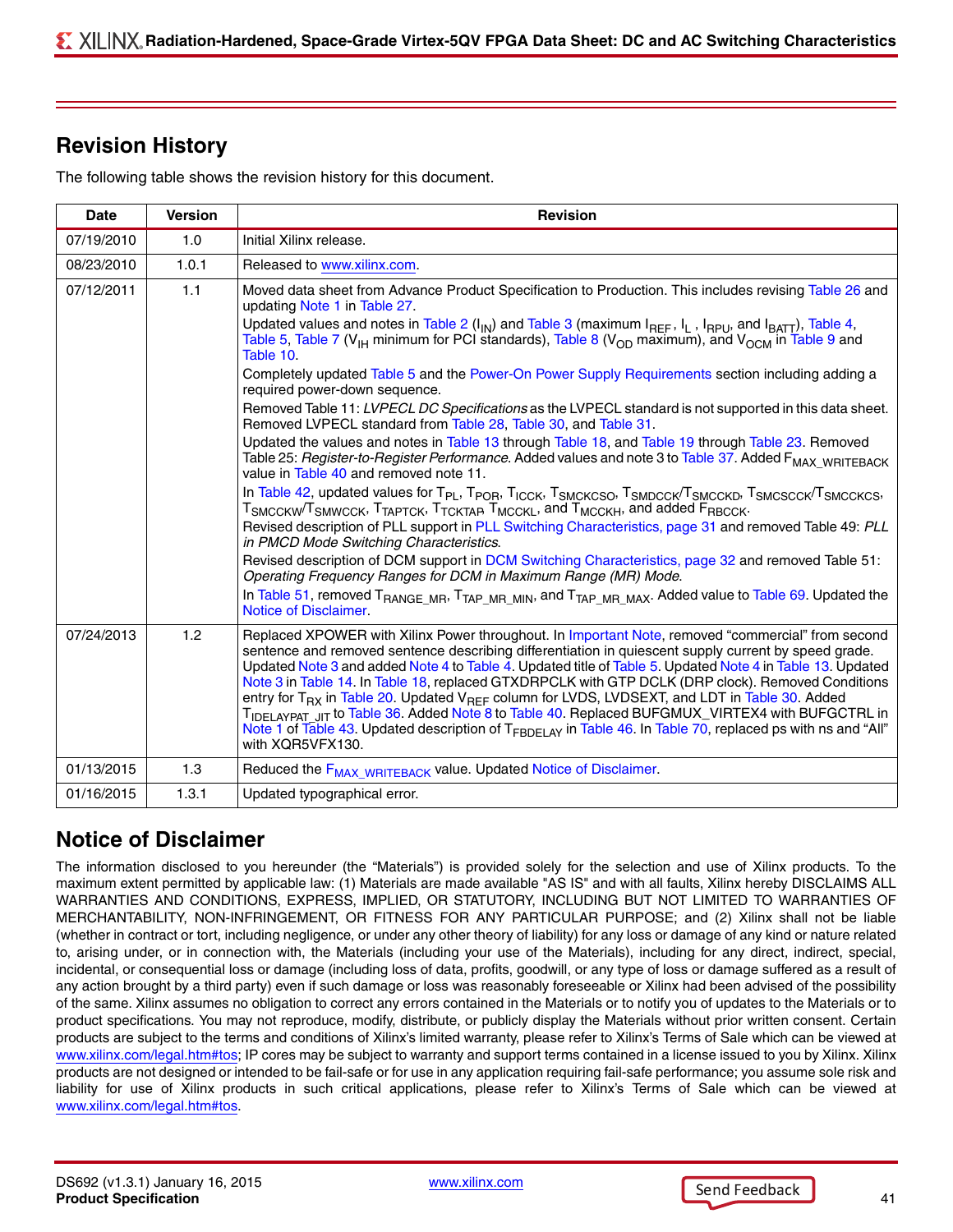## Revision History

The following table shows the revision history for this document.

| Date | Version | Revision |
|---|---|---|
| 07/19/2010 | 1.0 | Initial Xilinx release. |
| 08/23/2010 | 1.0.1 | Released to www.xilinx.com. |
| 07/12/2011 | 1.1 | Moved data sheet from Advance Product Specification to Production. This includes revising Table 26 and updating Note 1 in Table 27.<br>Updated values and notes in Table 2 ($I_{IN}$) and Table 3 (maximum $I_{REF}$, $I_L$, $I_{RPU}$, and $I_{BATT}$), Table 4, Table 5, Table 7 ($V_{IH}$ minimum for PCI standards), Table 8 ($V_{OD}$ maximum), and $V_{OCM}$ in Table 9 and Table 10.<br>Completely updated Table 5 and the Power-On Power Supply Requirements section including adding a required power-down sequence.<br>Removed Table 11: *LVPECL DC Specifications* as the LVPECL standard is not supported in this data sheet. Removed LVPECL standard from Table 28, Table 30, and Table 31.<br>Updated the values and notes in Table 13 through Table 18, and Table 19 through Table 23. Removed Table 25: *Register-to-Register Performance*. Added values and note 3 to Table 37. Added $F_{MAX\_WRITEBACK}$ value in Table 40 and removed note 11.<br>In Table 42, updated values for $T_{PL}$, $T_{POR}$, $T_{ICCK}$, $T_{SMCKCSO}$, $T_{SMDCCK}$/$T_{SMCCKD}$, $T_{SMCSCCK}$/$T_{SMCCKCS}$, $T_{SMCCKW}$/$T_{SMWCCK}$, $T_{TAPTCK}$, $T_{TCKTAP}$, $T_{MCCKL}$, and $T_{MCCKH}$, and added $F_{RBCCK}$.<br>Revised description of PLL support in PLL Switching Characteristics, page 31 and removed Table 49: *PLL in PMCD Mode Switching Characteristics*.<br>Revised description of DCM support in DCM Switching Characteristics, page 32 and removed Table 51: *Operating Frequency Ranges for DCM in Maximum Range (MR) Mode*.<br>In Table 51, removed $T_{RANGE\_MR}$, $T_{TAP\_MR\_MIN}$, and $T_{TAP\_MR\_MAX}$. Added value to Table 69. Updated the Notice of Disclaimer. |
| 07/24/2013 | 1.2 | Replaced XPOWER with Xilinx Power throughout. In Important Note, removed "commercial" from second sentence and removed sentence describing differentiation in quiescent supply current by speed grade. Updated Note 3 and added Note 4 to Table 4. Updated title of Table 5. Updated Note 4 in Table 13. Updated Note 3 in Table 14. In Table 18, replaced GTXDRPCLK with GTP DCLK (DRP clock). Removed Conditions entry for $T_{RX}$ in Table 20. Updated $V_{REF}$ column for LVDS, LVDSEXT, and LDT in Table 30. Added $T_{IDELAYPAT\_JIT}$ to Table 36. Added Note 8 to Table 40. Replaced BUFGMUX_VIRTEX4 with BUFGCTRL in Note 1 of Table 43. Updated description of $T_{FBDELAY}$ in Table 46. In Table 70, replaced ps with ns and "All" with XQR5VFX130. |
| 01/13/2015 | 1.3 | Reduced the $F_{MAX\_WRITEBACK}$ value. Updated Notice of Disclaimer. |
| 01/16/2015 | 1.3.1 | Updated typographical error. |

## Notice of Disclaimer

The information disclosed to you hereunder (the "Materials") is provided solely for the selection and use of Xilinx products. To the maximum extent permitted by applicable law: (1) Materials are made available "AS IS" and with all faults, Xilinx hereby DISCLAIMS ALL WARRANTIES AND CONDITIONS, EXPRESS, IMPLIED, OR STATUTORY, INCLUDING BUT NOT LIMITED TO WARRANTIES OF MERCHANTABILITY, NON-INFRINGEMENT, OR FITNESS FOR ANY PARTICULAR PURPOSE; and (2) Xilinx shall not be liable (whether in contract or tort, including negligence, or under any other theory of liability) for any loss or damage of any kind or nature related to, arising under, or in connection with, the Materials (including your use of the Materials), including for any direct, indirect, special, incidental, or consequential loss or damage (including loss of data, profits, goodwill, or any type of loss or damage suffered as a result of any action brought by a third party) even if such damage or loss was reasonably foreseeable or Xilinx had been advised of the possibility of the same. Xilinx assumes no obligation to correct any errors contained in the Materials or to notify you of updates to the Materials or to product specifications. You may not reproduce, modify, distribute, or publicly display the Materials without prior written consent. Certain products are subject to the terms and conditions of Xilinx's limited warranty, please refer to Xilinx's Terms of Sale which can be viewed at www.xilinx.com/legal.htm#tos; IP cores may be subject to warranty and support terms contained in a license issued to you by Xilinx. Xilinx products are not designed or intended to be fail-safe or for use in any application requiring fail-safe performance; you assume sole risk and liability for use of Xilinx products in such critical applications, please refer to Xilinx's Terms of Sale which can be viewed at www.xilinx.com/legal.htm#tos.